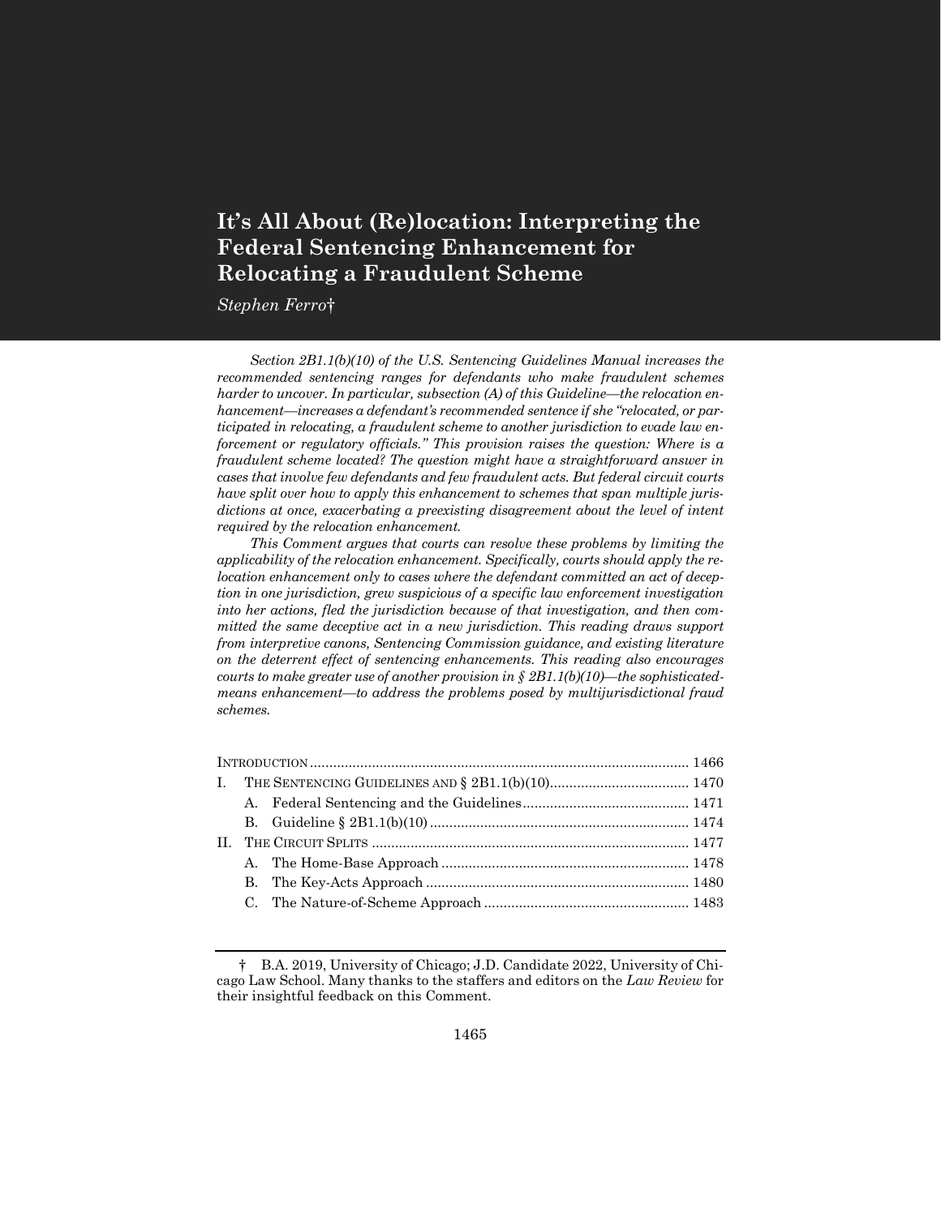# It's All About (Re)location: Interpreting the Federal Sentencing Enhancement for Relocating a Fraudulent Scheme

*Stephen Ferro*†

*Section 2B1.1(b)(10) of the U.S. Sentencing Guidelines Manual increases the recommended sentencing ranges for defendants who make fraudulent schemes harder to uncover. In particular, subsection (A) of this Guideline—the relocation enhancement—increases a defendant's recommended sentence if she "relocated, or participated in relocating, a fraudulent scheme to another jurisdiction to evade law enforcement or regulatory officials." This provision raises the question: Where is a fraudulent scheme located? The question might have a straightforward answer in cases that involve few defendants and few fraudulent acts. But federal circuit courts have split over how to apply this enhancement to schemes that span multiple jurisdictions at once, exacerbating a preexisting disagreement about the level of intent required by the relocation enhancement.*

*This Comment argues that courts can resolve these problems by limiting the applicability of the relocation enhancement. Specifically, courts should apply the relocation enhancement only to cases where the defendant committed an act of deception in one jurisdiction, grew suspicious of a specific law enforcement investigation into her actions, fled the jurisdiction because of that investigation, and then committed the same deceptive act in a new jurisdiction. This reading draws support from interpretive canons, Sentencing Commission guidance, and existing literature on the deterrent effect of sentencing enhancements. This reading also encourages courts to make greater use of another provision in § 2B1.1(b)(10)—the sophisticated-means enhancement—to address the problems posed by multijurisdictional fraud schemes.*

| | |
|---|---|
| INTRODUCTION | 1466 |
| I. THE SENTENCING GUIDELINES AND § 2B1.1(b)(10) | 1470 |
| &nbsp;&nbsp;&nbsp;A. Federal Sentencing and the Guidelines | 1471 |
| &nbsp;&nbsp;&nbsp;B. Guideline § 2B1.1(b)(10) | 1474 |
| II. THE CIRCUIT SPLITS | 1477 |
| &nbsp;&nbsp;&nbsp;A. The Home-Base Approach | 1478 |
| &nbsp;&nbsp;&nbsp;B. The Key-Acts Approach | 1480 |
| &nbsp;&nbsp;&nbsp;C. The Nature-of-Scheme Approach | 1483 |

† B.A. 2019, University of Chicago; J.D. Candidate 2022, University of Chicago Law School. Many thanks to the staffers and editors on the *Law Review* for their insightful feedback on this Comment.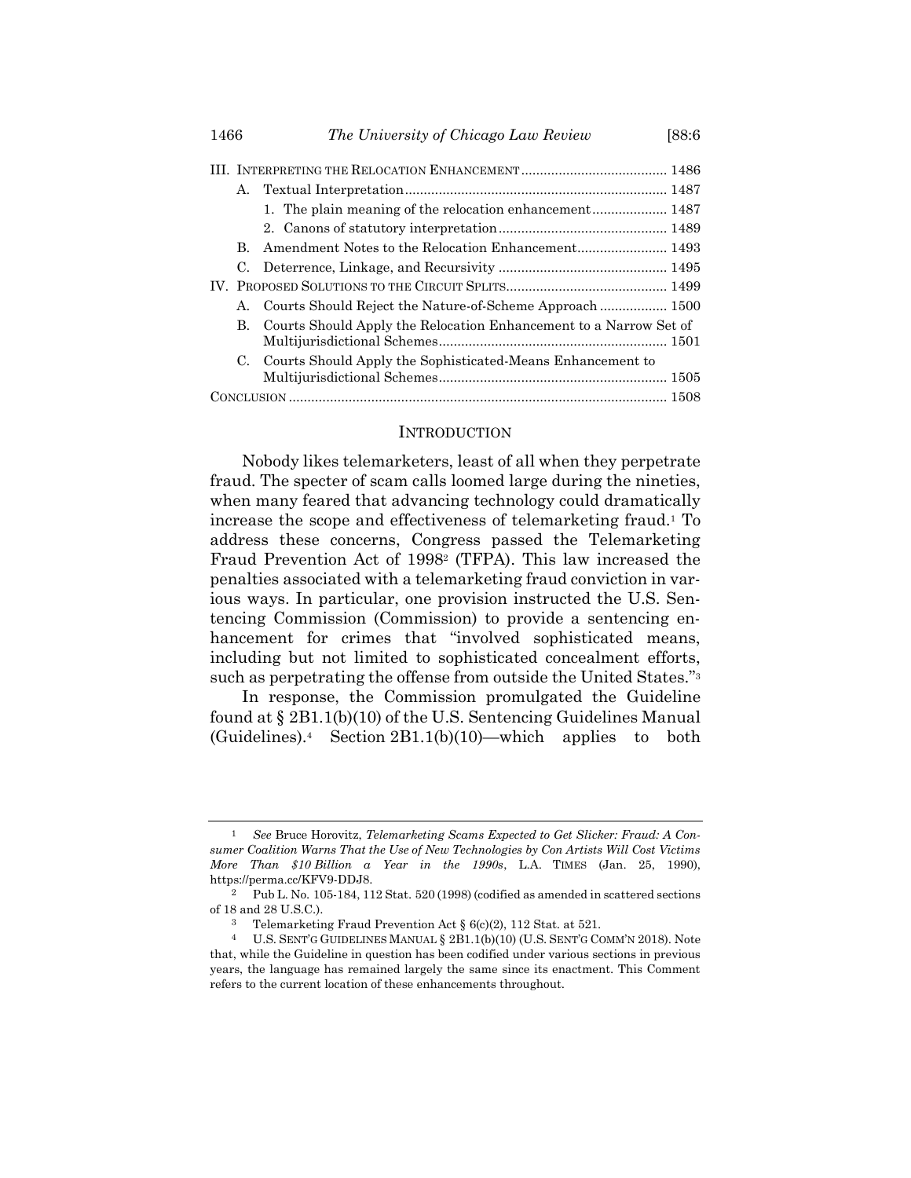III. Interpreting the Relocation Enhancement ....................................... 1486
   A. Textual Interpretation ...................................................................... 1487
      1. The plain meaning of the relocation enhancement .................... 1487
      2. Canons of statutory interpretation ............................................. 1489
   B. Amendment Notes to the Relocation Enhancement ........................ 1493
   C. Deterrence, Linkage, and Recursivity ............................................. 1495
IV. Proposed Solutions to the Circuit Splits ........................................... 1499
   A. Courts Should Reject the Nature-of-Scheme Approach .................. 1500
   B. Courts Should Apply the Relocation Enhancement to a Narrow Set of Multijurisdictional Schemes ............................................................. 1501
   C. Courts Should Apply the Sophisticated-Means Enhancement to Multijurisdictional Schemes ............................................................. 1505
Conclusion ..................................................................................................... 1508

## Introduction

Nobody likes telemarketers, least of all when they perpetrate fraud. The specter of scam calls loomed large during the nineties, when many feared that advancing technology could dramatically increase the scope and effectiveness of telemarketing fraud.[1] To address these concerns, Congress passed the Telemarketing Fraud Prevention Act of 1998[2] (TFPA). This law increased the penalties associated with a telemarketing fraud conviction in various ways. In particular, one provision instructed the U.S. Sentencing Commission (Commission) to provide a sentencing enhancement for crimes that "involved sophisticated means, including but not limited to sophisticated concealment efforts, such as perpetrating the offense from outside the United States."[3]

In response, the Commission promulgated the Guideline found at § 2B1.1(b)(10) of the U.S. Sentencing Guidelines Manual (Guidelines).[4] Section 2B1.1(b)(10)—which applies to both

---

[1] *See* Bruce Horovitz, *Telemarketing Scams Expected to Get Slicker: Fraud: A Consumer Coalition Warns That the Use of New Technologies by Con Artists Will Cost Victims More Than $10 Billion a Year in the 1990s*, L.A. Times (Jan. 25, 1990), https://perma.cc/KFV9-DDJ8.

[2] Pub L. No. 105-184, 112 Stat. 520 (1998) (codified as amended in scattered sections of 18 and 28 U.S.C.).

[3] Telemarketing Fraud Prevention Act § 6(c)(2), 112 Stat. at 521.

[4] U.S. Sent'g Guidelines Manual § 2B1.1(b)(10) (U.S. Sent'g Comm'n 2018). Note that, while the Guideline in question has been codified under various sections in previous years, the language has remained largely the same since its enactment. This Comment refers to the current location of these enhancements throughout.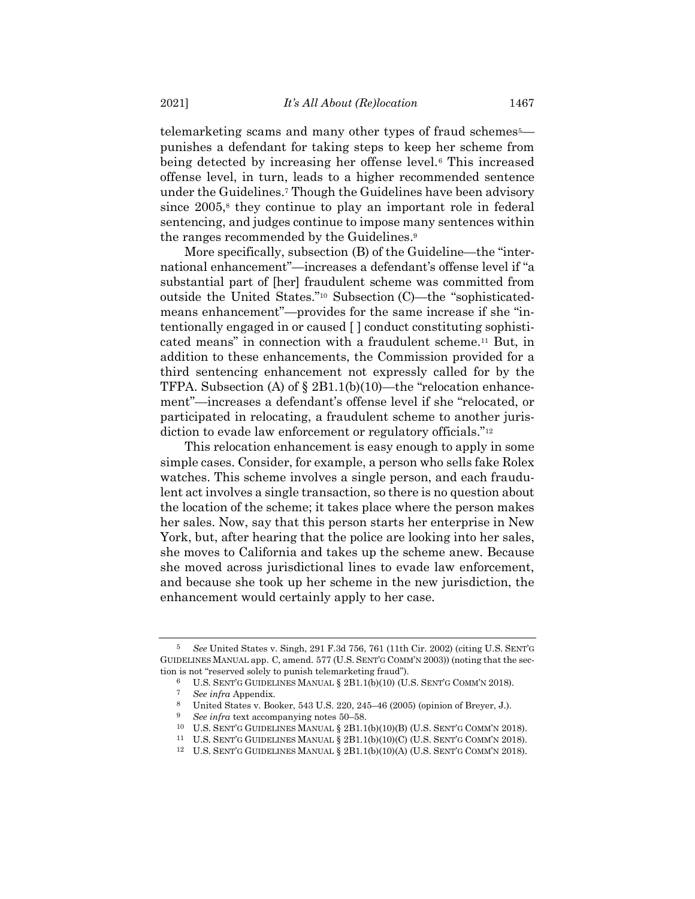telemarketing scams and many other types of fraud schemes[5]—punishes a defendant for taking steps to keep her scheme from being detected by increasing her offense level.[6] This increased offense level, in turn, leads to a higher recommended sentence under the Guidelines.[7] Though the Guidelines have been advisory since 2005,[8] they continue to play an important role in federal sentencing, and judges continue to impose many sentences within the ranges recommended by the Guidelines.[9]

More specifically, subsection (B) of the Guideline—the "international enhancement"—increases a defendant's offense level if "a substantial part of [her] fraudulent scheme was committed from outside the United States."[10] Subsection (C)—the "sophisticated-means enhancement"—provides for the same increase if she "intentionally engaged in or caused [ ] conduct constituting sophisticated means" in connection with a fraudulent scheme.[11] But, in addition to these enhancements, the Commission provided for a third sentencing enhancement not expressly called for by the TFPA. Subsection (A) of § 2B1.1(b)(10)—the "relocation enhancement"—increases a defendant's offense level if she "relocated, or participated in relocating, a fraudulent scheme to another jurisdiction to evade law enforcement or regulatory officials."[12]

This relocation enhancement is easy enough to apply in some simple cases. Consider, for example, a person who sells fake Rolex watches. This scheme involves a single person, and each fraudulent act involves a single transaction, so there is no question about the location of the scheme; it takes place where the person makes her sales. Now, say that this person starts her enterprise in New York, but, after hearing that the police are looking into her sales, she moves to California and takes up the scheme anew. Because she moved across jurisdictional lines to evade law enforcement, and because she took up her scheme in the new jurisdiction, the enhancement would certainly apply to her case.

---

[5] *See* United States v. Singh, 291 F.3d 756, 761 (11th Cir. 2002) (citing U.S. SENT'G GUIDELINES MANUAL app. C, amend. 577 (U.S. SENT'G COMM'N 2003)) (noting that the section is not "reserved solely to punish telemarketing fraud").

[6] U.S. SENT'G GUIDELINES MANUAL § 2B1.1(b)(10) (U.S. SENT'G COMM'N 2018).

[7] *See infra* Appendix.

[8] United States v. Booker, 543 U.S. 220, 245–46 (2005) (opinion of Breyer, J.).

[9] *See infra* text accompanying notes 50–58.

[10] U.S. SENT'G GUIDELINES MANUAL § 2B1.1(b)(10)(B) (U.S. SENT'G COMM'N 2018).

[11] U.S. SENT'G GUIDELINES MANUAL § 2B1.1(b)(10)(C) (U.S. SENT'G COMM'N 2018).

[12] U.S. SENT'G GUIDELINES MANUAL § 2B1.1(b)(10)(A) (U.S. SENT'G COMM'N 2018).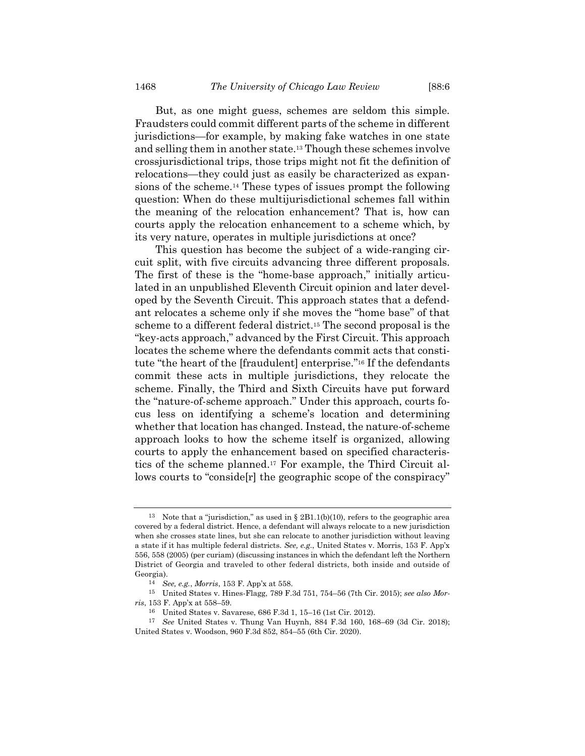But, as one might guess, schemes are seldom this simple. Fraudsters could commit different parts of the scheme in different jurisdictions—for example, by making fake watches in one state and selling them in another state.[13] Though these schemes involve crossjurisdictional trips, those trips might not fit the definition of relocations—they could just as easily be characterized as expansions of the scheme.[14] These types of issues prompt the following question: When do these multijurisdictional schemes fall within the meaning of the relocation enhancement? That is, how can courts apply the relocation enhancement to a scheme which, by its very nature, operates in multiple jurisdictions at once?

This question has become the subject of a wide-ranging circuit split, with five circuits advancing three different proposals. The first of these is the "home-base approach," initially articulated in an unpublished Eleventh Circuit opinion and later developed by the Seventh Circuit. This approach states that a defendant relocates a scheme only if she moves the "home base" of that scheme to a different federal district.[15] The second proposal is the "key-acts approach," advanced by the First Circuit. This approach locates the scheme where the defendants commit acts that constitute "the heart of the [fraudulent] enterprise."[16] If the defendants commit these acts in multiple jurisdictions, they relocate the scheme. Finally, the Third and Sixth Circuits have put forward the "nature-of-scheme approach." Under this approach, courts focus less on identifying a scheme's location and determining whether that location has changed. Instead, the nature-of-scheme approach looks to how the scheme itself is organized, allowing courts to apply the enhancement based on specified characteristics of the scheme planned.[17] For example, the Third Circuit allows courts to "conside[r] the geographic scope of the conspiracy"

---

[13] Note that a "jurisdiction," as used in § 2B1.1(b)(10), refers to the geographic area covered by a federal district. Hence, a defendant will always relocate to a new jurisdiction when she crosses state lines, but she can relocate to another jurisdiction without leaving a state if it has multiple federal districts. *See, e.g.*, United States v. Morris, 153 F. App'x 556, 558 (2005) (per curiam) (discussing instances in which the defendant left the Northern District of Georgia and traveled to other federal districts, both inside and outside of Georgia).

[14] *See, e.g.*, *Morris*, 153 F. App'x at 558.

[15] United States v. Hines-Flagg, 789 F.3d 751, 754–56 (7th Cir. 2015); *see also Morris*, 153 F. App'x at 558–59.

[16] United States v. Savarese, 686 F.3d 1, 15–16 (1st Cir. 2012).

[17] *See* United States v. Thung Van Huynh, 884 F.3d 160, 168–69 (3d Cir. 2018); United States v. Woodson, 960 F.3d 852, 854–55 (6th Cir. 2020).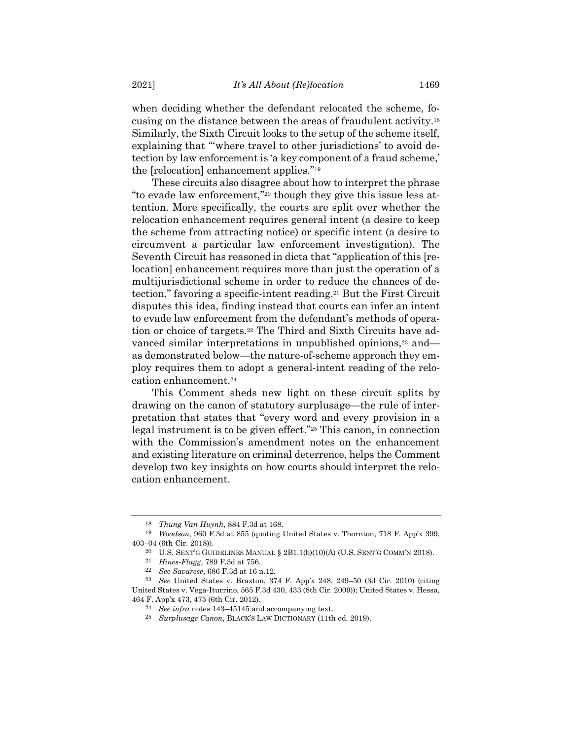when deciding whether the defendant relocated the scheme, focusing on the distance between the areas of fraudulent activity.[18] Similarly, the Sixth Circuit looks to the setup of the scheme itself, explaining that "'where travel to other jurisdictions' to avoid detection by law enforcement is 'a key component of a fraud scheme,' the [relocation] enhancement applies."[19]

These circuits also disagree about how to interpret the phrase "to evade law enforcement,"[20] though they give this issue less attention. More specifically, the courts are split over whether the relocation enhancement requires general intent (a desire to keep the scheme from attracting notice) or specific intent (a desire to circumvent a particular law enforcement investigation). The Seventh Circuit has reasoned in dicta that "application of this [relocation] enhancement requires more than just the operation of a multijurisdictional scheme in order to reduce the chances of detection," favoring a specific-intent reading.[21] But the First Circuit disputes this idea, finding instead that courts can infer an intent to evade law enforcement from the defendant's methods of operation or choice of targets.[22] The Third and Sixth Circuits have advanced similar interpretations in unpublished opinions,[23] and—as demonstrated below—the nature-of-scheme approach they employ requires them to adopt a general-intent reading of the relocation enhancement.[24]

This Comment sheds new light on these circuit splits by drawing on the canon of statutory surplusage—the rule of interpretation that states that "every word and every provision in a legal instrument is to be given effect."[25] This canon, in connection with the Commission's amendment notes on the enhancement and existing literature on criminal deterrence, helps the Comment develop two key insights on how courts should interpret the relocation enhancement.

---

[18] *Thung Van Huynh*, 884 F.3d at 168.

[19] *Woodson*, 960 F.3d at 855 (quoting United States v. Thornton, 718 F. App'x 399, 403–04 (6th Cir. 2018)).

[20] U.S. SENT'G GUIDELINES MANUAL § 2B1.1(b)(10)(A) (U.S. SENT'G COMM'N 2018).

[21] *Hines-Flagg*, 789 F.3d at 756.

[22] *See Savarese*, 686 F.3d at 16 n.12.

[23] *See* United States v. Braxton, 374 F. App'x 248, 249–50 (3d Cir. 2010) (citing United States v. Vega-Iturrino, 565 F.3d 430, 433 (8th Cir. 2009)); United States v. Hessa, 464 F. App'x 473, 475 (6th Cir. 2012).

[24] *See infra* notes 143–45145 and accompanying text.

[25] *Surplusage Canon*, BLACK'S LAW DICTIONARY (11th ed. 2019).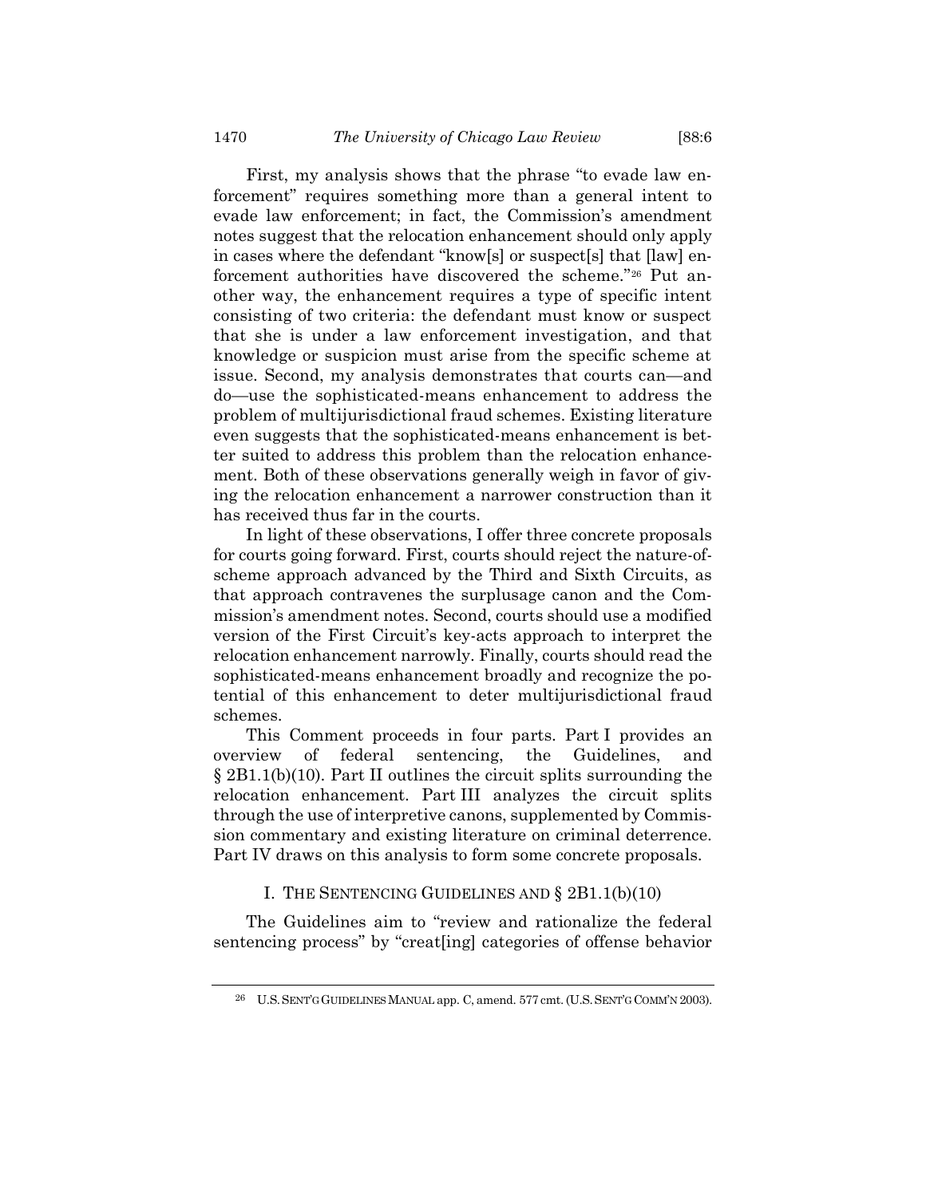First, my analysis shows that the phrase "to evade law enforcement" requires something more than a general intent to evade law enforcement; in fact, the Commission's amendment notes suggest that the relocation enhancement should only apply in cases where the defendant "know[s] or suspect[s] that [law] enforcement authorities have discovered the scheme."[26] Put another way, the enhancement requires a type of specific intent consisting of two criteria: the defendant must know or suspect that she is under a law enforcement investigation, and that knowledge or suspicion must arise from the specific scheme at issue. Second, my analysis demonstrates that courts can—and do—use the sophisticated-means enhancement to address the problem of multijurisdictional fraud schemes. Existing literature even suggests that the sophisticated-means enhancement is better suited to address this problem than the relocation enhancement. Both of these observations generally weigh in favor of giving the relocation enhancement a narrower construction than it has received thus far in the courts.

In light of these observations, I offer three concrete proposals for courts going forward. First, courts should reject the nature-of-scheme approach advanced by the Third and Sixth Circuits, as that approach contravenes the surplusage canon and the Commission's amendment notes. Second, courts should use a modified version of the First Circuit's key-acts approach to interpret the relocation enhancement narrowly. Finally, courts should read the sophisticated-means enhancement broadly and recognize the potential of this enhancement to deter multijurisdictional fraud schemes.

This Comment proceeds in four parts. Part I provides an overview of federal sentencing, the Guidelines, and § 2B1.1(b)(10). Part II outlines the circuit splits surrounding the relocation enhancement. Part III analyzes the circuit splits through the use of interpretive canons, supplemented by Commission commentary and existing literature on criminal deterrence. Part IV draws on this analysis to form some concrete proposals.

## I. The Sentencing Guidelines and § 2B1.1(b)(10)

The Guidelines aim to "review and rationalize the federal sentencing process" by "creat[ing] categories of offense behavior

[26] U.S. SENT'G GUIDELINES MANUAL app. C, amend. 577 cmt. (U.S. SENT'G COMM'N 2003).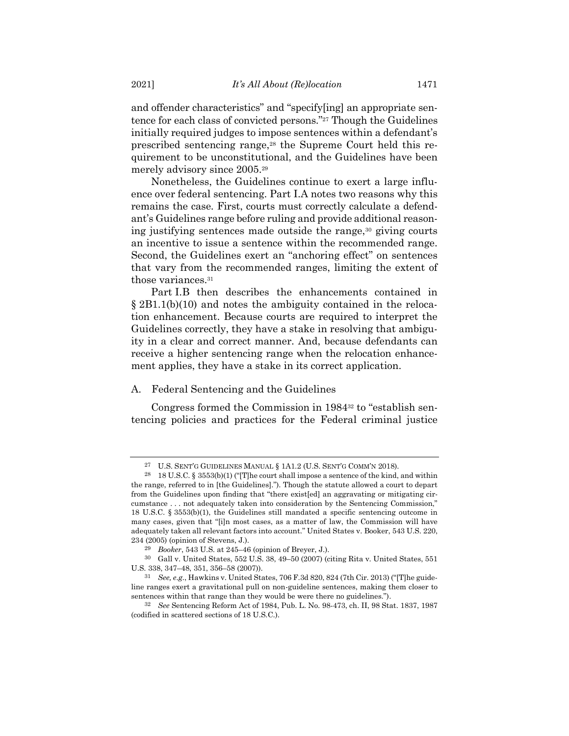and offender characteristics" and "specify[ing] an appropriate sentence for each class of convicted persons."[27] Though the Guidelines initially required judges to impose sentences within a defendant's prescribed sentencing range,[28] the Supreme Court held this requirement to be unconstitutional, and the Guidelines have been merely advisory since 2005.[29]

Nonetheless, the Guidelines continue to exert a large influence over federal sentencing. Part I.A notes two reasons why this remains the case. First, courts must correctly calculate a defendant's Guidelines range before ruling and provide additional reasoning justifying sentences made outside the range,[30] giving courts an incentive to issue a sentence within the recommended range. Second, the Guidelines exert an "anchoring effect" on sentences that vary from the recommended ranges, limiting the extent of those variances.[31]

Part I.B then describes the enhancements contained in § 2B1.1(b)(10) and notes the ambiguity contained in the relocation enhancement. Because courts are required to interpret the Guidelines correctly, they have a stake in resolving that ambiguity in a clear and correct manner. And, because defendants can receive a higher sentencing range when the relocation enhancement applies, they have a stake in its correct application.

## A. Federal Sentencing and the Guidelines

Congress formed the Commission in 1984[32] to "establish sentencing policies and practices for the Federal criminal justice

---

[27] U.S. SENT'G GUIDELINES MANUAL § 1A1.2 (U.S. SENT'G COMM'N 2018).

[28] 18 U.S.C. § 3553(b)(1) ("[T]he court shall impose a sentence of the kind, and within the range, referred to in [the Guidelines]."). Though the statute allowed a court to depart from the Guidelines upon finding that "there exist[ed] an aggravating or mitigating circumstance . . . not adequately taken into consideration by the Sentencing Commission," 18 U.S.C. § 3553(b)(1), the Guidelines still mandated a specific sentencing outcome in many cases, given that "[i]n most cases, as a matter of law, the Commission will have adequately taken all relevant factors into account." United States v. Booker, 543 U.S. 220, 234 (2005) (opinion of Stevens, J.).

[29] *Booker*, 543 U.S. at 245–46 (opinion of Breyer, J.).

[30] Gall v. United States, 552 U.S. 38, 49–50 (2007) (citing Rita v. United States, 551 U.S. 338, 347–48, 351, 356–58 (2007)).

[31] *See, e.g.*, Hawkins v. United States, 706 F.3d 820, 824 (7th Cir. 2013) ("[T]he guideline ranges exert a gravitational pull on non-guideline sentences, making them closer to sentences within that range than they would be were there no guidelines.").

[32] *See* Sentencing Reform Act of 1984, Pub. L. No. 98-473, ch. II, 98 Stat. 1837, 1987 (codified in scattered sections of 18 U.S.C.).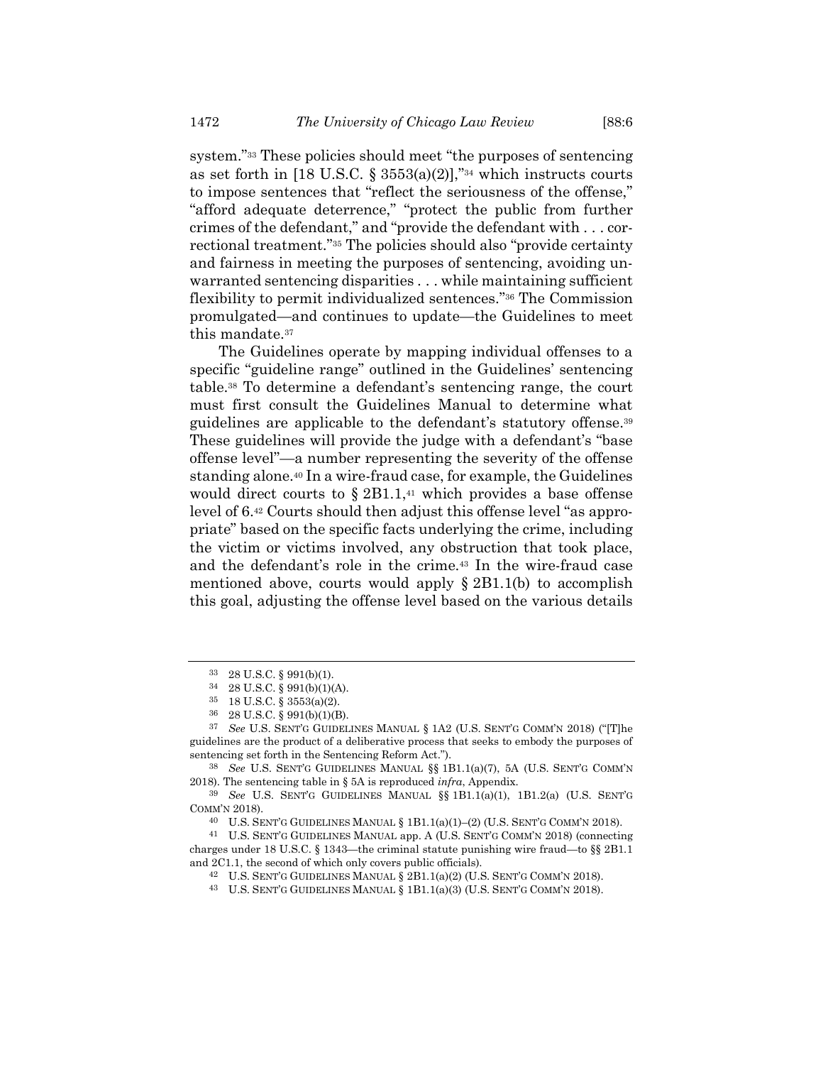system."[33] These policies should meet "the purposes of sentencing as set forth in [18 U.S.C. § 3553(a)(2)],"[34] which instructs courts to impose sentences that "reflect the seriousness of the offense," "afford adequate deterrence," "protect the public from further crimes of the defendant," and "provide the defendant with . . . correctional treatment."[35] The policies should also "provide certainty and fairness in meeting the purposes of sentencing, avoiding unwarranted sentencing disparities . . . while maintaining sufficient flexibility to permit individualized sentences."[36] The Commission promulgated—and continues to update—the Guidelines to meet this mandate.[37]

The Guidelines operate by mapping individual offenses to a specific "guideline range" outlined in the Guidelines' sentencing table.[38] To determine a defendant's sentencing range, the court must first consult the Guidelines Manual to determine what guidelines are applicable to the defendant's statutory offense.[39] These guidelines will provide the judge with a defendant's "base offense level"—a number representing the severity of the offense standing alone.[40] In a wire-fraud case, for example, the Guidelines would direct courts to § 2B1.1,[41] which provides a base offense level of 6.[42] Courts should then adjust this offense level "as appropriate" based on the specific facts underlying the crime, including the victim or victims involved, any obstruction that took place, and the defendant's role in the crime.[43] In the wire-fraud case mentioned above, courts would apply § 2B1.1(b) to accomplish this goal, adjusting the offense level based on the various details

---

[33] 28 U.S.C. § 991(b)(1).

[34] 28 U.S.C. § 991(b)(1)(A).

[35] 18 U.S.C. § 3553(a)(2).

[36] 28 U.S.C. § 991(b)(1)(B).

[37] *See* U.S. SENT'G GUIDELINES MANUAL § 1A2 (U.S. SENT'G COMM'N 2018) ("[T]he guidelines are the product of a deliberative process that seeks to embody the purposes of sentencing set forth in the Sentencing Reform Act.").

[38] *See* U.S. SENT'G GUIDELINES MANUAL §§ 1B1.1(a)(7), 5A (U.S. SENT'G COMM'N 2018). The sentencing table in § 5A is reproduced *infra*, Appendix.

[39] *See* U.S. SENT'G GUIDELINES MANUAL §§ 1B1.1(a)(1), 1B1.2(a) (U.S. SENT'G COMM'N 2018).

[40] U.S. SENT'G GUIDELINES MANUAL § 1B1.1(a)(1)–(2) (U.S. SENT'G COMM'N 2018).

[41] U.S. SENT'G GUIDELINES MANUAL app. A (U.S. SENT'G COMM'N 2018) (connecting charges under 18 U.S.C. § 1343—the criminal statute punishing wire fraud—to §§ 2B1.1 and 2C1.1, the second of which only covers public officials).

[42] U.S. SENT'G GUIDELINES MANUAL § 2B1.1(a)(2) (U.S. SENT'G COMM'N 2018).

[43] U.S. SENT'G GUIDELINES MANUAL § 1B1.1(a)(3) (U.S. SENT'G COMM'N 2018).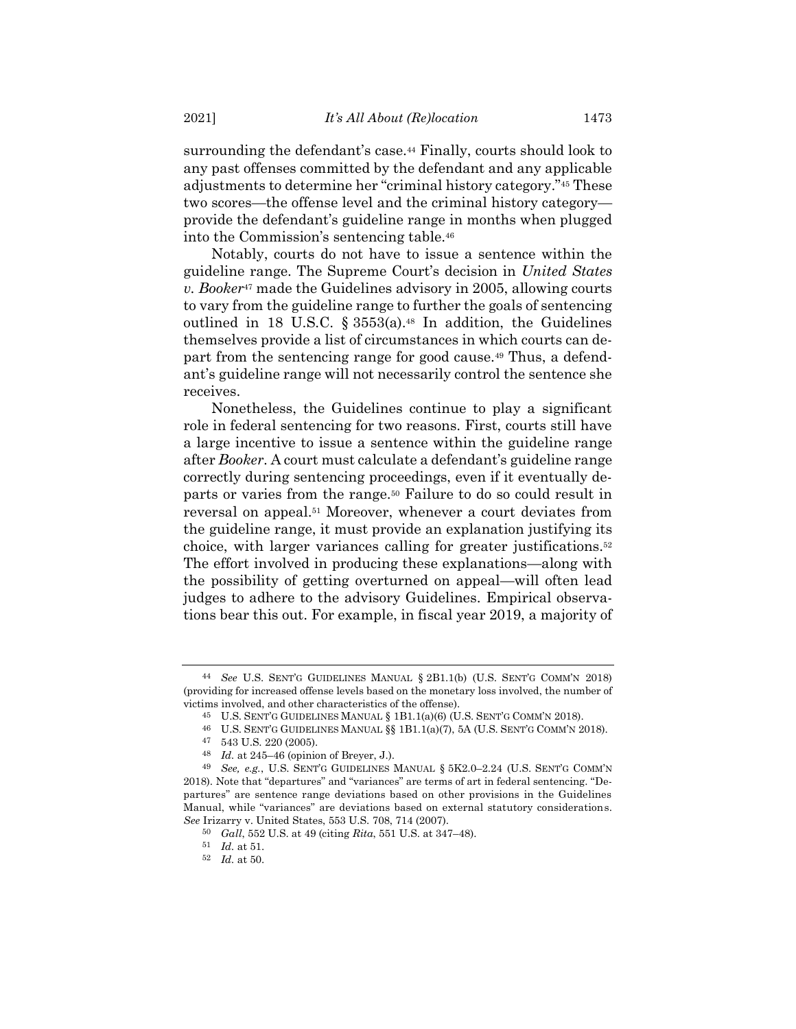surrounding the defendant's case.[44] Finally, courts should look to any past offenses committed by the defendant and any applicable adjustments to determine her "criminal history category."[45] These two scores—the offense level and the criminal history category—provide the defendant's guideline range in months when plugged into the Commission's sentencing table.[46]

Notably, courts do not have to issue a sentence within the guideline range. The Supreme Court's decision in *United States v. Booker*[47] made the Guidelines advisory in 2005, allowing courts to vary from the guideline range to further the goals of sentencing outlined in 18 U.S.C. § 3553(a).[48] In addition, the Guidelines themselves provide a list of circumstances in which courts can depart from the sentencing range for good cause.[49] Thus, a defendant's guideline range will not necessarily control the sentence she receives.

Nonetheless, the Guidelines continue to play a significant role in federal sentencing for two reasons. First, courts still have a large incentive to issue a sentence within the guideline range after *Booker*. A court must calculate a defendant's guideline range correctly during sentencing proceedings, even if it eventually departs or varies from the range.[50] Failure to do so could result in reversal on appeal.[51] Moreover, whenever a court deviates from the guideline range, it must provide an explanation justifying its choice, with larger variances calling for greater justifications.[52] The effort involved in producing these explanations—along with the possibility of getting overturned on appeal—will often lead judges to adhere to the advisory Guidelines. Empirical observations bear this out. For example, in fiscal year 2019, a majority of

---

[44] *See* U.S. SENT'G GUIDELINES MANUAL § 2B1.1(b) (U.S. SENT'G COMM'N 2018) (providing for increased offense levels based on the monetary loss involved, the number of victims involved, and other characteristics of the offense).

[45] U.S. SENT'G GUIDELINES MANUAL § 1B1.1(a)(6) (U.S. SENT'G COMM'N 2018).

[46] U.S. SENT'G GUIDELINES MANUAL §§ 1B1.1(a)(7), 5A (U.S. SENT'G COMM'N 2018).

[47] 543 U.S. 220 (2005).

[48] *Id.* at 245–46 (opinion of Breyer, J.).

[49] *See, e.g.*, U.S. SENT'G GUIDELINES MANUAL § 5K2.0–2.24 (U.S. SENT'G COMM'N 2018). Note that "departures" and "variances" are terms of art in federal sentencing. "Departures" are sentence range deviations based on other provisions in the Guidelines Manual, while "variances" are deviations based on external statutory considerations. *See* Irizarry v. United States, 553 U.S. 708, 714 (2007).

[50] *Gall*, 552 U.S. at 49 (citing *Rita*, 551 U.S. at 347–48).

[51] *Id.* at 51.

[52] *Id.* at 50.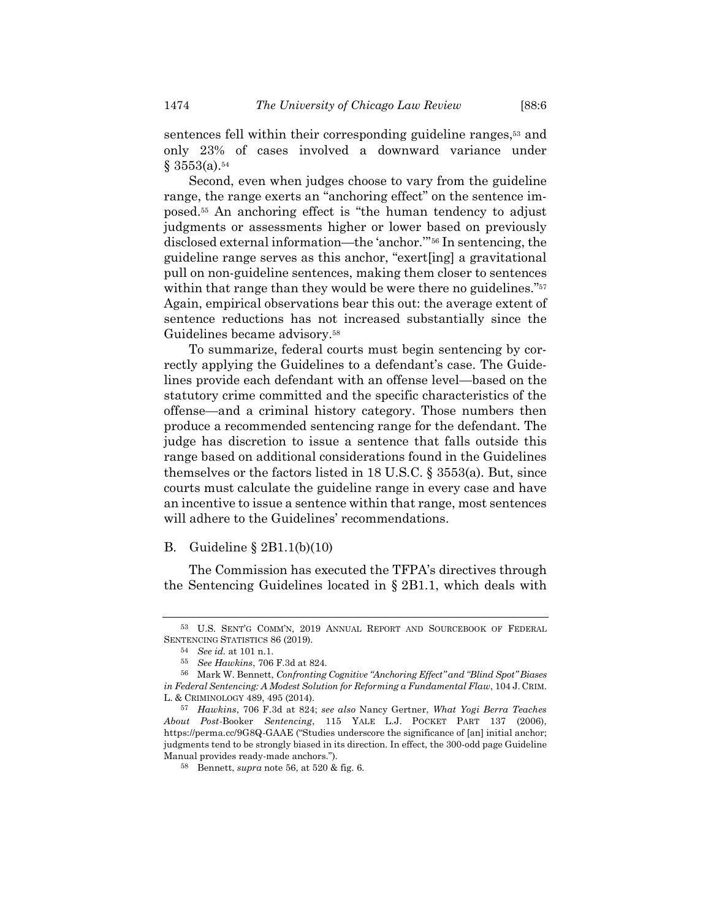sentences fell within their corresponding guideline ranges,[53] and only 23% of cases involved a downward variance under § 3553(a).[54]

Second, even when judges choose to vary from the guideline range, the range exerts an "anchoring effect" on the sentence imposed.[55] An anchoring effect is "the human tendency to adjust judgments or assessments higher or lower based on previously disclosed external information—the 'anchor.'"[56] In sentencing, the guideline range serves as this anchor, "exert[ing] a gravitational pull on non-guideline sentences, making them closer to sentences within that range than they would be were there no guidelines."[57] Again, empirical observations bear this out: the average extent of sentence reductions has not increased substantially since the Guidelines became advisory.[58]

To summarize, federal courts must begin sentencing by correctly applying the Guidelines to a defendant's case. The Guidelines provide each defendant with an offense level—based on the statutory crime committed and the specific characteristics of the offense—and a criminal history category. Those numbers then produce a recommended sentencing range for the defendant. The judge has discretion to issue a sentence that falls outside this range based on additional considerations found in the Guidelines themselves or the factors listed in 18 U.S.C. § 3553(a). But, since courts must calculate the guideline range in every case and have an incentive to issue a sentence within that range, most sentences will adhere to the Guidelines' recommendations.

## B. Guideline § 2B1.1(b)(10)

The Commission has executed the TFPA's directives through the Sentencing Guidelines located in § 2B1.1, which deals with

---

53 U.S. SENT'G COMM'N, 2019 ANNUAL REPORT AND SOURCEBOOK OF FEDERAL SENTENCING STATISTICS 86 (2019).

54 *See id.* at 101 n.1.

55 *See Hawkins*, 706 F.3d at 824.

56 Mark W. Bennett, *Confronting Cognitive "Anchoring Effect" and "Blind Spot" Biases in Federal Sentencing: A Modest Solution for Reforming a Fundamental Flaw*, 104 J. CRIM. L. & CRIMINOLOGY 489, 495 (2014).

57 *Hawkins*, 706 F.3d at 824; *see also* Nancy Gertner, *What Yogi Berra Teaches About Post-*Booker *Sentencing*, 115 YALE L.J. POCKET PART 137 (2006), https://perma.cc/9G8Q-GAAE ("Studies underscore the significance of [an] initial anchor; judgments tend to be strongly biased in its direction. In effect, the 300-odd page Guideline Manual provides ready-made anchors.").

58 Bennett, *supra* note 56, at 520 & fig. 6.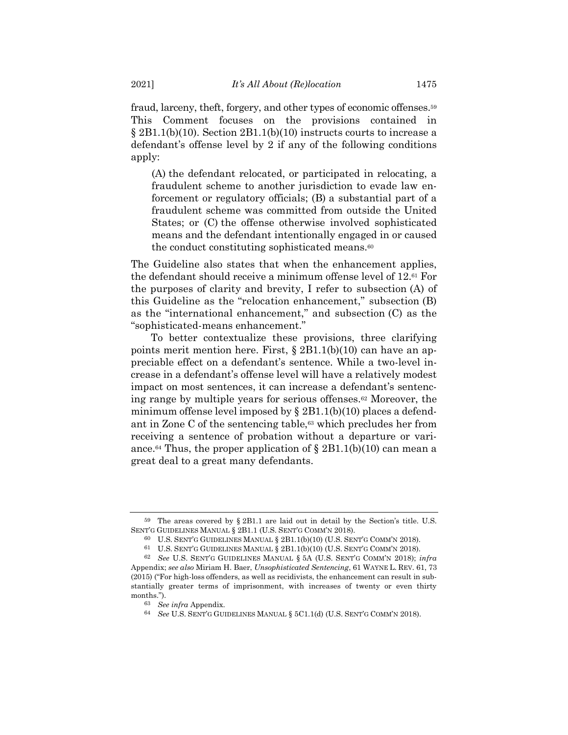fraud, larceny, theft, forgery, and other types of economic offenses.[59] This Comment focuses on the provisions contained in § 2B1.1(b)(10). Section 2B1.1(b)(10) instructs courts to increase a defendant's offense level by 2 if any of the following conditions apply:

> (A) the defendant relocated, or participated in relocating, a fraudulent scheme to another jurisdiction to evade law enforcement or regulatory officials; (B) a substantial part of a fraudulent scheme was committed from outside the United States; or (C) the offense otherwise involved sophisticated means and the defendant intentionally engaged in or caused the conduct constituting sophisticated means.[60]

The Guideline also states that when the enhancement applies, the defendant should receive a minimum offense level of 12.[61] For the purposes of clarity and brevity, I refer to subsection (A) of this Guideline as the "relocation enhancement," subsection (B) as the "international enhancement," and subsection (C) as the "sophisticated-means enhancement."

To better contextualize these provisions, three clarifying points merit mention here. First, § 2B1.1(b)(10) can have an appreciable effect on a defendant's sentence. While a two-level increase in a defendant's offense level will have a relatively modest impact on most sentences, it can increase a defendant's sentencing range by multiple years for serious offenses.[62] Moreover, the minimum offense level imposed by § 2B1.1(b)(10) places a defendant in Zone C of the sentencing table,[63] which precludes her from receiving a sentence of probation without a departure or variance.[64] Thus, the proper application of § 2B1.1(b)(10) can mean a great deal to a great many defendants.

---

[59] The areas covered by § 2B1.1 are laid out in detail by the Section's title. U.S. SENT'G GUIDELINES MANUAL § 2B1.1 (U.S. SENT'G COMM'N 2018).

[60] U.S. SENT'G GUIDELINES MANUAL § 2B1.1(b)(10) (U.S. SENT'G COMM'N 2018).

[61] U.S. SENT'G GUIDELINES MANUAL § 2B1.1(b)(10) (U.S. SENT'G COMM'N 2018).

[62] *See* U.S. SENT'G GUIDELINES MANUAL § 5A (U.S. SENT'G COMM'N 2018); *infra* Appendix; *see also* Miriam H. Baer, *Unsophisticated Sentencing*, 61 WAYNE L. REV. 61, 73 (2015) ("For high-loss offenders, as well as recidivists, the enhancement can result in substantially greater terms of imprisonment, with increases of twenty or even thirty months.").

[63] *See infra* Appendix.

[64] *See* U.S. SENT'G GUIDELINES MANUAL § 5C1.1(d) (U.S. SENT'G COMM'N 2018).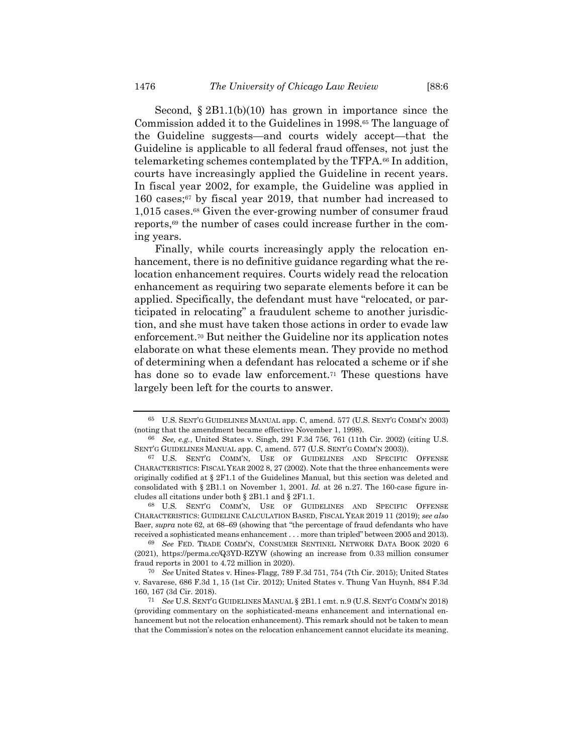Second, § 2B1.1(b)(10) has grown in importance since the Commission added it to the Guidelines in 1998.[65] The language of the Guideline suggests—and courts widely accept—that the Guideline is applicable to all federal fraud offenses, not just the telemarketing schemes contemplated by the TFPA.[66] In addition, courts have increasingly applied the Guideline in recent years. In fiscal year 2002, for example, the Guideline was applied in 160 cases;[67] by fiscal year 2019, that number had increased to 1,015 cases.[68] Given the ever-growing number of consumer fraud reports,[69] the number of cases could increase further in the coming years.

Finally, while courts increasingly apply the relocation enhancement, there is no definitive guidance regarding what the relocation enhancement requires. Courts widely read the relocation enhancement as requiring two separate elements before it can be applied. Specifically, the defendant must have "relocated, or participated in relocating" a fraudulent scheme to another jurisdiction, and she must have taken those actions in order to evade law enforcement.[70] But neither the Guideline nor its application notes elaborate on what these elements mean. They provide no method of determining when a defendant has relocated a scheme or if she has done so to evade law enforcement.[71] These questions have largely been left for the courts to answer.

---

[65] U.S. SENT'G GUIDELINES MANUAL app. C, amend. 577 (U.S. SENT'G COMM'N 2003) (noting that the amendment became effective November 1, 1998).

[66] *See, e.g.*, United States v. Singh, 291 F.3d 756, 761 (11th Cir. 2002) (citing U.S. SENT'G GUIDELINES MANUAL app. C, amend. 577 (U.S. SENT'G COMM'N 2003)).

[67] U.S. SENT'G COMM'N, USE OF GUIDELINES AND SPECIFIC OFFENSE CHARACTERISTICS: FISCAL YEAR 2002 8, 27 (2002). Note that the three enhancements were originally codified at § 2F1.1 of the Guidelines Manual, but this section was deleted and consolidated with § 2B1.1 on November 1, 2001. *Id.* at 26 n.27. The 160-case figure includes all citations under both § 2B1.1 and § 2F1.1.

[68] U.S. SENT'G COMM'N, USE OF GUIDELINES AND SPECIFIC OFFENSE CHARACTERISTICS: GUIDELINE CALCULATION BASED, FISCAL YEAR 2019 11 (2019); *see also* Baer, *supra* note 62, at 68–69 (showing that "the percentage of fraud defendants who have received a sophisticated means enhancement . . . more than tripled" between 2005 and 2013).

[69] *See* FED. TRADE COMM'N, CONSUMER SENTINEL NETWORK DATA BOOK 2020 6 (2021), https://perma.cc/Q3YD-RZYW (showing an increase from 0.33 million consumer fraud reports in 2001 to 4.72 million in 2020).

[70] *See* United States v. Hines-Flagg, 789 F.3d 751, 754 (7th Cir. 2015); United States v. Savarese, 686 F.3d 1, 15 (1st Cir. 2012); United States v. Thung Van Huynh, 884 F.3d 160, 167 (3d Cir. 2018).

[71] *See* U.S. SENT'G GUIDELINES MANUAL § 2B1.1 cmt. n.9 (U.S. SENT'G COMM'N 2018) (providing commentary on the sophisticated-means enhancement and international enhancement but not the relocation enhancement). This remark should not be taken to mean that the Commission's notes on the relocation enhancement cannot elucidate its meaning.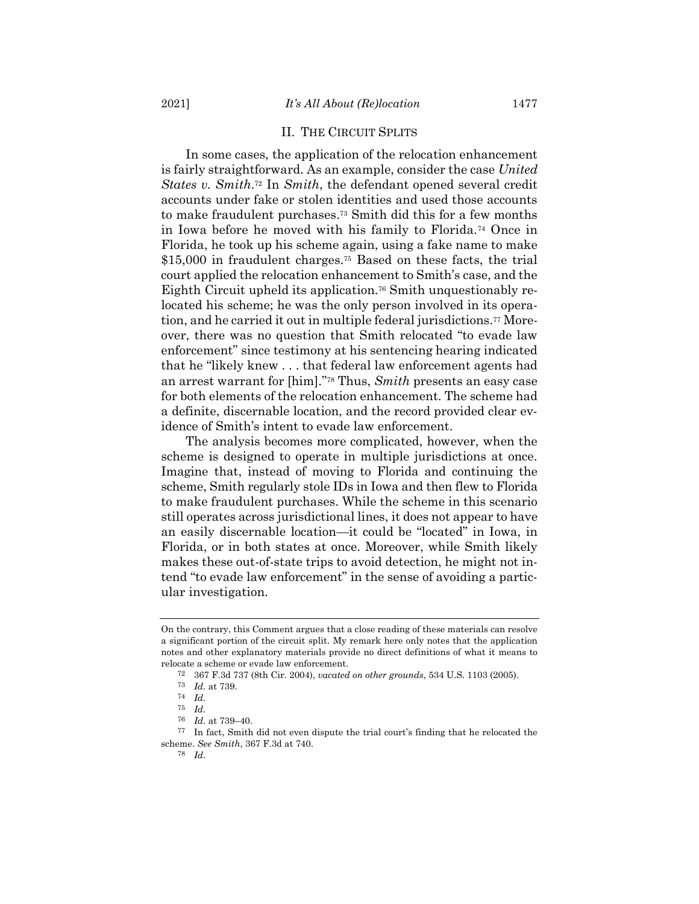## II. THE CIRCUIT SPLITS

In some cases, the application of the relocation enhancement is fairly straightforward. As an example, consider the case *United States v. Smith*.[72] In *Smith*, the defendant opened several credit accounts under fake or stolen identities and used those accounts to make fraudulent purchases.[73] Smith did this for a few months in Iowa before he moved with his family to Florida.[74] Once in Florida, he took up his scheme again, using a fake name to make $15,000 in fraudulent charges.[75] Based on these facts, the trial court applied the relocation enhancement to Smith's case, and the Eighth Circuit upheld its application.[76] Smith unquestionably relocated his scheme; he was the only person involved in its operation, and he carried it out in multiple federal jurisdictions.[77] Moreover, there was no question that Smith relocated "to evade law enforcement" since testimony at his sentencing hearing indicated that he "likely knew . . . that federal law enforcement agents had an arrest warrant for [him]."[78] Thus, *Smith* presents an easy case for both elements of the relocation enhancement. The scheme had a definite, discernable location, and the record provided clear evidence of Smith's intent to evade law enforcement.

The analysis becomes more complicated, however, when the scheme is designed to operate in multiple jurisdictions at once. Imagine that, instead of moving to Florida and continuing the scheme, Smith regularly stole IDs in Iowa and then flew to Florida to make fraudulent purchases. While the scheme in this scenario still operates across jurisdictional lines, it does not appear to have an easily discernable location—it could be "located" in Iowa, in Florida, or in both states at once. Moreover, while Smith likely makes these out-of-state trips to avoid detection, he might not intend "to evade law enforcement" in the sense of avoiding a particular investigation.

---

On the contrary, this Comment argues that a close reading of these materials can resolve a significant portion of the circuit split. My remark here only notes that the application notes and other explanatory materials provide no direct definitions of what it means to relocate a scheme or evade law enforcement.

[72] 367 F.3d 737 (8th Cir. 2004), *vacated on other grounds*, 534 U.S. 1103 (2005).

[73] *Id.* at 739.

[74] *Id.*

[75] *Id.*

[76] *Id.* at 739–40.

[77] In fact, Smith did not even dispute the trial court's finding that he relocated the scheme. *See Smith*, 367 F.3d at 740.

[78] *Id.*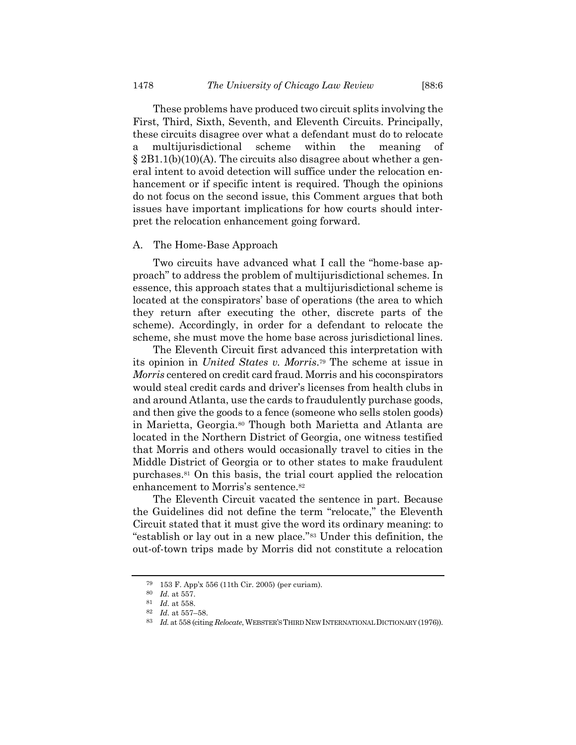These problems have produced two circuit splits involving the First, Third, Sixth, Seventh, and Eleventh Circuits. Principally, these circuits disagree over what a defendant must do to relocate a multijurisdictional scheme within the meaning of § 2B1.1(b)(10)(A). The circuits also disagree about whether a general intent to avoid detection will suffice under the relocation enhancement or if specific intent is required. Though the opinions do not focus on the second issue, this Comment argues that both issues have important implications for how courts should interpret the relocation enhancement going forward.

## A. The Home-Base Approach

Two circuits have advanced what I call the "home-base approach" to address the problem of multijurisdictional schemes. In essence, this approach states that a multijurisdictional scheme is located at the conspirators' base of operations (the area to which they return after executing the other, discrete parts of the scheme). Accordingly, in order for a defendant to relocate the scheme, she must move the home base across jurisdictional lines.

The Eleventh Circuit first advanced this interpretation with its opinion in *United States v. Morris*.[79] The scheme at issue in *Morris* centered on credit card fraud. Morris and his coconspirators would steal credit cards and driver's licenses from health clubs in and around Atlanta, use the cards to fraudulently purchase goods, and then give the goods to a fence (someone who sells stolen goods) in Marietta, Georgia.[80] Though both Marietta and Atlanta are located in the Northern District of Georgia, one witness testified that Morris and others would occasionally travel to cities in the Middle District of Georgia or to other states to make fraudulent purchases.[81] On this basis, the trial court applied the relocation enhancement to Morris's sentence.[82]

The Eleventh Circuit vacated the sentence in part. Because the Guidelines did not define the term "relocate," the Eleventh Circuit stated that it must give the word its ordinary meaning: to "establish or lay out in a new place."[83] Under this definition, the out-of-town trips made by Morris did not constitute a relocation

---

[79] 153 F. App'x 556 (11th Cir. 2005) (per curiam).

[80] *Id.* at 557.

[81] *Id.* at 558.

[82] *Id.* at 557–58.

[83] *Id.* at 558 (citing *Relocate*, WEBSTER'S THIRD NEW INTERNATIONAL DICTIONARY (1976)).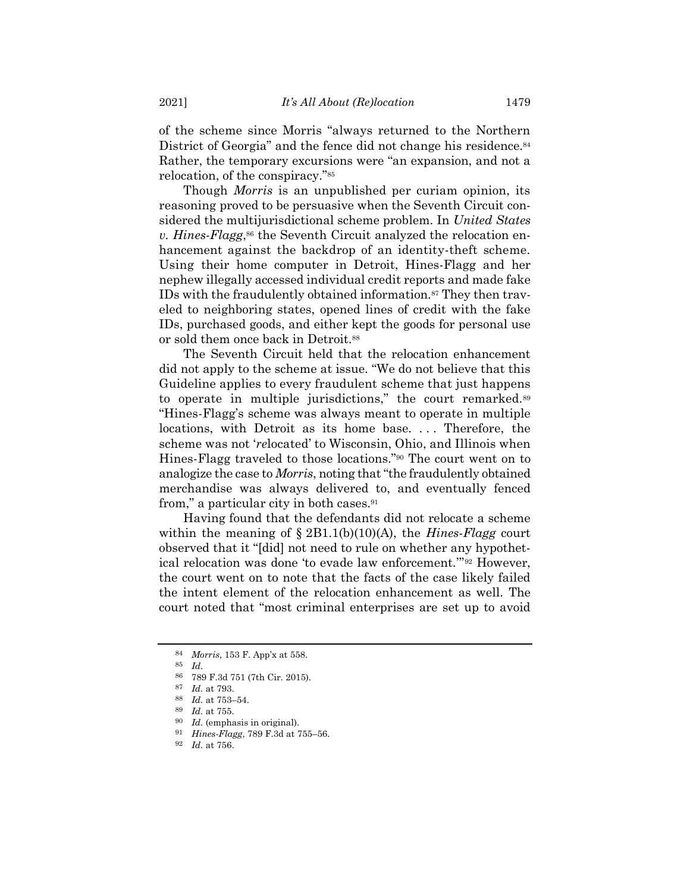of the scheme since Morris "always returned to the Northern District of Georgia" and the fence did not change his residence.[84] Rather, the temporary excursions were "an expansion, and not a relocation, of the conspiracy."[85]

Though *Morris* is an unpublished per curiam opinion, its reasoning proved to be persuasive when the Seventh Circuit considered the multijurisdictional scheme problem. In *United States v. Hines-Flagg*,[86] the Seventh Circuit analyzed the relocation enhancement against the backdrop of an identity-theft scheme. Using their home computer in Detroit, Hines-Flagg and her nephew illegally accessed individual credit reports and made fake IDs with the fraudulently obtained information.[87] They then traveled to neighboring states, opened lines of credit with the fake IDs, purchased goods, and either kept the goods for personal use or sold them once back in Detroit.[88]

The Seventh Circuit held that the relocation enhancement did not apply to the scheme at issue. "We do not believe that this Guideline applies to every fraudulent scheme that just happens to operate in multiple jurisdictions," the court remarked.[89] "Hines-Flagg's scheme was always meant to operate in multiple locations, with Detroit as its home base. . . . Therefore, the scheme was not '*re*located' to Wisconsin, Ohio, and Illinois when Hines-Flagg traveled to those locations."[90] The court went on to analogize the case to *Morris*, noting that "the fraudulently obtained merchandise was always delivered to, and eventually fenced from," a particular city in both cases.[91]

Having found that the defendants did not relocate a scheme within the meaning of § 2B1.1(b)(10)(A), the *Hines-Flagg* court observed that it "[did] not need to rule on whether any hypothetical relocation was done 'to evade law enforcement.'"[92] However, the court went on to note that the facts of the case likely failed the intent element of the relocation enhancement as well. The court noted that "most criminal enterprises are set up to avoid

---

[84] *Morris*, 153 F. App'x at 558.

[85] *Id.*

[86] 789 F.3d 751 (7th Cir. 2015).

[87] *Id.* at 793.

[88] *Id.* at 753–54.

[89] *Id.* at 755.

[90] *Id.* (emphasis in original).

[91] *Hines-Flagg*, 789 F.3d at 755–56.

[92] *Id.* at 756.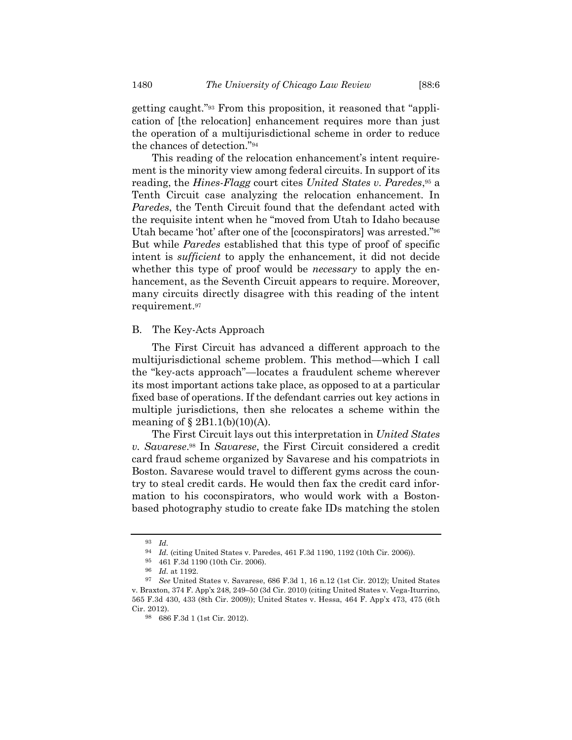getting caught."[93] From this proposition, it reasoned that "application of [the relocation] enhancement requires more than just the operation of a multijurisdictional scheme in order to reduce the chances of detection."[94]

This reading of the relocation enhancement's intent requirement is the minority view among federal circuits. In support of its reading, the *Hines-Flagg* court cites *United States v. Paredes*,[95] a Tenth Circuit case analyzing the relocation enhancement. In *Paredes*, the Tenth Circuit found that the defendant acted with the requisite intent when he "moved from Utah to Idaho because Utah became 'hot' after one of the [coconspirators] was arrested."[96] But while *Paredes* established that this type of proof of specific intent is *sufficient* to apply the enhancement, it did not decide whether this type of proof would be *necessary* to apply the enhancement, as the Seventh Circuit appears to require. Moreover, many circuits directly disagree with this reading of the intent requirement.[97]

## B. The Key-Acts Approach

The First Circuit has advanced a different approach to the multijurisdictional scheme problem. This method—which I call the "key-acts approach"—locates a fraudulent scheme wherever its most important actions take place, as opposed to at a particular fixed base of operations. If the defendant carries out key actions in multiple jurisdictions, then she relocates a scheme within the meaning of § 2B1.1(b)(10)(A).

The First Circuit lays out this interpretation in *United States v. Savarese*.[98] In *Savarese*, the First Circuit considered a credit card fraud scheme organized by Savarese and his compatriots in Boston. Savarese would travel to different gyms across the country to steal credit cards. He would then fax the credit card information to his coconspirators, who would work with a Boston-based photography studio to create fake IDs matching the stolen

---

[93] *Id.*

[94] *Id.* (citing United States v. Paredes, 461 F.3d 1190, 1192 (10th Cir. 2006)).

[95] 461 F.3d 1190 (10th Cir. 2006).

[96] *Id.* at 1192.

[97] *See* United States v. Savarese, 686 F.3d 1, 16 n.12 (1st Cir. 2012); United States v. Braxton, 374 F. App'x 248, 249–50 (3d Cir. 2010) (citing United States v. Vega-Iturrino, 565 F.3d 430, 433 (8th Cir. 2009)); United States v. Hessa, 464 F. App'x 473, 475 (6th Cir. 2012).

[98] 686 F.3d 1 (1st Cir. 2012).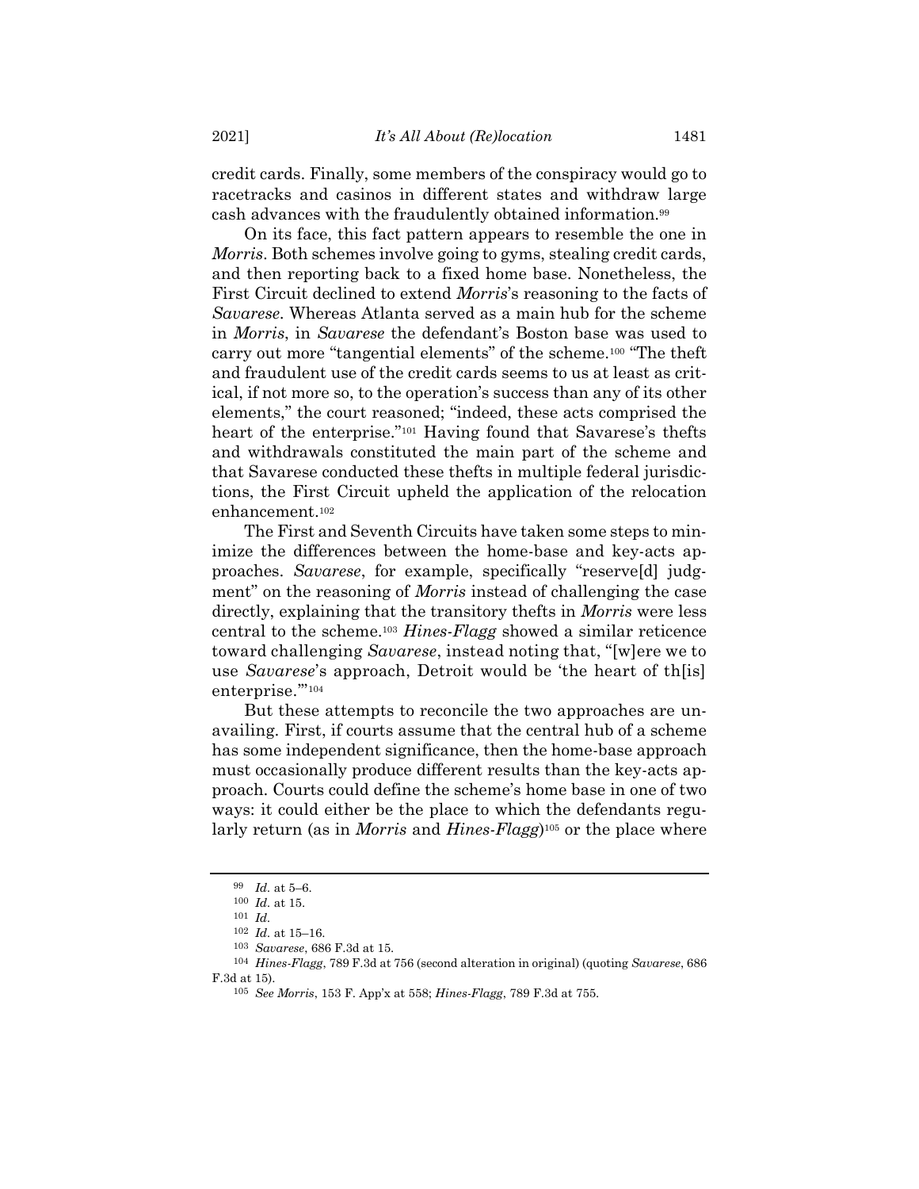credit cards. Finally, some members of the conspiracy would go to racetracks and casinos in different states and withdraw large cash advances with the fraudulently obtained information.[99]

On its face, this fact pattern appears to resemble the one in *Morris*. Both schemes involve going to gyms, stealing credit cards, and then reporting back to a fixed home base. Nonetheless, the First Circuit declined to extend *Morris*'s reasoning to the facts of *Savarese*. Whereas Atlanta served as a main hub for the scheme in *Morris*, in *Savarese* the defendant's Boston base was used to carry out more "tangential elements" of the scheme.[100] "The theft and fraudulent use of the credit cards seems to us at least as critical, if not more so, to the operation's success than any of its other elements," the court reasoned; "indeed, these acts comprised the heart of the enterprise."[101] Having found that Savarese's thefts and withdrawals constituted the main part of the scheme and that Savarese conducted these thefts in multiple federal jurisdictions, the First Circuit upheld the application of the relocation enhancement.[102]

The First and Seventh Circuits have taken some steps to minimize the differences between the home-base and key-acts approaches. *Savarese*, for example, specifically "reserve[d] judgment" on the reasoning of *Morris* instead of challenging the case directly, explaining that the transitory thefts in *Morris* were less central to the scheme.[103] *Hines-Flagg* showed a similar reticence toward challenging *Savarese*, instead noting that, "[w]ere we to use *Savarese*'s approach, Detroit would be 'the heart of th[is] enterprise.'"[104]

But these attempts to reconcile the two approaches are unavailing. First, if courts assume that the central hub of a scheme has some independent significance, then the home-base approach must occasionally produce different results than the key-acts approach. Courts could define the scheme's home base in one of two ways: it could either be the place to which the defendants regularly return (as in *Morris* and *Hines-Flagg*)[105] or the place where

---

[99] *Id.* at 5–6.

[100] *Id.* at 15.

[101] *Id.*

[102] *Id.* at 15–16.

[103] *Savarese*, 686 F.3d at 15.

[104] *Hines-Flagg*, 789 F.3d at 756 (second alteration in original) (quoting *Savarese*, 686 F.3d at 15).

[105] *See Morris*, 153 F. App'x at 558; *Hines-Flagg*, 789 F.3d at 755.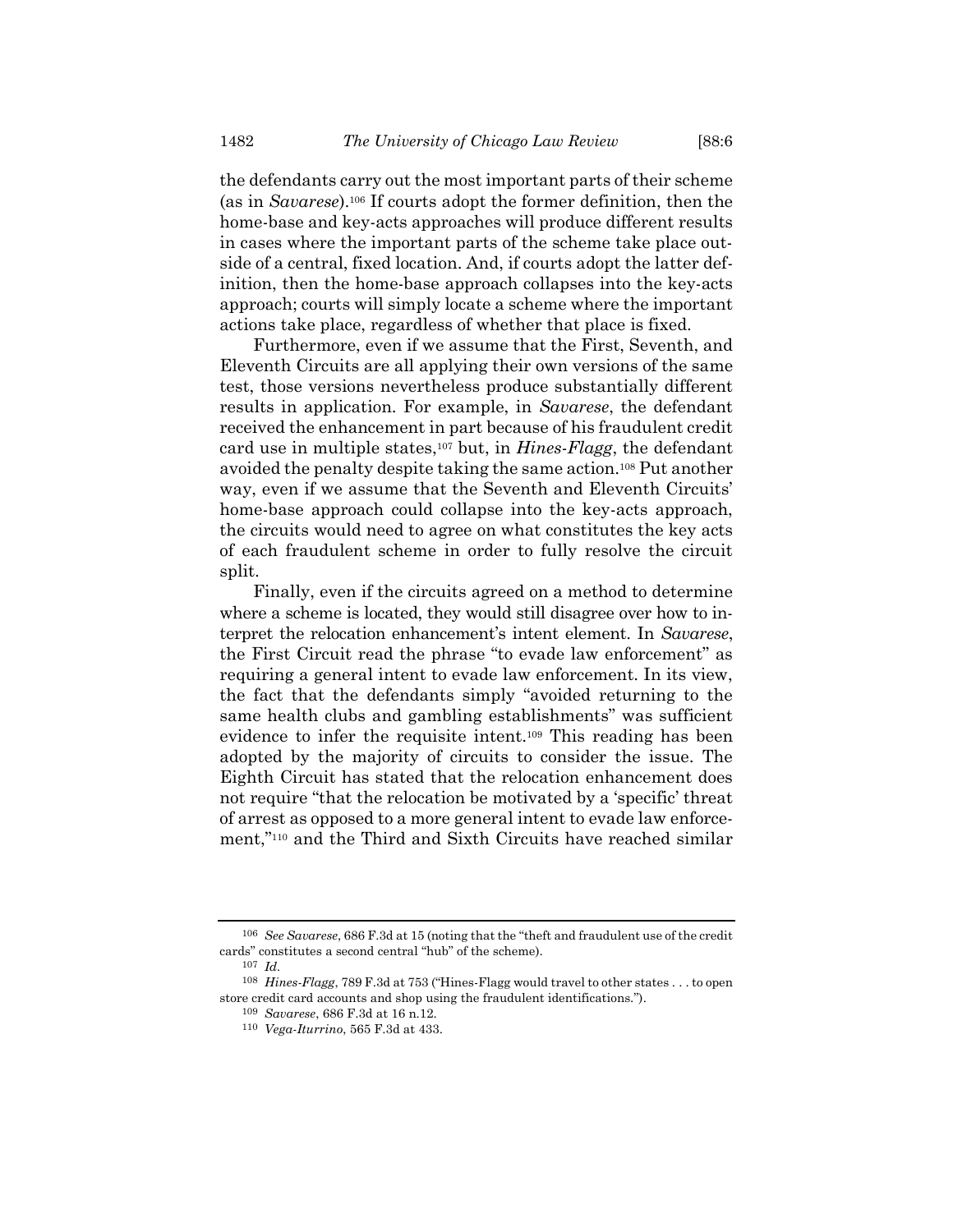the defendants carry out the most important parts of their scheme (as in *Savarese*).[106] If courts adopt the former definition, then the home-base and key-acts approaches will produce different results in cases where the important parts of the scheme take place outside of a central, fixed location. And, if courts adopt the latter definition, then the home-base approach collapses into the key-acts approach; courts will simply locate a scheme where the important actions take place, regardless of whether that place is fixed.

Furthermore, even if we assume that the First, Seventh, and Eleventh Circuits are all applying their own versions of the same test, those versions nevertheless produce substantially different results in application. For example, in *Savarese*, the defendant received the enhancement in part because of his fraudulent credit card use in multiple states,[107] but, in *Hines-Flagg*, the defendant avoided the penalty despite taking the same action.[108] Put another way, even if we assume that the Seventh and Eleventh Circuits' home-base approach could collapse into the key-acts approach, the circuits would need to agree on what constitutes the key acts of each fraudulent scheme in order to fully resolve the circuit split.

Finally, even if the circuits agreed on a method to determine where a scheme is located, they would still disagree over how to interpret the relocation enhancement's intent element. In *Savarese*, the First Circuit read the phrase "to evade law enforcement" as requiring a general intent to evade law enforcement. In its view, the fact that the defendants simply "avoided returning to the same health clubs and gambling establishments" was sufficient evidence to infer the requisite intent.[109] This reading has been adopted by the majority of circuits to consider the issue. The Eighth Circuit has stated that the relocation enhancement does not require "that the relocation be motivated by a 'specific' threat of arrest as opposed to a more general intent to evade law enforcement,"[110] and the Third and Sixth Circuits have reached similar

---

[106] *See Savarese*, 686 F.3d at 15 (noting that the "theft and fraudulent use of the credit cards" constitutes a second central "hub" of the scheme).

[107] *Id.*

[108] *Hines-Flagg*, 789 F.3d at 753 ("Hines-Flagg would travel to other states . . . to open store credit card accounts and shop using the fraudulent identifications.").

[109] *Savarese*, 686 F.3d at 16 n.12.

[110] *Vega-Iturrino*, 565 F.3d at 433.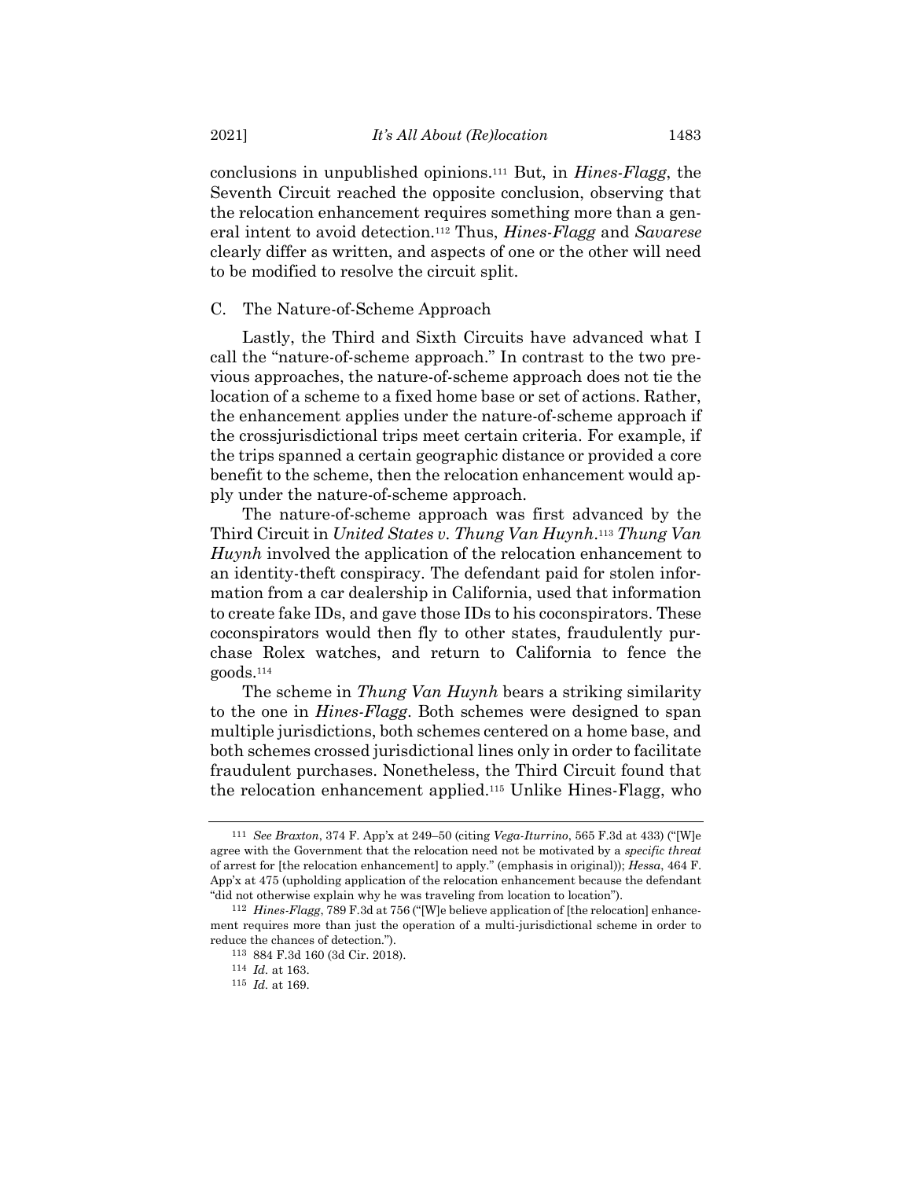conclusions in unpublished opinions.[111] But, in *Hines-Flagg*, the Seventh Circuit reached the opposite conclusion, observing that the relocation enhancement requires something more than a general intent to avoid detection.[112] Thus, *Hines-Flagg* and *Savarese* clearly differ as written, and aspects of one or the other will need to be modified to resolve the circuit split.

### C. The Nature-of-Scheme Approach

Lastly, the Third and Sixth Circuits have advanced what I call the "nature-of-scheme approach." In contrast to the two previous approaches, the nature-of-scheme approach does not tie the location of a scheme to a fixed home base or set of actions. Rather, the enhancement applies under the nature-of-scheme approach if the crossjurisdictional trips meet certain criteria. For example, if the trips spanned a certain geographic distance or provided a core benefit to the scheme, then the relocation enhancement would apply under the nature-of-scheme approach.

The nature-of-scheme approach was first advanced by the Third Circuit in *United States v. Thung Van Huynh*.[113] *Thung Van Huynh* involved the application of the relocation enhancement to an identity-theft conspiracy. The defendant paid for stolen information from a car dealership in California, used that information to create fake IDs, and gave those IDs to his coconspirators. These coconspirators would then fly to other states, fraudulently purchase Rolex watches, and return to California to fence the goods.[114]

The scheme in *Thung Van Huynh* bears a striking similarity to the one in *Hines-Flagg*. Both schemes were designed to span multiple jurisdictions, both schemes centered on a home base, and both schemes crossed jurisdictional lines only in order to facilitate fraudulent purchases. Nonetheless, the Third Circuit found that the relocation enhancement applied.[115] Unlike Hines-Flagg, who

---

[111] *See Braxton*, 374 F. App'x at 249–50 (citing *Vega-Iturrino*, 565 F.3d at 433) ("[W]e agree with the Government that the relocation need not be motivated by a *specific threat* of arrest for [the relocation enhancement] to apply." (emphasis in original)); *Hessa*, 464 F. App'x at 475 (upholding application of the relocation enhancement because the defendant "did not otherwise explain why he was traveling from location to location").

[112] *Hines-Flagg*, 789 F.3d at 756 ("[W]e believe application of [the relocation] enhancement requires more than just the operation of a multi-jurisdictional scheme in order to reduce the chances of detection.").

[113] 884 F.3d 160 (3d Cir. 2018).

[114] *Id.* at 163.

[115] *Id.* at 169.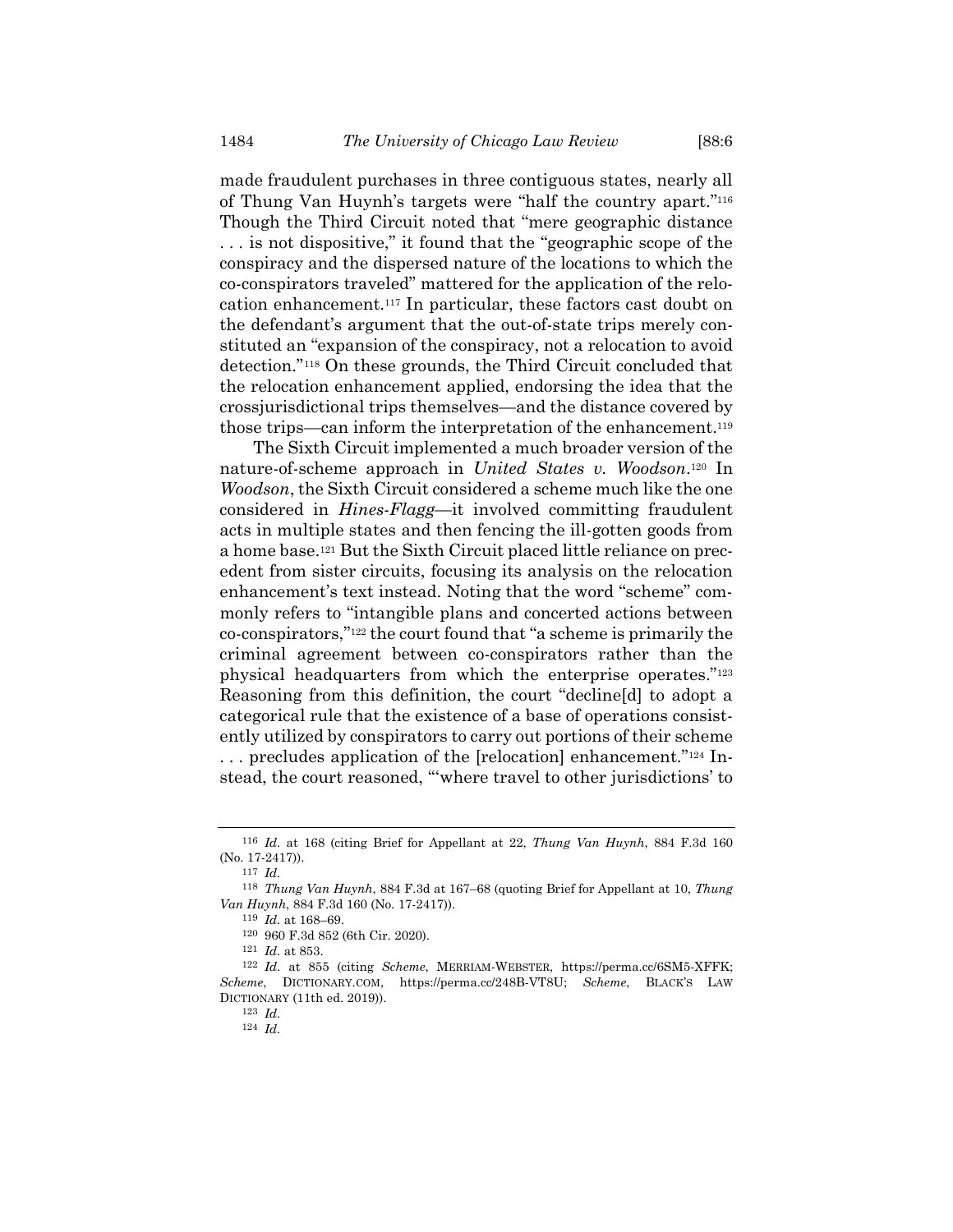made fraudulent purchases in three contiguous states, nearly all of Thung Van Huynh's targets were "half the country apart."[116] Though the Third Circuit noted that "mere geographic distance . . . is not dispositive," it found that the "geographic scope of the conspiracy and the dispersed nature of the locations to which the co-conspirators traveled" mattered for the application of the relocation enhancement.[117] In particular, these factors cast doubt on the defendant's argument that the out-of-state trips merely constituted an "expansion of the conspiracy, not a relocation to avoid detection."[118] On these grounds, the Third Circuit concluded that the relocation enhancement applied, endorsing the idea that the crossjurisdictional trips themselves—and the distance covered by those trips—can inform the interpretation of the enhancement.[119]

The Sixth Circuit implemented a much broader version of the nature-of-scheme approach in *United States v. Woodson*.[120] In *Woodson*, the Sixth Circuit considered a scheme much like the one considered in *Hines-Flagg*—it involved committing fraudulent acts in multiple states and then fencing the ill-gotten goods from a home base.[121] But the Sixth Circuit placed little reliance on precedent from sister circuits, focusing its analysis on the relocation enhancement's text instead. Noting that the word "scheme" commonly refers to "intangible plans and concerted actions between co-conspirators,"[122] the court found that "a scheme is primarily the criminal agreement between co-conspirators rather than the physical headquarters from which the enterprise operates."[123] Reasoning from this definition, the court "decline[d] to adopt a categorical rule that the existence of a base of operations consistently utilized by conspirators to carry out portions of their scheme . . . precludes application of the [relocation] enhancement."[124] Instead, the court reasoned, "'where travel to other jurisdictions' to

---

[116] *Id.* at 168 (citing Brief for Appellant at 22, *Thung Van Huynh*, 884 F.3d 160 (No. 17-2417)).

[117] *Id.*

[118] *Thung Van Huynh*, 884 F.3d at 167–68 (quoting Brief for Appellant at 10, *Thung Van Huynh*, 884 F.3d 160 (No. 17-2417)).

[119] *Id.* at 168–69.

[120] 960 F.3d 852 (6th Cir. 2020).

[121] *Id.* at 853.

[122] *Id.* at 855 (citing *Scheme*, MERRIAM-WEBSTER, https://perma.cc/6SM5-XFFK; *Scheme*, DICTIONARY.COM, https://perma.cc/248B-VT8U; *Scheme*, BLACK'S LAW DICTIONARY (11th ed. 2019)).

[123] *Id.*

[124] *Id.*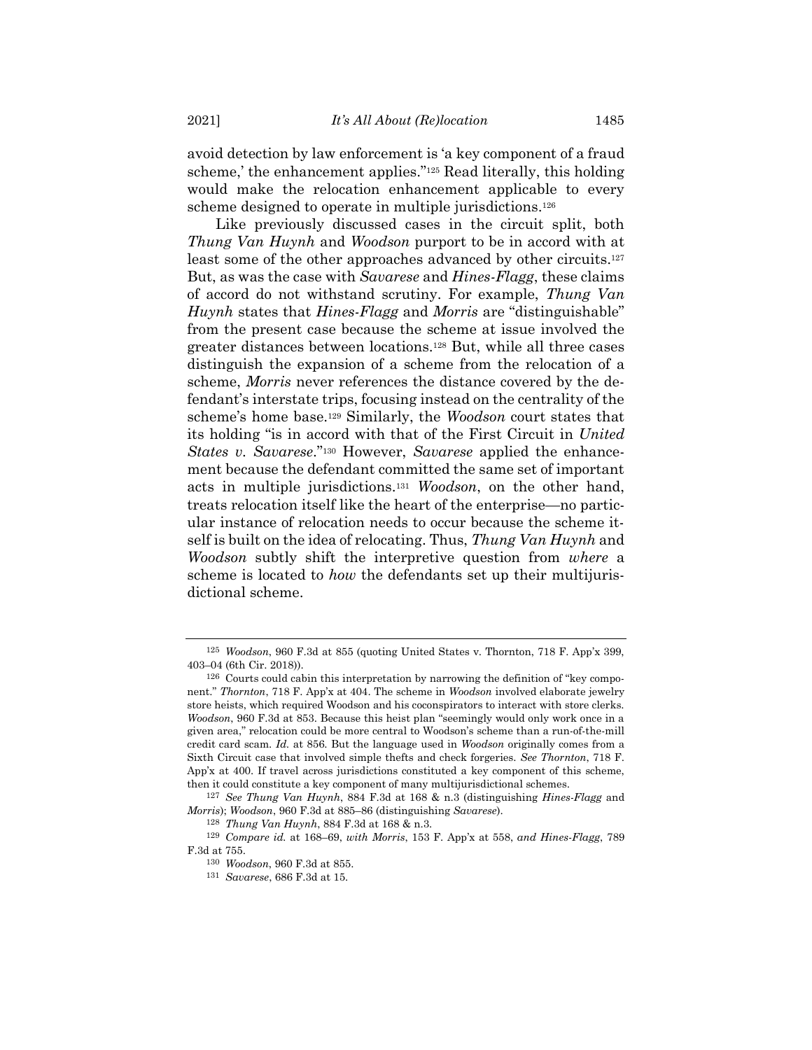avoid detection by law enforcement is 'a key component of a fraud scheme,' the enhancement applies."[125] Read literally, this holding would make the relocation enhancement applicable to every scheme designed to operate in multiple jurisdictions.[126]

Like previously discussed cases in the circuit split, both *Thung Van Huynh* and *Woodson* purport to be in accord with at least some of the other approaches advanced by other circuits.[127] But, as was the case with *Savarese* and *Hines-Flagg*, these claims of accord do not withstand scrutiny. For example, *Thung Van Huynh* states that *Hines-Flagg* and *Morris* are "distinguishable" from the present case because the scheme at issue involved the greater distances between locations.[128] But, while all three cases distinguish the expansion of a scheme from the relocation of a scheme, *Morris* never references the distance covered by the defendant's interstate trips, focusing instead on the centrality of the scheme's home base.[129] Similarly, the *Woodson* court states that its holding "is in accord with that of the First Circuit in *United States v. Savarese*."[130] However, *Savarese* applied the enhancement because the defendant committed the same set of important acts in multiple jurisdictions.[131] *Woodson*, on the other hand, treats relocation itself like the heart of the enterprise—no particular instance of relocation needs to occur because the scheme itself is built on the idea of relocating. Thus, *Thung Van Huynh* and *Woodson* subtly shift the interpretive question from *where* a scheme is located to *how* the defendants set up their multijurisdictional scheme.

---

[125] *Woodson*, 960 F.3d at 855 (quoting United States v. Thornton, 718 F. App'x 399, 403–04 (6th Cir. 2018)).

[126] Courts could cabin this interpretation by narrowing the definition of "key component." *Thornton*, 718 F. App'x at 404. The scheme in *Woodson* involved elaborate jewelry store heists, which required Woodson and his coconspirators to interact with store clerks. *Woodson*, 960 F.3d at 853. Because this heist plan "seemingly would only work once in a given area," relocation could be more central to Woodson's scheme than a run-of-the-mill credit card scam. *Id.* at 856. But the language used in *Woodson* originally comes from a Sixth Circuit case that involved simple thefts and check forgeries. *See Thornton*, 718 F. App'x at 400. If travel across jurisdictions constituted a key component of this scheme, then it could constitute a key component of many multijurisdictional schemes.

[127] *See Thung Van Huynh*, 884 F.3d at 168 & n.3 (distinguishing *Hines-Flagg* and *Morris*); *Woodson*, 960 F.3d at 885–86 (distinguishing *Savarese*).

[128] *Thung Van Huynh*, 884 F.3d at 168 & n.3.

[129] *Compare id.* at 168–69, *with Morris*, 153 F. App'x at 558, *and Hines-Flagg*, 789 F.3d at 755.

[130] *Woodson*, 960 F.3d at 855.

[131] *Savarese*, 686 F.3d at 15.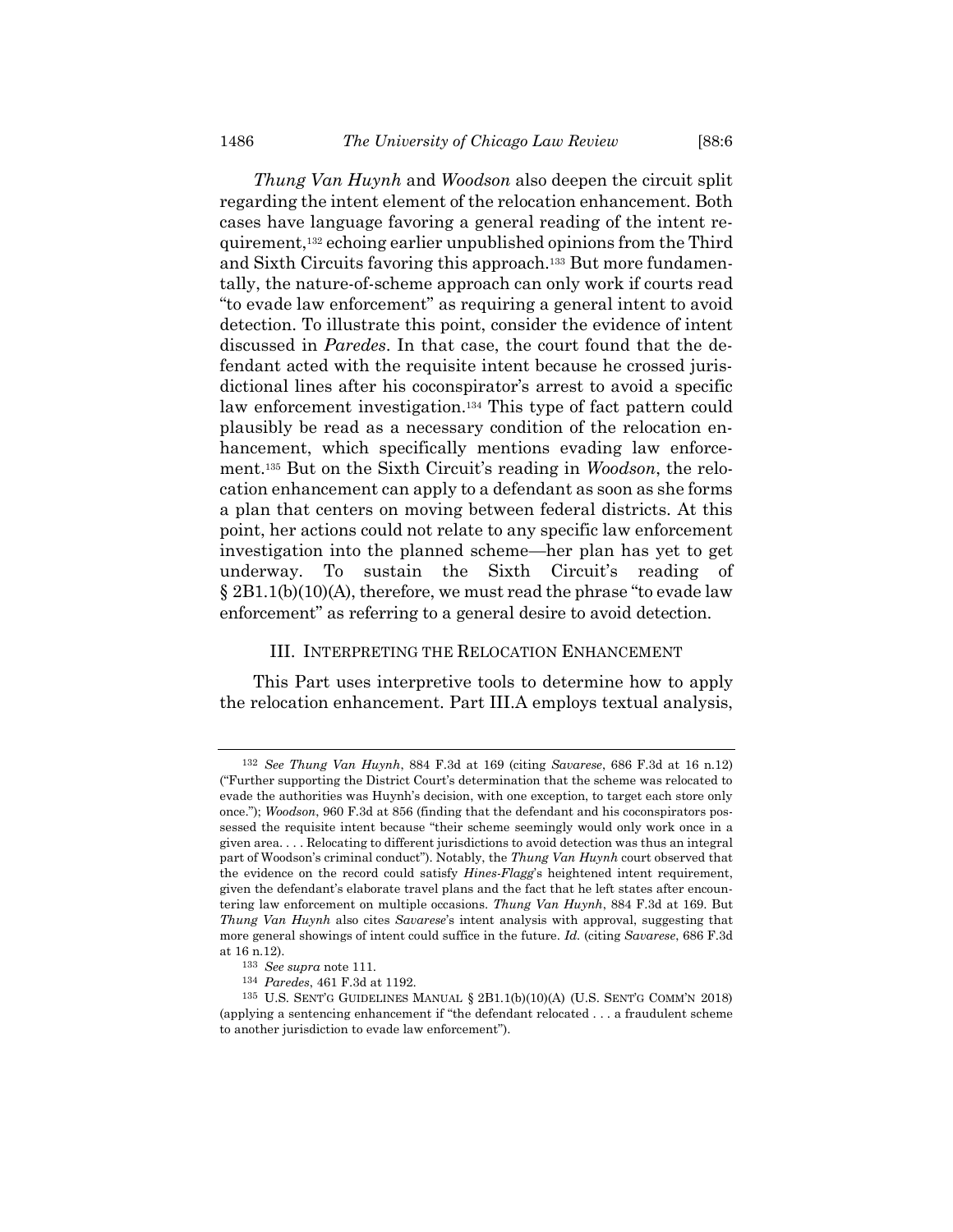*Thung Van Huynh* and *Woodson* also deepen the circuit split regarding the intent element of the relocation enhancement. Both cases have language favoring a general reading of the intent requirement,[132] echoing earlier unpublished opinions from the Third and Sixth Circuits favoring this approach.[133] But more fundamentally, the nature-of-scheme approach can only work if courts read "to evade law enforcement" as requiring a general intent to avoid detection. To illustrate this point, consider the evidence of intent discussed in *Paredes*. In that case, the court found that the defendant acted with the requisite intent because he crossed jurisdictional lines after his coconspirator's arrest to avoid a specific law enforcement investigation.[134] This type of fact pattern could plausibly be read as a necessary condition of the relocation enhancement, which specifically mentions evading law enforcement.[135] But on the Sixth Circuit's reading in *Woodson*, the relocation enhancement can apply to a defendant as soon as she forms a plan that centers on moving between federal districts. At this point, her actions could not relate to any specific law enforcement investigation into the planned scheme—her plan has yet to get underway. To sustain the Sixth Circuit's reading of § 2B1.1(b)(10)(A), therefore, we must read the phrase "to evade law enforcement" as referring to a general desire to avoid detection.

## III. INTERPRETING THE RELOCATION ENHANCEMENT

This Part uses interpretive tools to determine how to apply the relocation enhancement. Part III.A employs textual analysis,

---

[132] *See Thung Van Huynh*, 884 F.3d at 169 (citing *Savarese*, 686 F.3d at 16 n.12) ("Further supporting the District Court's determination that the scheme was relocated to evade the authorities was Huynh's decision, with one exception, to target each store only once."); *Woodson*, 960 F.3d at 856 (finding that the defendant and his coconspirators possessed the requisite intent because "their scheme seemingly would only work once in a given area. . . . Relocating to different jurisdictions to avoid detection was thus an integral part of Woodson's criminal conduct"). Notably, the *Thung Van Huynh* court observed that the evidence on the record could satisfy *Hines-Flagg*'s heightened intent requirement, given the defendant's elaborate travel plans and the fact that he left states after encountering law enforcement on multiple occasions. *Thung Van Huynh*, 884 F.3d at 169. But *Thung Van Huynh* also cites *Savarese*'s intent analysis with approval, suggesting that more general showings of intent could suffice in the future. *Id.* (citing *Savarese*, 686 F.3d at 16 n.12).

[133] *See supra* note 111.

[134] *Paredes*, 461 F.3d at 1192.

[135] U.S. SENT'G GUIDELINES MANUAL § 2B1.1(b)(10)(A) (U.S. SENT'G COMM'N 2018) (applying a sentencing enhancement if "the defendant relocated . . . a fraudulent scheme to another jurisdiction to evade law enforcement").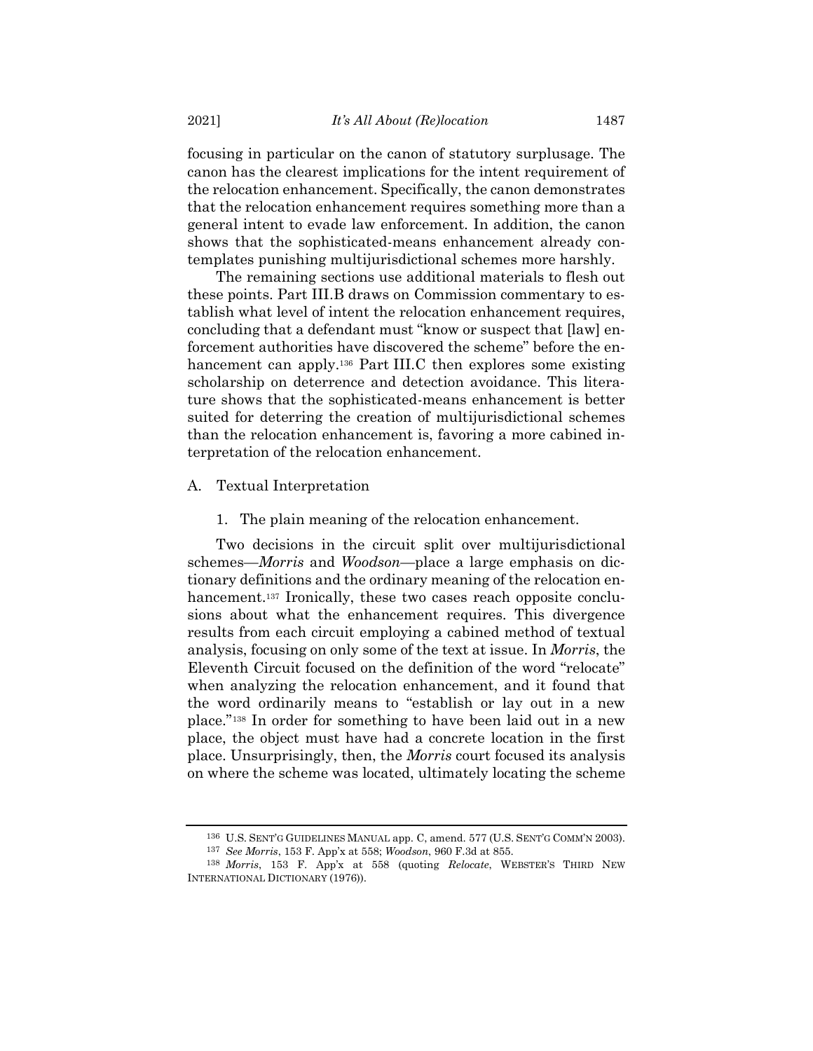focusing in particular on the canon of statutory surplusage. The canon has the clearest implications for the intent requirement of the relocation enhancement. Specifically, the canon demonstrates that the relocation enhancement requires something more than a general intent to evade law enforcement. In addition, the canon shows that the sophisticated-means enhancement already contemplates punishing multijurisdictional schemes more harshly.

The remaining sections use additional materials to flesh out these points. Part III.B draws on Commission commentary to establish what level of intent the relocation enhancement requires, concluding that a defendant must "know or suspect that [law] enforcement authorities have discovered the scheme" before the enhancement can apply.[136] Part III.C then explores some existing scholarship on deterrence and detection avoidance. This literature shows that the sophisticated-means enhancement is better suited for deterring the creation of multijurisdictional schemes than the relocation enhancement is, favoring a more cabined interpretation of the relocation enhancement.

## A. Textual Interpretation

### 1. The plain meaning of the relocation enhancement.

Two decisions in the circuit split over multijurisdictional schemes—*Morris* and *Woodson*—place a large emphasis on dictionary definitions and the ordinary meaning of the relocation enhancement.[137] Ironically, these two cases reach opposite conclusions about what the enhancement requires. This divergence results from each circuit employing a cabined method of textual analysis, focusing on only some of the text at issue. In *Morris*, the Eleventh Circuit focused on the definition of the word "relocate" when analyzing the relocation enhancement, and it found that the word ordinarily means to "establish or lay out in a new place."[138] In order for something to have been laid out in a new place, the object must have had a concrete location in the first place. Unsurprisingly, then, the *Morris* court focused its analysis on where the scheme was located, ultimately locating the scheme

---

[136] U.S. SENT'G GUIDELINES MANUAL app. C, amend. 577 (U.S. SENT'G COMM'N 2003).

[137] *See Morris*, 153 F. App'x at 558; *Woodson*, 960 F.3d at 855.

[138] *Morris*, 153 F. App'x at 558 (quoting *Relocate*, WEBSTER'S THIRD NEW INTERNATIONAL DICTIONARY (1976)).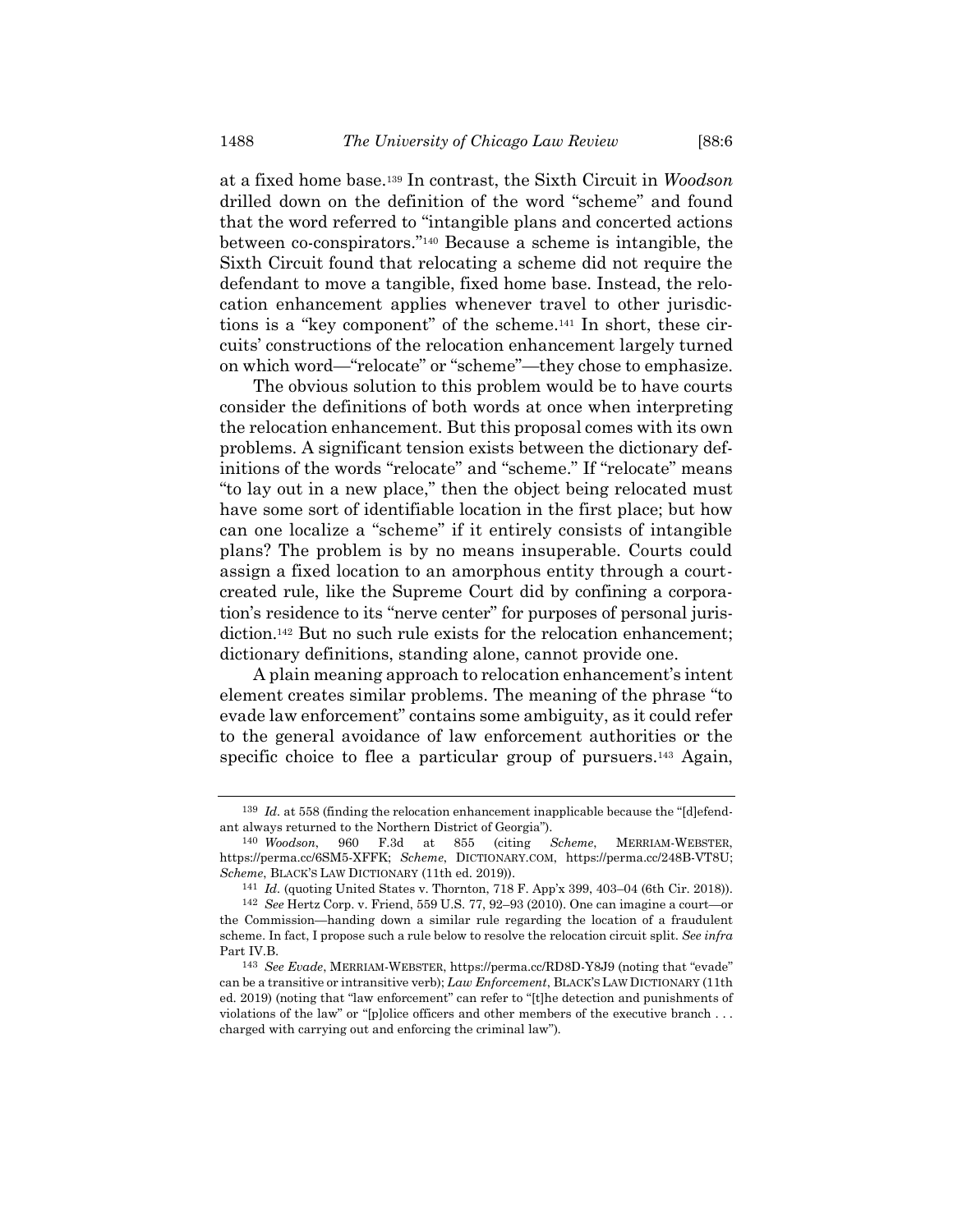at a fixed home base.[139] In contrast, the Sixth Circuit in *Woodson* drilled down on the definition of the word "scheme" and found that the word referred to "intangible plans and concerted actions between co-conspirators."[140] Because a scheme is intangible, the Sixth Circuit found that relocating a scheme did not require the defendant to move a tangible, fixed home base. Instead, the relocation enhancement applies whenever travel to other jurisdictions is a "key component" of the scheme.[141] In short, these circuits' constructions of the relocation enhancement largely turned on which word—"relocate" or "scheme"—they chose to emphasize.

The obvious solution to this problem would be to have courts consider the definitions of both words at once when interpreting the relocation enhancement. But this proposal comes with its own problems. A significant tension exists between the dictionary definitions of the words "relocate" and "scheme." If "relocate" means "to lay out in a new place," then the object being relocated must have some sort of identifiable location in the first place; but how can one localize a "scheme" if it entirely consists of intangible plans? The problem is by no means insuperable. Courts could assign a fixed location to an amorphous entity through a court-created rule, like the Supreme Court did by confining a corporation's residence to its "nerve center" for purposes of personal jurisdiction.[142] But no such rule exists for the relocation enhancement; dictionary definitions, standing alone, cannot provide one.

A plain meaning approach to relocation enhancement's intent element creates similar problems. The meaning of the phrase "to evade law enforcement" contains some ambiguity, as it could refer to the general avoidance of law enforcement authorities or the specific choice to flee a particular group of pursuers.[143] Again,

---

[139] *Id.* at 558 (finding the relocation enhancement inapplicable because the "[d]efendant always returned to the Northern District of Georgia").

[140] *Woodson*, 960 F.3d at 855 (citing *Scheme*, MERRIAM-WEBSTER, https://perma.cc/6SM5-XFFK; *Scheme*, DICTIONARY.COM, https://perma.cc/248B-VT8U; *Scheme*, BLACK'S LAW DICTIONARY (11th ed. 2019)).

[141] *Id.* (quoting United States v. Thornton, 718 F. App'x 399, 403–04 (6th Cir. 2018)).

[142] *See* Hertz Corp. v. Friend, 559 U.S. 77, 92–93 (2010). One can imagine a court—or the Commission—handing down a similar rule regarding the location of a fraudulent scheme. In fact, I propose such a rule below to resolve the relocation circuit split. *See infra* Part IV.B.

[143] *See Evade*, MERRIAM-WEBSTER, https://perma.cc/RD8D-Y8J9 (noting that "evade" can be a transitive or intransitive verb); *Law Enforcement*, BLACK'S LAW DICTIONARY (11th ed. 2019) (noting that "law enforcement" can refer to "[t]he detection and punishments of violations of the law" or "[p]olice officers and other members of the executive branch . . . charged with carrying out and enforcing the criminal law").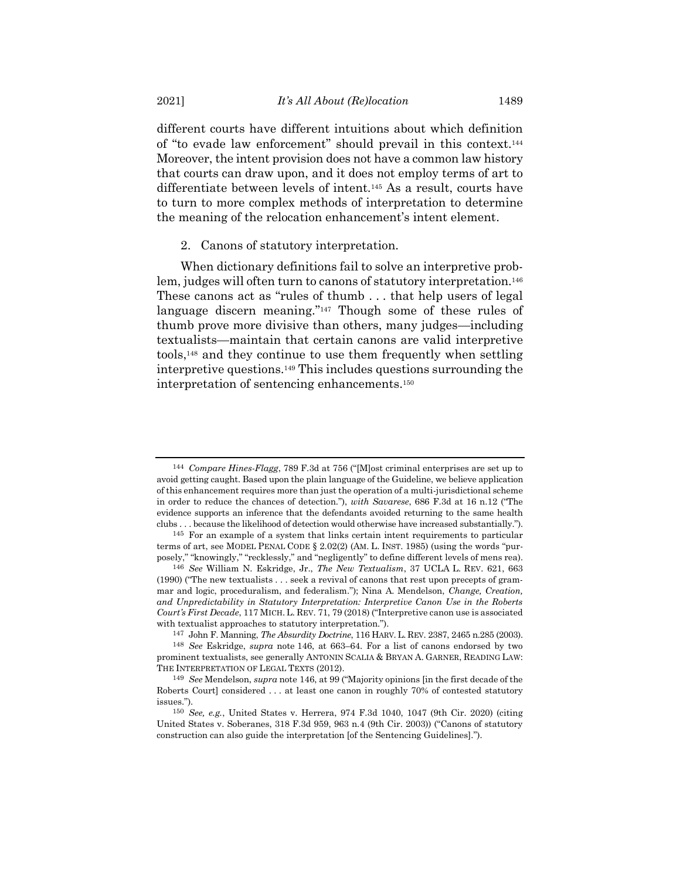different courts have different intuitions about which definition of "to evade law enforcement" should prevail in this context.[144] Moreover, the intent provision does not have a common law history that courts can draw upon, and it does not employ terms of art to differentiate between levels of intent.[145] As a result, courts have to turn to more complex methods of interpretation to determine the meaning of the relocation enhancement's intent element.

### 2. Canons of statutory interpretation.

When dictionary definitions fail to solve an interpretive problem, judges will often turn to canons of statutory interpretation.[146] These canons act as "rules of thumb . . . that help users of legal language discern meaning."[147] Though some of these rules of thumb prove more divisive than others, many judges—including textualists—maintain that certain canons are valid interpretive tools,[148] and they continue to use them frequently when settling interpretive questions.[149] This includes questions surrounding the interpretation of sentencing enhancements.[150]

---

[144] *Compare Hines-Flagg*, 789 F.3d at 756 ("[M]ost criminal enterprises are set up to avoid getting caught. Based upon the plain language of the Guideline, we believe application of this enhancement requires more than just the operation of a multi-jurisdictional scheme in order to reduce the chances of detection."), *with Savarese*, 686 F.3d at 16 n.12 ("The evidence supports an inference that the defendants avoided returning to the same health clubs . . . because the likelihood of detection would otherwise have increased substantially.").

[145] For an example of a system that links certain intent requirements to particular terms of art, see MODEL PENAL CODE § 2.02(2) (AM. L. INST. 1985) (using the words "purposely," "knowingly," "recklessly," and "negligently" to define different levels of mens rea).

[146] *See* William N. Eskridge, Jr., *The New Textualism*, 37 UCLA L. REV. 621, 663 (1990) ("The new textualists . . . seek a revival of canons that rest upon precepts of grammar and logic, proceduralism, and federalism."); Nina A. Mendelson, *Change, Creation, and Unpredictability in Statutory Interpretation: Interpretive Canon Use in the Roberts Court's First Decade*, 117 MICH. L. REV. 71, 79 (2018) ("Interpretive canon use is associated with textualist approaches to statutory interpretation.").

[147] John F. Manning, *The Absurdity Doctrine*, 116 HARV. L. REV. 2387, 2465 n.285 (2003).

[148] *See* Eskridge, *supra* note 146, at 663–64. For a list of canons endorsed by two prominent textualists, see generally ANTONIN SCALIA & BRYAN A. GARNER, READING LAW: THE INTERPRETATION OF LEGAL TEXTS (2012).

[149] *See* Mendelson, *supra* note 146, at 99 ("Majority opinions [in the first decade of the Roberts Court] considered . . . at least one canon in roughly 70% of contested statutory issues.").

[150] *See, e.g.*, United States v. Herrera, 974 F.3d 1040, 1047 (9th Cir. 2020) (citing United States v. Soberanes, 318 F.3d 959, 963 n.4 (9th Cir. 2003)) ("Canons of statutory construction can also guide the interpretation [of the Sentencing Guidelines].").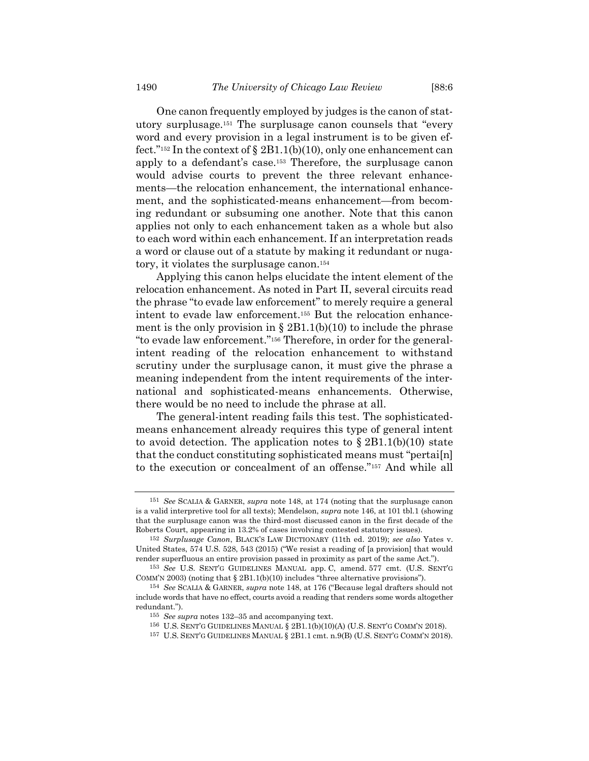One canon frequently employed by judges is the canon of statutory surplusage.[151] The surplusage canon counsels that "every word and every provision in a legal instrument is to be given effect."[152] In the context of § 2B1.1(b)(10), only one enhancement can apply to a defendant's case.[153] Therefore, the surplusage canon would advise courts to prevent the three relevant enhancements—the relocation enhancement, the international enhancement, and the sophisticated-means enhancement—from becoming redundant or subsuming one another. Note that this canon applies not only to each enhancement taken as a whole but also to each word within each enhancement. If an interpretation reads a word or clause out of a statute by making it redundant or nugatory, it violates the surplusage canon.[154]

Applying this canon helps elucidate the intent element of the relocation enhancement. As noted in Part II, several circuits read the phrase "to evade law enforcement" to merely require a general intent to evade law enforcement.[155] But the relocation enhancement is the only provision in § 2B1.1(b)(10) to include the phrase "to evade law enforcement."[156] Therefore, in order for the general-intent reading of the relocation enhancement to withstand scrutiny under the surplusage canon, it must give the phrase a meaning independent from the intent requirements of the international and sophisticated-means enhancements. Otherwise, there would be no need to include the phrase at all.

The general-intent reading fails this test. The sophisticated-means enhancement already requires this type of general intent to avoid detection. The application notes to § 2B1.1(b)(10) state that the conduct constituting sophisticated means must "pertai[n] to the execution or concealment of an offense."[157] And while all

---

[151] *See* SCALIA & GARNER, *supra* note 148, at 174 (noting that the surplusage canon is a valid interpretive tool for all texts); Mendelson, *supra* note 146, at 101 tbl.1 (showing that the surplusage canon was the third-most discussed canon in the first decade of the Roberts Court, appearing in 13.2% of cases involving contested statutory issues).

[152] *Surplusage Canon*, BLACK'S LAW DICTIONARY (11th ed. 2019); *see also* Yates v. United States, 574 U.S. 528, 543 (2015) ("We resist a reading of [a provision] that would render superfluous an entire provision passed in proximity as part of the same Act.").

[153] *See* U.S. SENT'G GUIDELINES MANUAL app. C, amend. 577 cmt. (U.S. SENT'G COMM'N 2003) (noting that § 2B1.1(b)(10) includes "three alternative provisions").

[154] *See* SCALIA & GARNER, *supra* note 148, at 176 ("Because legal drafters should not include words that have no effect, courts avoid a reading that renders some words altogether redundant.").

[155] *See supra* notes 132–35 and accompanying text.

[156] U.S. SENT'G GUIDELINES MANUAL § 2B1.1(b)(10)(A) (U.S. SENT'G COMM'N 2018).

[157] U.S. SENT'G GUIDELINES MANUAL § 2B1.1 cmt. n.9(B) (U.S. SENT'G COMM'N 2018).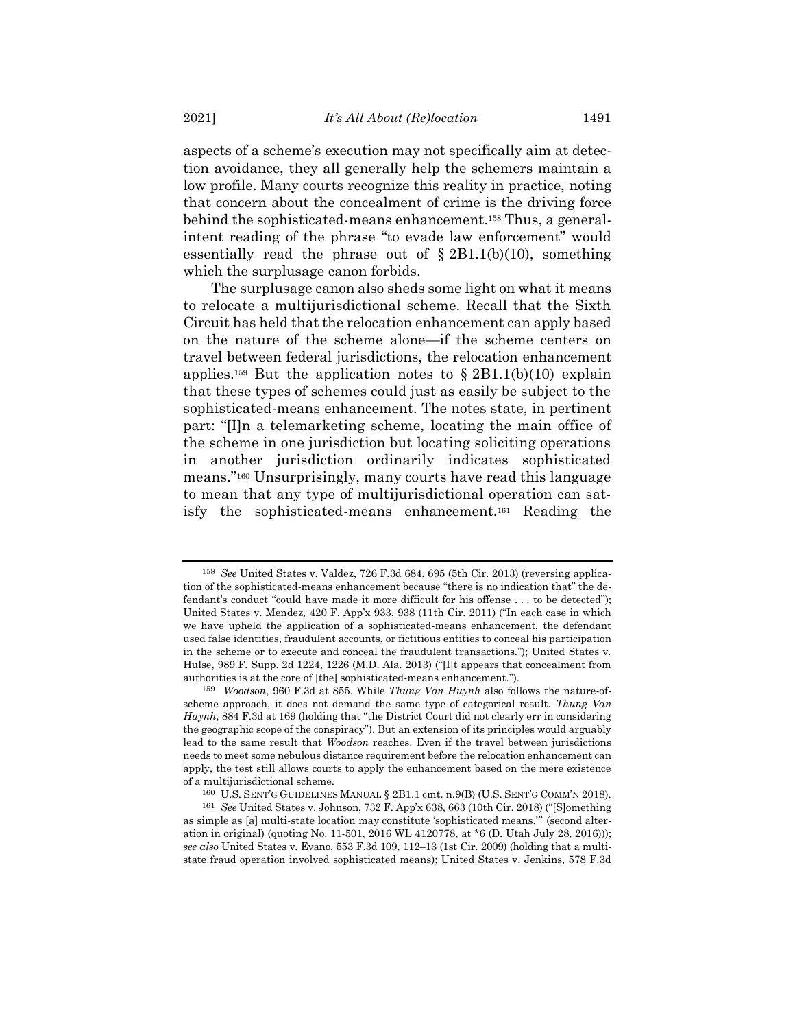aspects of a scheme's execution may not specifically aim at detection avoidance, they all generally help the schemers maintain a low profile. Many courts recognize this reality in practice, noting that concern about the concealment of crime is the driving force behind the sophisticated-means enhancement.[158] Thus, a general-intent reading of the phrase "to evade law enforcement" would essentially read the phrase out of § 2B1.1(b)(10), something which the surplusage canon forbids.

The surplusage canon also sheds some light on what it means to relocate a multijurisdictional scheme. Recall that the Sixth Circuit has held that the relocation enhancement can apply based on the nature of the scheme alone—if the scheme centers on travel between federal jurisdictions, the relocation enhancement applies.[159] But the application notes to § 2B1.1(b)(10) explain that these types of schemes could just as easily be subject to the sophisticated-means enhancement. The notes state, in pertinent part: "[I]n a telemarketing scheme, locating the main office of the scheme in one jurisdiction but locating soliciting operations in another jurisdiction ordinarily indicates sophisticated means."[160] Unsurprisingly, many courts have read this language to mean that any type of multijurisdictional operation can satisfy the sophisticated-means enhancement.[161] Reading the

---

[158] *See* United States v. Valdez, 726 F.3d 684, 695 (5th Cir. 2013) (reversing application of the sophisticated-means enhancement because "there is no indication that" the defendant's conduct "could have made it more difficult for his offense . . . to be detected"); United States v. Mendez, 420 F. App'x 933, 938 (11th Cir. 2011) ("In each case in which we have upheld the application of a sophisticated-means enhancement, the defendant used false identities, fraudulent accounts, or fictitious entities to conceal his participation in the scheme or to execute and conceal the fraudulent transactions."); United States v. Hulse, 989 F. Supp. 2d 1224, 1226 (M.D. Ala. 2013) ("[I]t appears that concealment from authorities is at the core of [the] sophisticated-means enhancement.").

[159] *Woodson*, 960 F.3d at 855. While *Thung Van Huynh* also follows the nature-of-scheme approach, it does not demand the same type of categorical result. *Thung Van Huynh*, 884 F.3d at 169 (holding that "the District Court did not clearly err in considering the geographic scope of the conspiracy"). But an extension of its principles would arguably lead to the same result that *Woodson* reaches. Even if the travel between jurisdictions needs to meet some nebulous distance requirement before the relocation enhancement can apply, the test still allows courts to apply the enhancement based on the mere existence of a multijurisdictional scheme.

[160] U.S. SENT'G GUIDELINES MANUAL § 2B1.1 cmt. n.9(B) (U.S. SENT'G COMM'N 2018).

[161] *See* United States v. Johnson, 732 F. App'x 638, 663 (10th Cir. 2018) ("[S]omething as simple as [a] multi-state location may constitute 'sophisticated means.'" (second alteration in original) (quoting No. 11-501, 2016 WL 4120778, at *6 (D. Utah July 28, 2016))); *see also* United States v. Evano, 553 F.3d 109, 112–13 (1st Cir. 2009) (holding that a multi-state fraud operation involved sophisticated means); United States v. Jenkins, 578 F.3d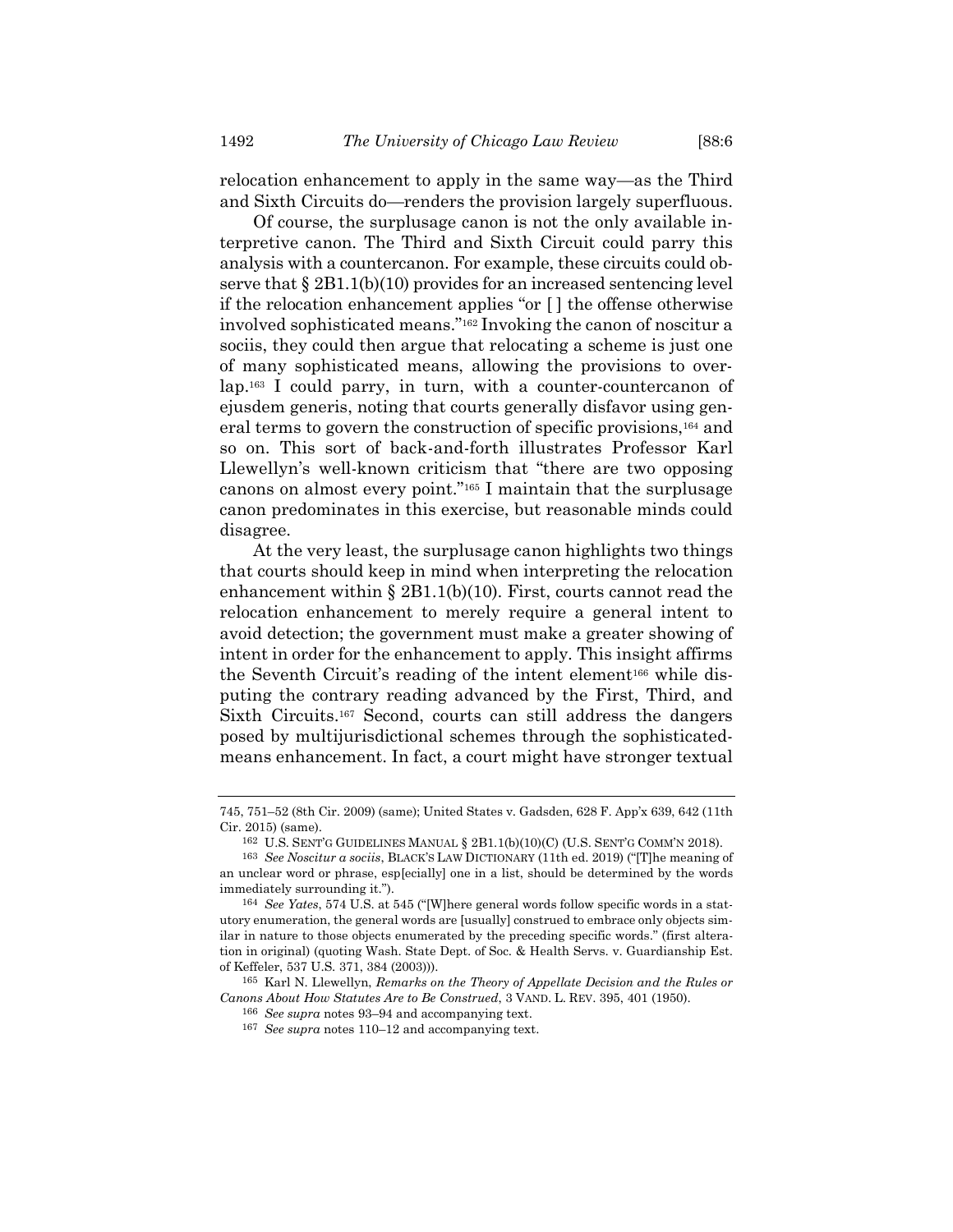relocation enhancement to apply in the same way—as the Third and Sixth Circuits do—renders the provision largely superfluous.

Of course, the surplusage canon is not the only available interpretive canon. The Third and Sixth Circuit could parry this analysis with a countercanon. For example, these circuits could observe that § 2B1.1(b)(10) provides for an increased sentencing level if the relocation enhancement applies "or [ ] the offense otherwise involved sophisticated means."[162] Invoking the canon of noscitur a sociis, they could then argue that relocating a scheme is just one of many sophisticated means, allowing the provisions to overlap.[163] I could parry, in turn, with a counter-countercanon of ejusdem generis, noting that courts generally disfavor using general terms to govern the construction of specific provisions,[164] and so on. This sort of back-and-forth illustrates Professor Karl Llewellyn's well-known criticism that "there are two opposing canons on almost every point."[165] I maintain that the surplusage canon predominates in this exercise, but reasonable minds could disagree.

At the very least, the surplusage canon highlights two things that courts should keep in mind when interpreting the relocation enhancement within § 2B1.1(b)(10). First, courts cannot read the relocation enhancement to merely require a general intent to avoid detection; the government must make a greater showing of intent in order for the enhancement to apply. This insight affirms the Seventh Circuit's reading of the intent element[166] while disputing the contrary reading advanced by the First, Third, and Sixth Circuits.[167] Second, courts can still address the dangers posed by multijurisdictional schemes through the sophisticated-means enhancement. In fact, a court might have stronger textual

---

745, 751–52 (8th Cir. 2009) (same); United States v. Gadsden, 628 F. App'x 639, 642 (11th Cir. 2015) (same).

[162] U.S. SENT'G GUIDELINES MANUAL § 2B1.1(b)(10)(C) (U.S. SENT'G COMM'N 2018).

[163] *See Noscitur a sociis*, BLACK'S LAW DICTIONARY (11th ed. 2019) ("[T]he meaning of an unclear word or phrase, esp[ecially] one in a list, should be determined by the words immediately surrounding it.").

[164] *See Yates*, 574 U.S. at 545 ("[W]here general words follow specific words in a statutory enumeration, the general words are [usually] construed to embrace only objects similar in nature to those objects enumerated by the preceding specific words." (first alteration in original) (quoting Wash. State Dept. of Soc. & Health Servs. v. Guardianship Est. of Keffeler, 537 U.S. 371, 384 (2003))).

[165] Karl N. Llewellyn, *Remarks on the Theory of Appellate Decision and the Rules or Canons About How Statutes Are to Be Construed*, 3 VAND. L. REV. 395, 401 (1950).

[166] *See supra* notes 93–94 and accompanying text.

[167] *See supra* notes 110–12 and accompanying text.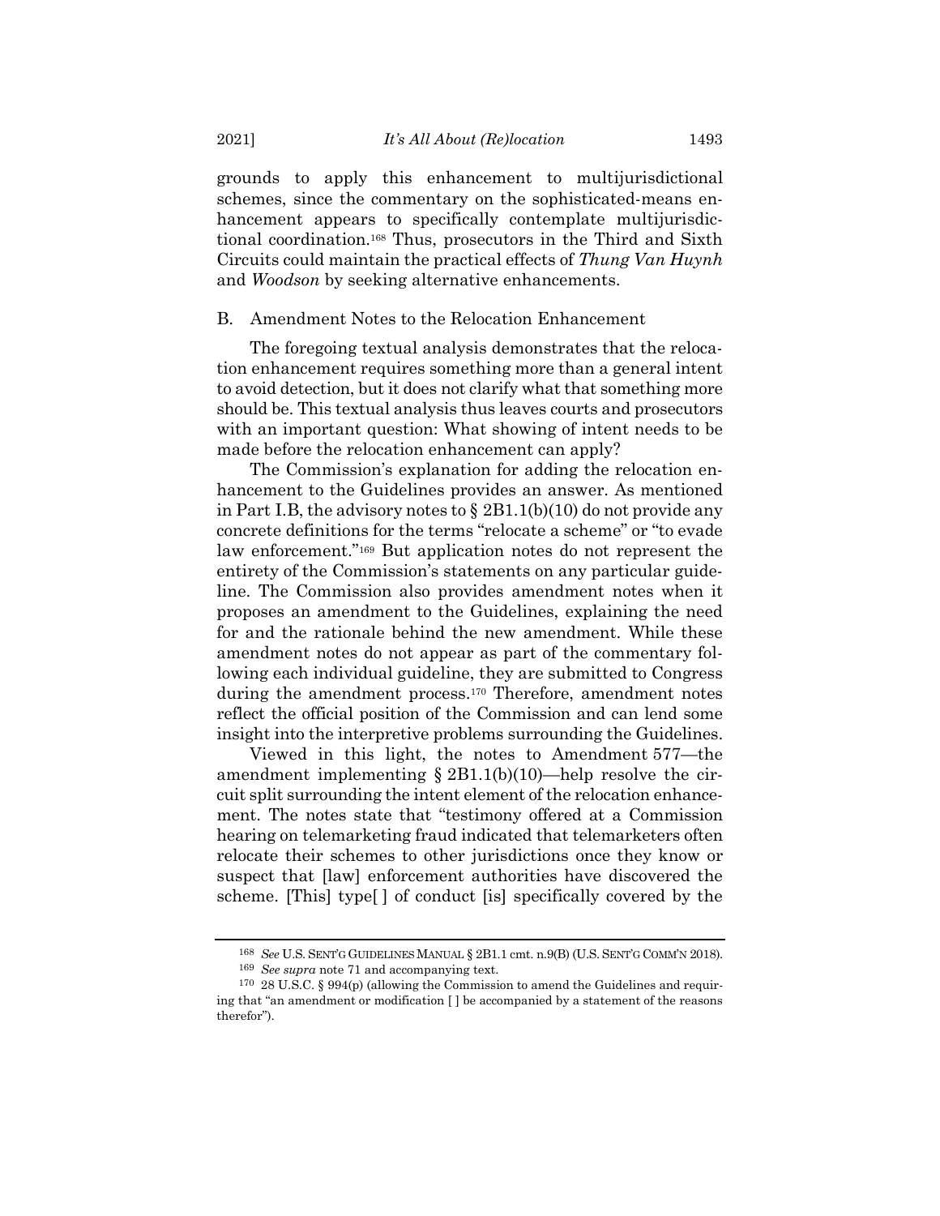grounds to apply this enhancement to multijurisdictional schemes, since the commentary on the sophisticated-means enhancement appears to specifically contemplate multijurisdictional coordination.[168] Thus, prosecutors in the Third and Sixth Circuits could maintain the practical effects of *Thung Van Huynh* and *Woodson* by seeking alternative enhancements.

## B. Amendment Notes to the Relocation Enhancement

The foregoing textual analysis demonstrates that the relocation enhancement requires something more than a general intent to avoid detection, but it does not clarify what that something more should be. This textual analysis thus leaves courts and prosecutors with an important question: What showing of intent needs to be made before the relocation enhancement can apply?

The Commission's explanation for adding the relocation enhancement to the Guidelines provides an answer. As mentioned in Part I.B, the advisory notes to § 2B1.1(b)(10) do not provide any concrete definitions for the terms "relocate a scheme" or "to evade law enforcement."[169] But application notes do not represent the entirety of the Commission's statements on any particular guideline. The Commission also provides amendment notes when it proposes an amendment to the Guidelines, explaining the need for and the rationale behind the new amendment. While these amendment notes do not appear as part of the commentary following each individual guideline, they are submitted to Congress during the amendment process.[170] Therefore, amendment notes reflect the official position of the Commission and can lend some insight into the interpretive problems surrounding the Guidelines.

Viewed in this light, the notes to Amendment 577—the amendment implementing § 2B1.1(b)(10)—help resolve the circuit split surrounding the intent element of the relocation enhancement. The notes state that "testimony offered at a Commission hearing on telemarketing fraud indicated that telemarketers often relocate their schemes to other jurisdictions once they know or suspect that [law] enforcement authorities have discovered the scheme. [This] type[ ] of conduct [is] specifically covered by the

---

[168] *See* U.S. SENT'G GUIDELINES MANUAL § 2B1.1 cmt. n.9(B) (U.S. SENT'G COMM'N 2018).

[169] *See supra* note 71 and accompanying text.

[170] 28 U.S.C. § 994(p) (allowing the Commission to amend the Guidelines and requiring that "an amendment or modification [ ] be accompanied by a statement of the reasons therefor").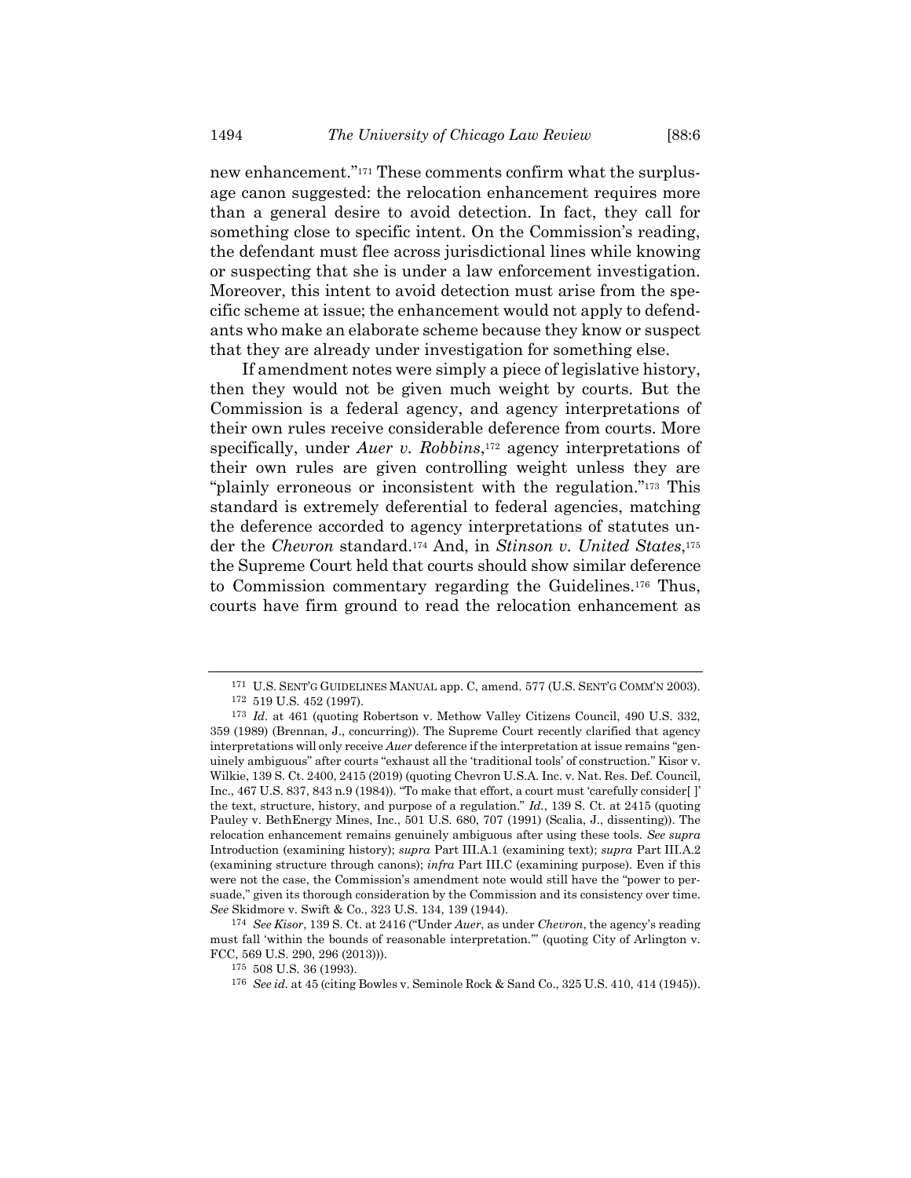new enhancement."[171] These comments confirm what the surplusage canon suggested: the relocation enhancement requires more than a general desire to avoid detection. In fact, they call for something close to specific intent. On the Commission's reading, the defendant must flee across jurisdictional lines while knowing or suspecting that she is under a law enforcement investigation. Moreover, this intent to avoid detection must arise from the specific scheme at issue; the enhancement would not apply to defendants who make an elaborate scheme because they know or suspect that they are already under investigation for something else.

If amendment notes were simply a piece of legislative history, then they would not be given much weight by courts. But the Commission is a federal agency, and agency interpretations of their own rules receive considerable deference from courts. More specifically, under *Auer v. Robbins*,[172] agency interpretations of their own rules are given controlling weight unless they are "plainly erroneous or inconsistent with the regulation."[173] This standard is extremely deferential to federal agencies, matching the deference accorded to agency interpretations of statutes under the *Chevron* standard.[174] And, in *Stinson v. United States*,[175] the Supreme Court held that courts should show similar deference to Commission commentary regarding the Guidelines.[176] Thus, courts have firm ground to read the relocation enhancement as

---

[171] U.S. SENT'G GUIDELINES MANUAL app. C, amend. 577 (U.S. SENT'G COMM'N 2003).

[172] 519 U.S. 452 (1997).

[173] *Id.* at 461 (quoting Robertson v. Methow Valley Citizens Council, 490 U.S. 332, 359 (1989) (Brennan, J., concurring)). The Supreme Court recently clarified that agency interpretations will only receive *Auer* deference if the interpretation at issue remains "genuinely ambiguous" after courts "exhaust all the 'traditional tools' of construction." Kisor v. Wilkie, 139 S. Ct. 2400, 2415 (2019) (quoting Chevron U.S.A. Inc. v. Nat. Res. Def. Council, Inc., 467 U.S. 837, 843 n.9 (1984)). "To make that effort, a court must 'carefully consider[ ]' the text, structure, history, and purpose of a regulation." *Id.*, 139 S. Ct. at 2415 (quoting Pauley v. BethEnergy Mines, Inc., 501 U.S. 680, 707 (1991) (Scalia, J., dissenting)). The relocation enhancement remains genuinely ambiguous after using these tools. *See supra* Introduction (examining history); *supra* Part III.A.1 (examining text); *supra* Part III.A.2 (examining structure through canons); *infra* Part III.C (examining purpose). Even if this were not the case, the Commission's amendment note would still have the "power to persuade," given its thorough consideration by the Commission and its consistency over time. *See* Skidmore v. Swift & Co., 323 U.S. 134, 139 (1944).

[174] *See Kisor*, 139 S. Ct. at 2416 ("Under *Auer*, as under *Chevron*, the agency's reading must fall 'within the bounds of reasonable interpretation.'" (quoting City of Arlington v. FCC, 569 U.S. 290, 296 (2013))).

[175] 508 U.S. 36 (1993).

[176] *See id.* at 45 (citing Bowles v. Seminole Rock & Sand Co., 325 U.S. 410, 414 (1945)).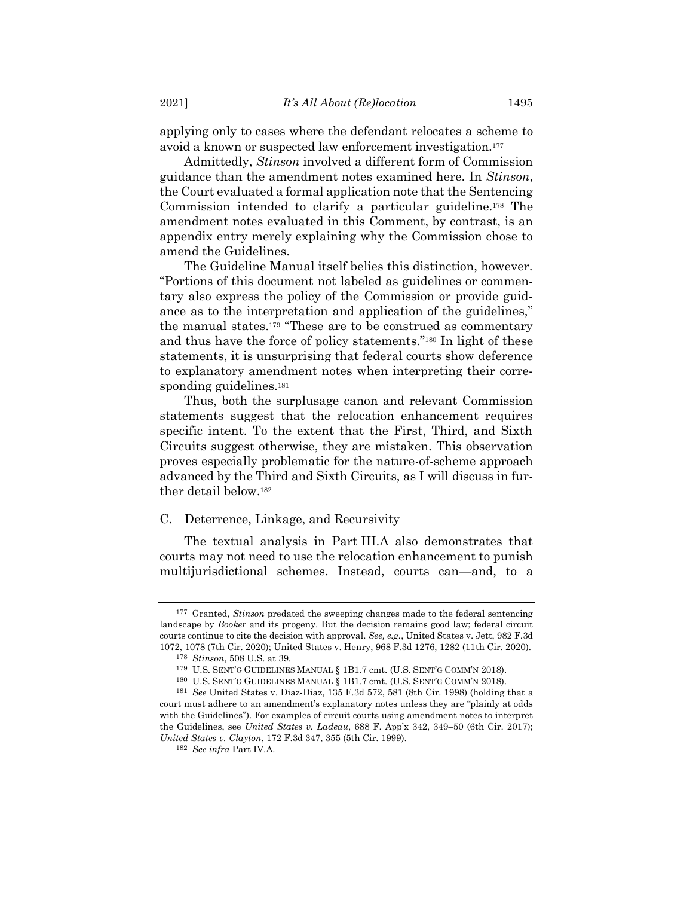applying only to cases where the defendant relocates a scheme to avoid a known or suspected law enforcement investigation.[177]

Admittedly, *Stinson* involved a different form of Commission guidance than the amendment notes examined here. In *Stinson*, the Court evaluated a formal application note that the Sentencing Commission intended to clarify a particular guideline.[178] The amendment notes evaluated in this Comment, by contrast, is an appendix entry merely explaining why the Commission chose to amend the Guidelines.

The Guideline Manual itself belies this distinction, however. "Portions of this document not labeled as guidelines or commentary also express the policy of the Commission or provide guidance as to the interpretation and application of the guidelines," the manual states.[179] "These are to be construed as commentary and thus have the force of policy statements."[180] In light of these statements, it is unsurprising that federal courts show deference to explanatory amendment notes when interpreting their corresponding guidelines.[181]

Thus, both the surplusage canon and relevant Commission statements suggest that the relocation enhancement requires specific intent. To the extent that the First, Third, and Sixth Circuits suggest otherwise, they are mistaken. This observation proves especially problematic for the nature-of-scheme approach advanced by the Third and Sixth Circuits, as I will discuss in further detail below.[182]

### C. Deterrence, Linkage, and Recursivity

The textual analysis in Part III.A also demonstrates that courts may not need to use the relocation enhancement to punish multijurisdictional schemes. Instead, courts can—and, to a

---

[177] Granted, *Stinson* predated the sweeping changes made to the federal sentencing landscape by *Booker* and its progeny. But the decision remains good law; federal circuit courts continue to cite the decision with approval. *See, e.g.*, United States v. Jett, 982 F.3d 1072, 1078 (7th Cir. 2020); United States v. Henry, 968 F.3d 1276, 1282 (11th Cir. 2020).

[178] *Stinson*, 508 U.S. at 39.

[179] U.S. SENT'G GUIDELINES MANUAL § 1B1.7 cmt. (U.S. SENT'G COMM'N 2018).

[180] U.S. SENT'G GUIDELINES MANUAL § 1B1.7 cmt. (U.S. SENT'G COMM'N 2018).

[181] *See* United States v. Diaz-Diaz, 135 F.3d 572, 581 (8th Cir. 1998) (holding that a court must adhere to an amendment's explanatory notes unless they are "plainly at odds with the Guidelines"). For examples of circuit courts using amendment notes to interpret the Guidelines, see *United States v. Ladeau*, 688 F. App'x 342, 349–50 (6th Cir. 2017); *United States v. Clayton*, 172 F.3d 347, 355 (5th Cir. 1999).

[182] *See infra* Part IV.A.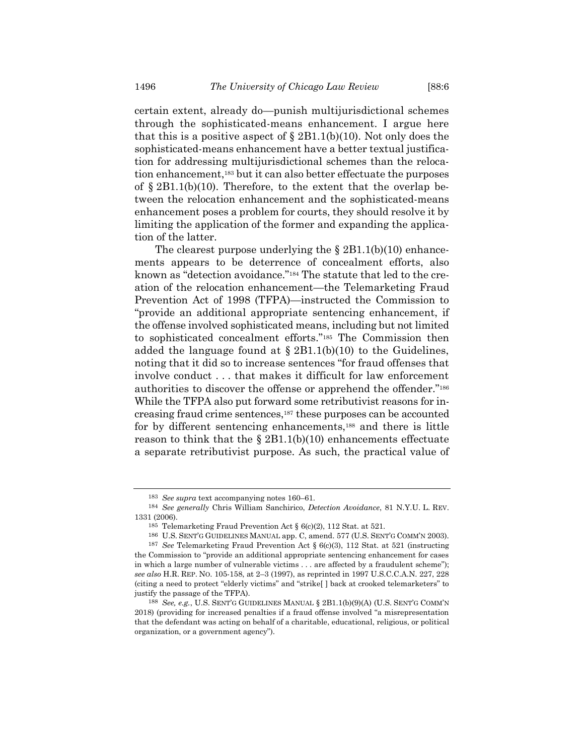certain extent, already do—punish multijurisdictional schemes through the sophisticated-means enhancement. I argue here that this is a positive aspect of § 2B1.1(b)(10). Not only does the sophisticated-means enhancement have a better textual justification for addressing multijurisdictional schemes than the relocation enhancement,[183] but it can also better effectuate the purposes of § 2B1.1(b)(10). Therefore, to the extent that the overlap between the relocation enhancement and the sophisticated-means enhancement poses a problem for courts, they should resolve it by limiting the application of the former and expanding the application of the latter.

The clearest purpose underlying the § 2B1.1(b)(10) enhancements appears to be deterrence of concealment efforts, also known as "detection avoidance."[184] The statute that led to the creation of the relocation enhancement—the Telemarketing Fraud Prevention Act of 1998 (TFPA)—instructed the Commission to "provide an additional appropriate sentencing enhancement, if the offense involved sophisticated means, including but not limited to sophisticated concealment efforts."[185] The Commission then added the language found at § 2B1.1(b)(10) to the Guidelines, noting that it did so to increase sentences "for fraud offenses that involve conduct . . . that makes it difficult for law enforcement authorities to discover the offense or apprehend the offender."[186] While the TFPA also put forward some retributivist reasons for increasing fraud crime sentences,[187] these purposes can be accounted for by different sentencing enhancements,[188] and there is little reason to think that the § 2B1.1(b)(10) enhancements effectuate a separate retributivist purpose. As such, the practical value of

---

[183] *See supra* text accompanying notes 160–61.

[184] *See generally* Chris William Sanchirico, *Detection Avoidance*, 81 N.Y.U. L. REV. 1331 (2006).

[185] Telemarketing Fraud Prevention Act § 6(c)(2), 112 Stat. at 521.

[186] U.S. SENT'G GUIDELINES MANUAL app. C, amend. 577 (U.S. SENT'G COMM'N 2003).

[187] *See* Telemarketing Fraud Prevention Act § 6(c)(3), 112 Stat. at 521 (instructing the Commission to "provide an additional appropriate sentencing enhancement for cases in which a large number of vulnerable victims . . . are affected by a fraudulent scheme"); *see also* H.R. REP. NO. 105-158, at 2–3 (1997), as reprinted in 1997 U.S.C.C.A.N. 227, 228 (citing a need to protect "elderly victims" and "strike[ ] back at crooked telemarketers" to justify the passage of the TFPA).

[188] *See, e.g.*, U.S. SENT'G GUIDELINES MANUAL § 2B1.1(b)(9)(A) (U.S. SENT'G COMM'N 2018) (providing for increased penalties if a fraud offense involved "a misrepresentation that the defendant was acting on behalf of a charitable, educational, religious, or political organization, or a government agency").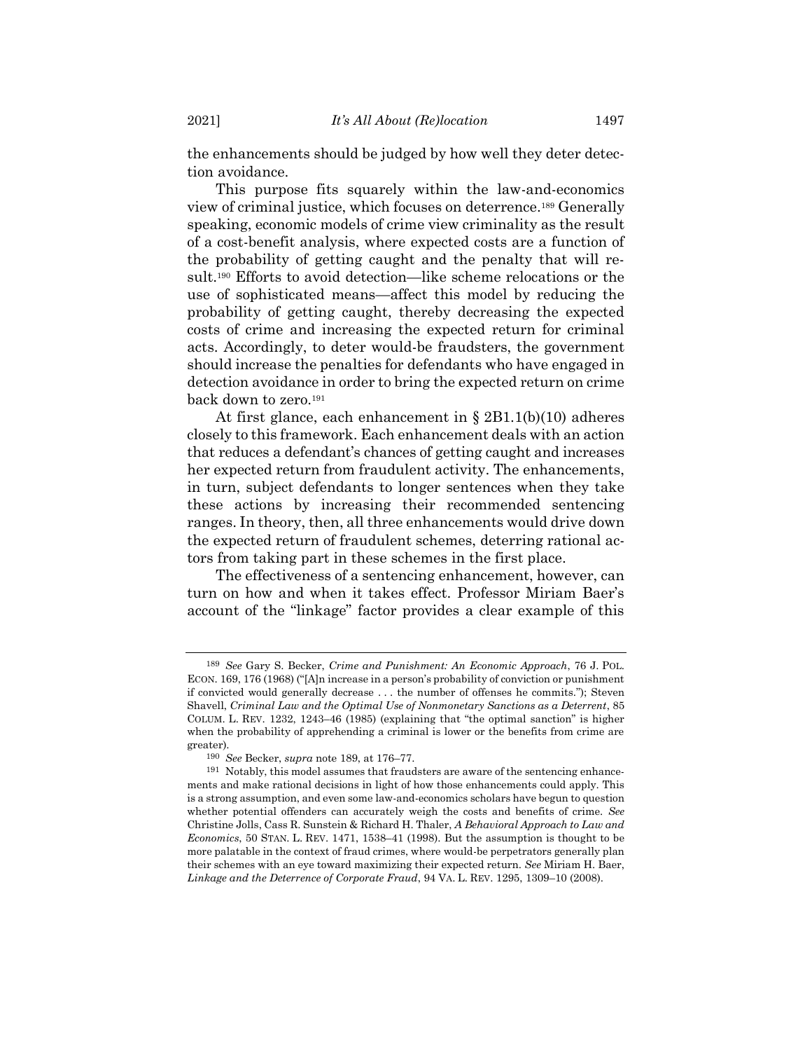the enhancements should be judged by how well they deter detection avoidance.

This purpose fits squarely within the law-and-economics view of criminal justice, which focuses on deterrence.[189] Generally speaking, economic models of crime view criminality as the result of a cost-benefit analysis, where expected costs are a function of the probability of getting caught and the penalty that will result.[190] Efforts to avoid detection—like scheme relocations or the use of sophisticated means—affect this model by reducing the probability of getting caught, thereby decreasing the expected costs of crime and increasing the expected return for criminal acts. Accordingly, to deter would-be fraudsters, the government should increase the penalties for defendants who have engaged in detection avoidance in order to bring the expected return on crime back down to zero.[191]

At first glance, each enhancement in § 2B1.1(b)(10) adheres closely to this framework. Each enhancement deals with an action that reduces a defendant's chances of getting caught and increases her expected return from fraudulent activity. The enhancements, in turn, subject defendants to longer sentences when they take these actions by increasing their recommended sentencing ranges. In theory, then, all three enhancements would drive down the expected return of fraudulent schemes, deterring rational actors from taking part in these schemes in the first place.

The effectiveness of a sentencing enhancement, however, can turn on how and when it takes effect. Professor Miriam Baer's account of the "linkage" factor provides a clear example of this

---

[189] *See* Gary S. Becker, *Crime and Punishment: An Economic Approach*, 76 J. POL. ECON. 169, 176 (1968) ("[A]n increase in a person's probability of conviction or punishment if convicted would generally decrease . . . the number of offenses he commits."); Steven Shavell, *Criminal Law and the Optimal Use of Nonmonetary Sanctions as a Deterrent*, 85 COLUM. L. REV. 1232, 1243–46 (1985) (explaining that "the optimal sanction" is higher when the probability of apprehending a criminal is lower or the benefits from crime are greater).

[190] *See* Becker, *supra* note 189, at 176–77.

[191] Notably, this model assumes that fraudsters are aware of the sentencing enhancements and make rational decisions in light of how those enhancements could apply. This is a strong assumption, and even some law-and-economics scholars have begun to question whether potential offenders can accurately weigh the costs and benefits of crime. *See* Christine Jolls, Cass R. Sunstein & Richard H. Thaler, *A Behavioral Approach to Law and Economics*, 50 STAN. L. REV. 1471, 1538–41 (1998). But the assumption is thought to be more palatable in the context of fraud crimes, where would-be perpetrators generally plan their schemes with an eye toward maximizing their expected return. *See* Miriam H. Baer, *Linkage and the Deterrence of Corporate Fraud*, 94 VA. L. REV. 1295, 1309–10 (2008).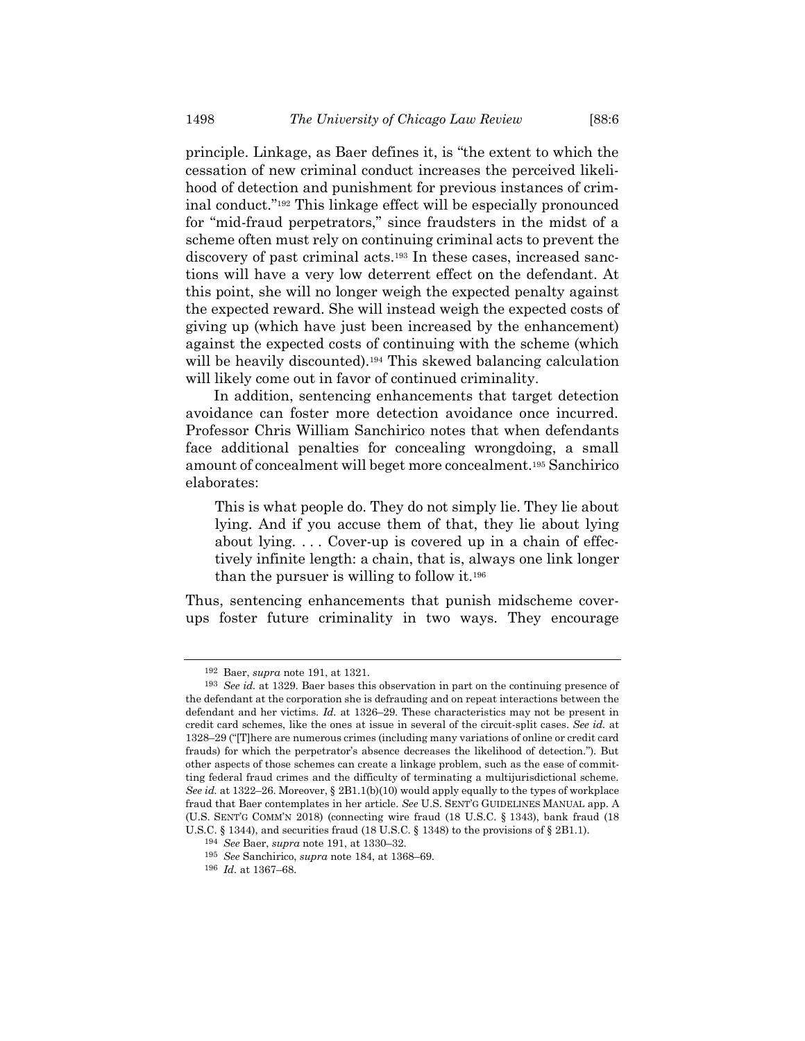principle. Linkage, as Baer defines it, is "the extent to which the cessation of new criminal conduct increases the perceived likelihood of detection and punishment for previous instances of criminal conduct."[192] This linkage effect will be especially pronounced for "mid-fraud perpetrators," since fraudsters in the midst of a scheme often must rely on continuing criminal acts to prevent the discovery of past criminal acts.[193] In these cases, increased sanctions will have a very low deterrent effect on the defendant. At this point, she will no longer weigh the expected penalty against the expected reward. She will instead weigh the expected costs of giving up (which have just been increased by the enhancement) against the expected costs of continuing with the scheme (which will be heavily discounted).[194] This skewed balancing calculation will likely come out in favor of continued criminality.

In addition, sentencing enhancements that target detection avoidance can foster more detection avoidance once incurred. Professor Chris William Sanchirico notes that when defendants face additional penalties for concealing wrongdoing, a small amount of concealment will beget more concealment.[195] Sanchirico elaborates:

> This is what people do. They do not simply lie. They lie about lying. And if you accuse them of that, they lie about lying about lying. . . . Cover-up is covered up in a chain of effectively infinite length: a chain, that is, always one link longer than the pursuer is willing to follow it.[196]

Thus, sentencing enhancements that punish midscheme cover-ups foster future criminality in two ways. They encourage

---

[192] Baer, *supra* note 191, at 1321.

[193] *See id.* at 1329. Baer bases this observation in part on the continuing presence of the defendant at the corporation she is defrauding and on repeat interactions between the defendant and her victims. *Id.* at 1326–29. These characteristics may not be present in credit card schemes, like the ones at issue in several of the circuit-split cases. *See id.* at 1328–29 ("[T]here are numerous crimes (including many variations of online or credit card frauds) for which the perpetrator's absence decreases the likelihood of detection."). But other aspects of those schemes can create a linkage problem, such as the ease of committing federal fraud crimes and the difficulty of terminating a multijurisdictional scheme. *See id.* at 1322–26. Moreover, § 2B1.1(b)(10) would apply equally to the types of workplace fraud that Baer contemplates in her article. *See* U.S. SENT'G GUIDELINES MANUAL app. A (U.S. SENT'G COMM'N 2018) (connecting wire fraud (18 U.S.C. § 1343), bank fraud (18 U.S.C. § 1344), and securities fraud (18 U.S.C. § 1348) to the provisions of § 2B1.1).

[194] *See* Baer, *supra* note 191, at 1330–32.

[195] *See* Sanchirico, *supra* note 184, at 1368–69.

[196] *Id.* at 1367–68.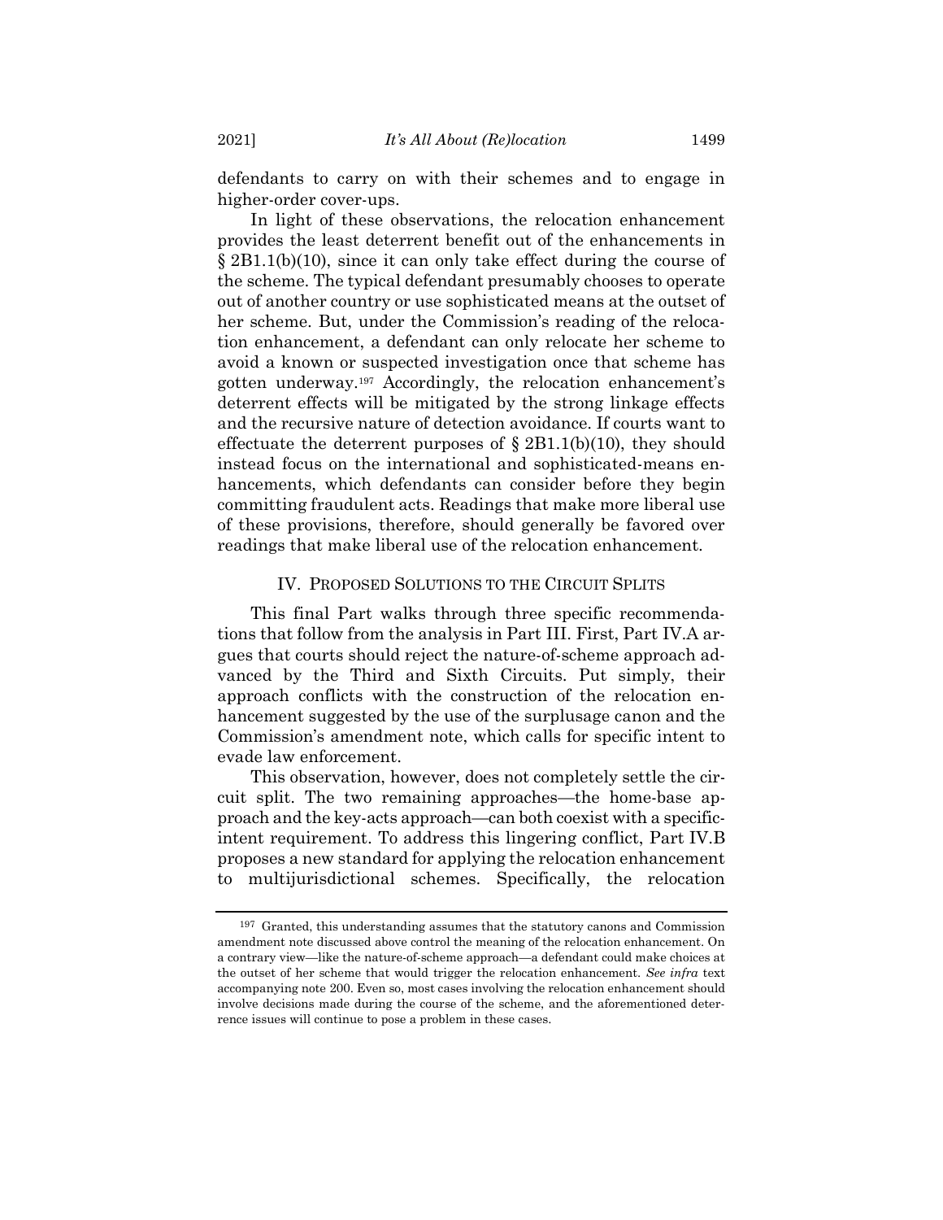defendants to carry on with their schemes and to engage in higher-order cover-ups.

In light of these observations, the relocation enhancement provides the least deterrent benefit out of the enhancements in § 2B1.1(b)(10), since it can only take effect during the course of the scheme. The typical defendant presumably chooses to operate out of another country or use sophisticated means at the outset of her scheme. But, under the Commission's reading of the relocation enhancement, a defendant can only relocate her scheme to avoid a known or suspected investigation once that scheme has gotten underway.[197] Accordingly, the relocation enhancement's deterrent effects will be mitigated by the strong linkage effects and the recursive nature of detection avoidance. If courts want to effectuate the deterrent purposes of § 2B1.1(b)(10), they should instead focus on the international and sophisticated-means enhancements, which defendants can consider before they begin committing fraudulent acts. Readings that make more liberal use of these provisions, therefore, should generally be favored over readings that make liberal use of the relocation enhancement.

## IV. Proposed Solutions to the Circuit Splits

This final Part walks through three specific recommendations that follow from the analysis in Part III. First, Part IV.A argues that courts should reject the nature-of-scheme approach advanced by the Third and Sixth Circuits. Put simply, their approach conflicts with the construction of the relocation enhancement suggested by the use of the surplusage canon and the Commission's amendment note, which calls for specific intent to evade law enforcement.

This observation, however, does not completely settle the circuit split. The two remaining approaches—the home-base approach and the key-acts approach—can both coexist with a specific-intent requirement. To address this lingering conflict, Part IV.B proposes a new standard for applying the relocation enhancement to multijurisdictional schemes. Specifically, the relocation

---

[197] Granted, this understanding assumes that the statutory canons and Commission amendment note discussed above control the meaning of the relocation enhancement. On a contrary view—like the nature-of-scheme approach—a defendant could make choices at the outset of her scheme that would trigger the relocation enhancement. *See infra* text accompanying note 200. Even so, most cases involving the relocation enhancement should involve decisions made during the course of the scheme, and the aforementioned deterrence issues will continue to pose a problem in these cases.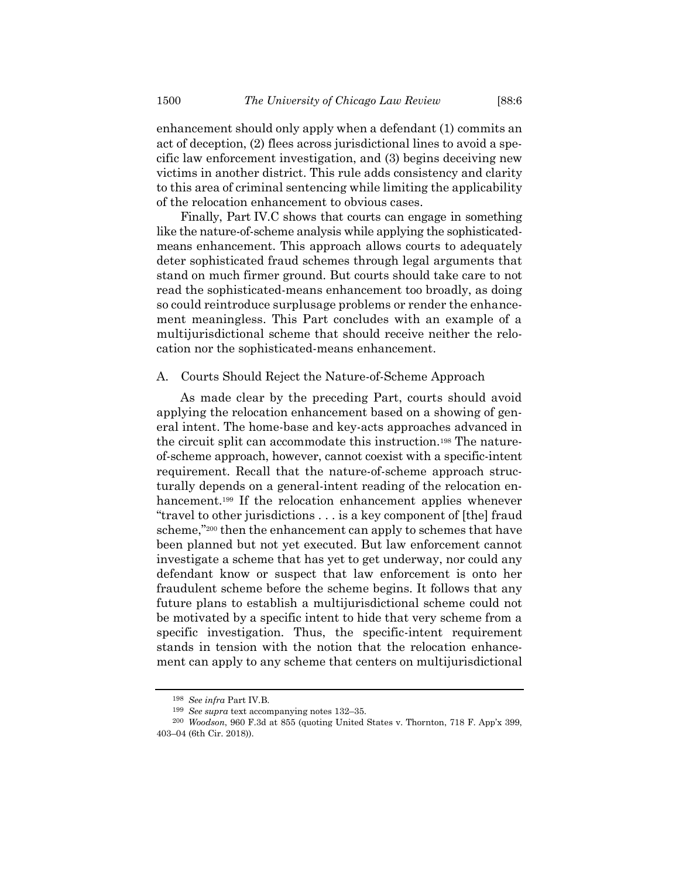enhancement should only apply when a defendant (1) commits an act of deception, (2) flees across jurisdictional lines to avoid a specific law enforcement investigation, and (3) begins deceiving new victims in another district. This rule adds consistency and clarity to this area of criminal sentencing while limiting the applicability of the relocation enhancement to obvious cases.

Finally, Part IV.C shows that courts can engage in something like the nature-of-scheme analysis while applying the sophisticated-means enhancement. This approach allows courts to adequately deter sophisticated fraud schemes through legal arguments that stand on much firmer ground. But courts should take care to not read the sophisticated-means enhancement too broadly, as doing so could reintroduce surplusage problems or render the enhancement meaningless. This Part concludes with an example of a multijurisdictional scheme that should receive neither the relocation nor the sophisticated-means enhancement.

## A. Courts Should Reject the Nature-of-Scheme Approach

As made clear by the preceding Part, courts should avoid applying the relocation enhancement based on a showing of general intent. The home-base and key-acts approaches advanced in the circuit split can accommodate this instruction.[198] The nature-of-scheme approach, however, cannot coexist with a specific-intent requirement. Recall that the nature-of-scheme approach structurally depends on a general-intent reading of the relocation enhancement.[199] If the relocation enhancement applies whenever "travel to other jurisdictions . . . is a key component of [the] fraud scheme,"[200] then the enhancement can apply to schemes that have been planned but not yet executed. But law enforcement cannot investigate a scheme that has yet to get underway, nor could any defendant know or suspect that law enforcement is onto her fraudulent scheme before the scheme begins. It follows that any future plans to establish a multijurisdictional scheme could not be motivated by a specific intent to hide that very scheme from a specific investigation. Thus, the specific-intent requirement stands in tension with the notion that the relocation enhancement can apply to any scheme that centers on multijurisdictional

---

[198] *See infra* Part IV.B.

[199] *See supra* text accompanying notes 132–35.

[200] *Woodson*, 960 F.3d at 855 (quoting United States v. Thornton, 718 F. App'x 399, 403–04 (6th Cir. 2018)).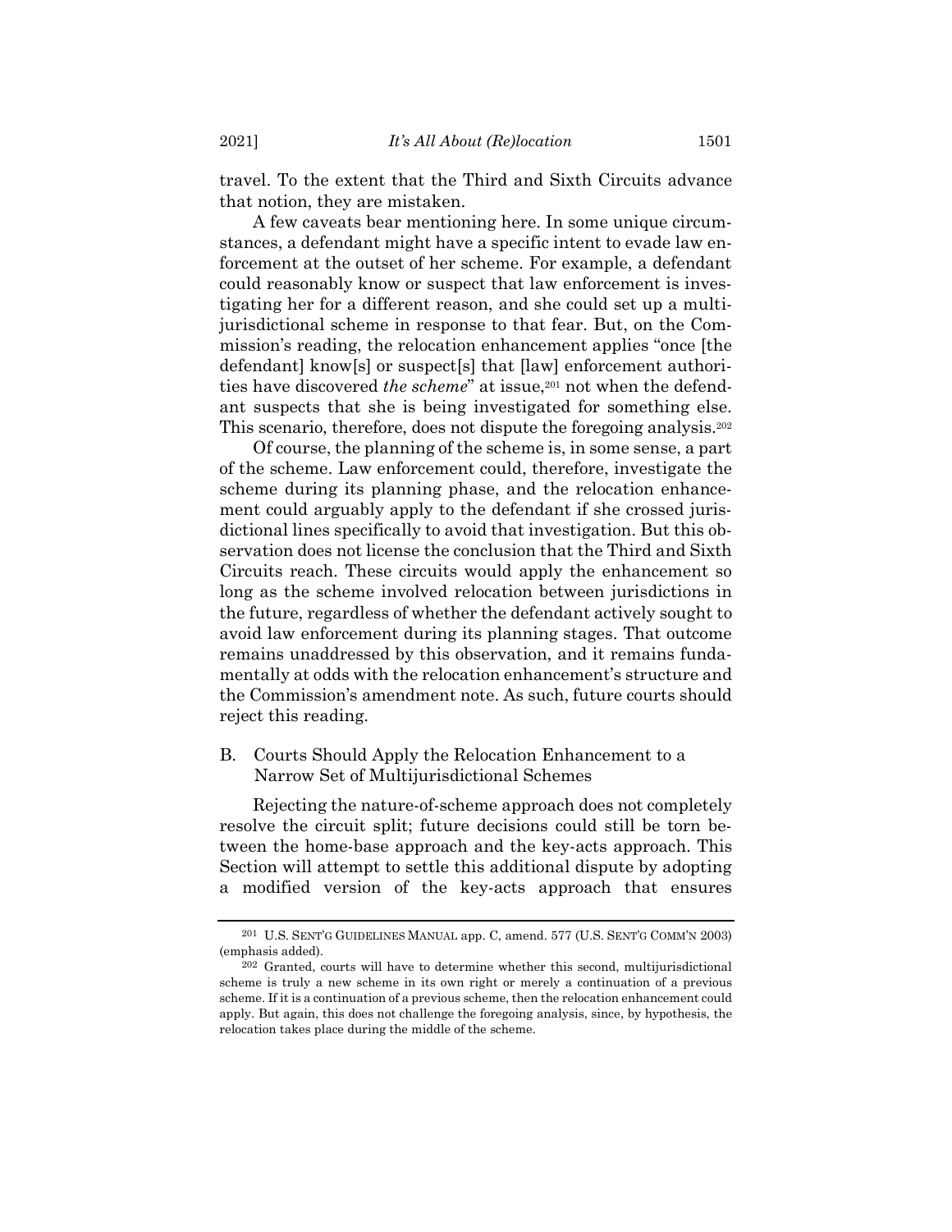travel. To the extent that the Third and Sixth Circuits advance that notion, they are mistaken.

A few caveats bear mentioning here. In some unique circumstances, a defendant might have a specific intent to evade law enforcement at the outset of her scheme. For example, a defendant could reasonably know or suspect that law enforcement is investigating her for a different reason, and she could set up a multijurisdictional scheme in response to that fear. But, on the Commission's reading, the relocation enhancement applies "once [the defendant] know[s] or suspect[s] that [law] enforcement authorities have discovered *the scheme*" at issue,[201] not when the defendant suspects that she is being investigated for something else. This scenario, therefore, does not dispute the foregoing analysis.[202]

Of course, the planning of the scheme is, in some sense, a part of the scheme. Law enforcement could, therefore, investigate the scheme during its planning phase, and the relocation enhancement could arguably apply to the defendant if she crossed jurisdictional lines specifically to avoid that investigation. But this observation does not license the conclusion that the Third and Sixth Circuits reach. These circuits would apply the enhancement so long as the scheme involved relocation between jurisdictions in the future, regardless of whether the defendant actively sought to avoid law enforcement during its planning stages. That outcome remains unaddressed by this observation, and it remains fundamentally at odds with the relocation enhancement's structure and the Commission's amendment note. As such, future courts should reject this reading.

## B. Courts Should Apply the Relocation Enhancement to a Narrow Set of Multijurisdictional Schemes

Rejecting the nature-of-scheme approach does not completely resolve the circuit split; future decisions could still be torn between the home-base approach and the key-acts approach. This Section will attempt to settle this additional dispute by adopting a modified version of the key-acts approach that ensures

---

[201] U.S. SENT'G GUIDELINES MANUAL app. C, amend. 577 (U.S. SENT'G COMM'N 2003) (emphasis added).

[202] Granted, courts will have to determine whether this second, multijurisdictional scheme is truly a new scheme in its own right or merely a continuation of a previous scheme. If it is a continuation of a previous scheme, then the relocation enhancement could apply. But again, this does not challenge the foregoing analysis, since, by hypothesis, the relocation takes place during the middle of the scheme.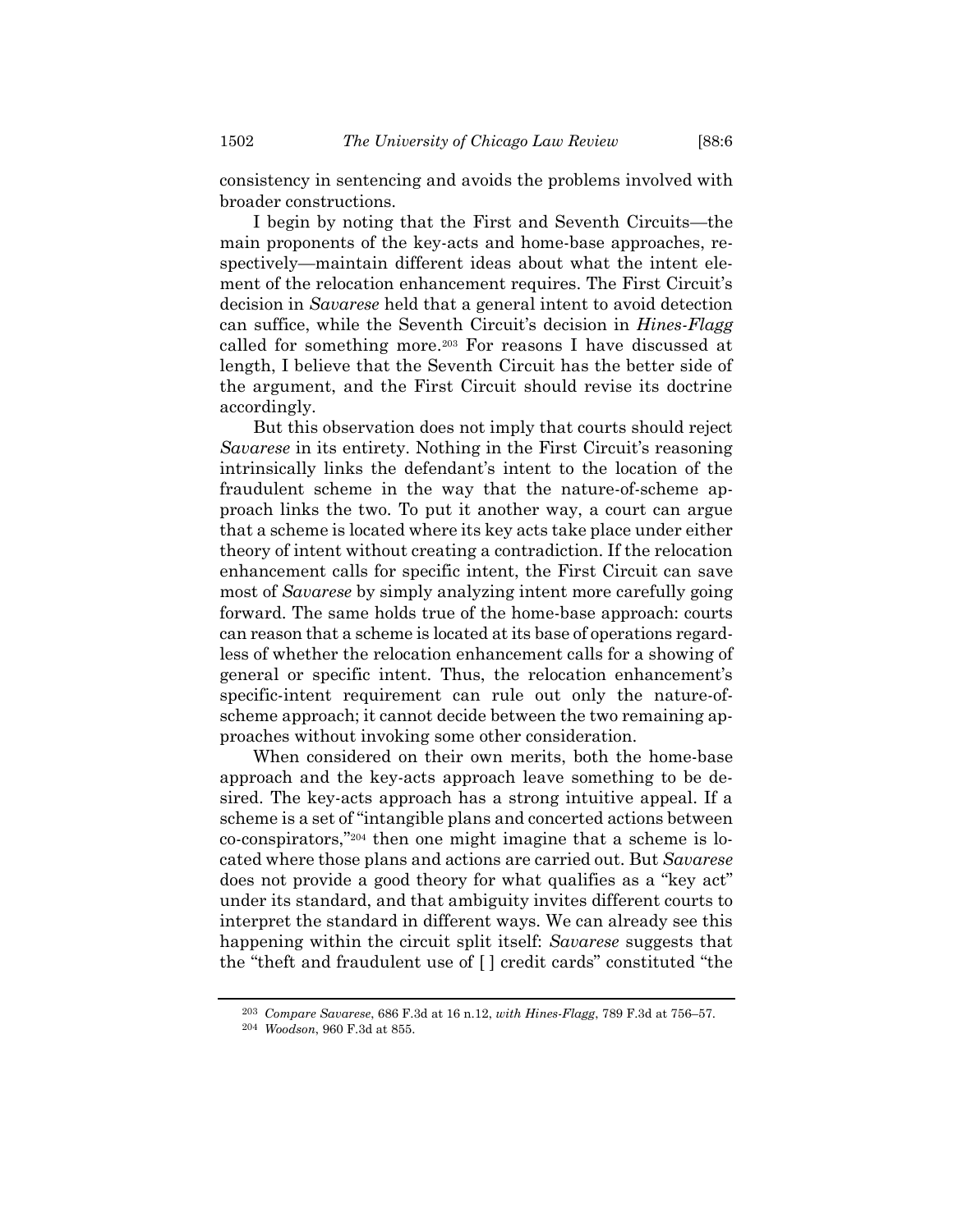consistency in sentencing and avoids the problems involved with broader constructions.

I begin by noting that the First and Seventh Circuits—the main proponents of the key-acts and home-base approaches, respectively—maintain different ideas about what the intent element of the relocation enhancement requires. The First Circuit's decision in *Savarese* held that a general intent to avoid detection can suffice, while the Seventh Circuit's decision in *Hines-Flagg* called for something more.[203] For reasons I have discussed at length, I believe that the Seventh Circuit has the better side of the argument, and the First Circuit should revise its doctrine accordingly.

But this observation does not imply that courts should reject *Savarese* in its entirety. Nothing in the First Circuit's reasoning intrinsically links the defendant's intent to the location of the fraudulent scheme in the way that the nature-of-scheme approach links the two. To put it another way, a court can argue that a scheme is located where its key acts take place under either theory of intent without creating a contradiction. If the relocation enhancement calls for specific intent, the First Circuit can save most of *Savarese* by simply analyzing intent more carefully going forward. The same holds true of the home-base approach: courts can reason that a scheme is located at its base of operations regardless of whether the relocation enhancement calls for a showing of general or specific intent. Thus, the relocation enhancement's specific-intent requirement can rule out only the nature-of-scheme approach; it cannot decide between the two remaining approaches without invoking some other consideration.

When considered on their own merits, both the home-base approach and the key-acts approach leave something to be desired. The key-acts approach has a strong intuitive appeal. If a scheme is a set of "intangible plans and concerted actions between co-conspirators,"[204] then one might imagine that a scheme is located where those plans and actions are carried out. But *Savarese* does not provide a good theory for what qualifies as a "key act" under its standard, and that ambiguity invites different courts to interpret the standard in different ways. We can already see this happening within the circuit split itself: *Savarese* suggests that the "theft and fraudulent use of [ ] credit cards" constituted "the

---

[203] *Compare Savarese*, 686 F.3d at 16 n.12, *with Hines-Flagg*, 789 F.3d at 756–57.

[204] *Woodson*, 960 F.3d at 855.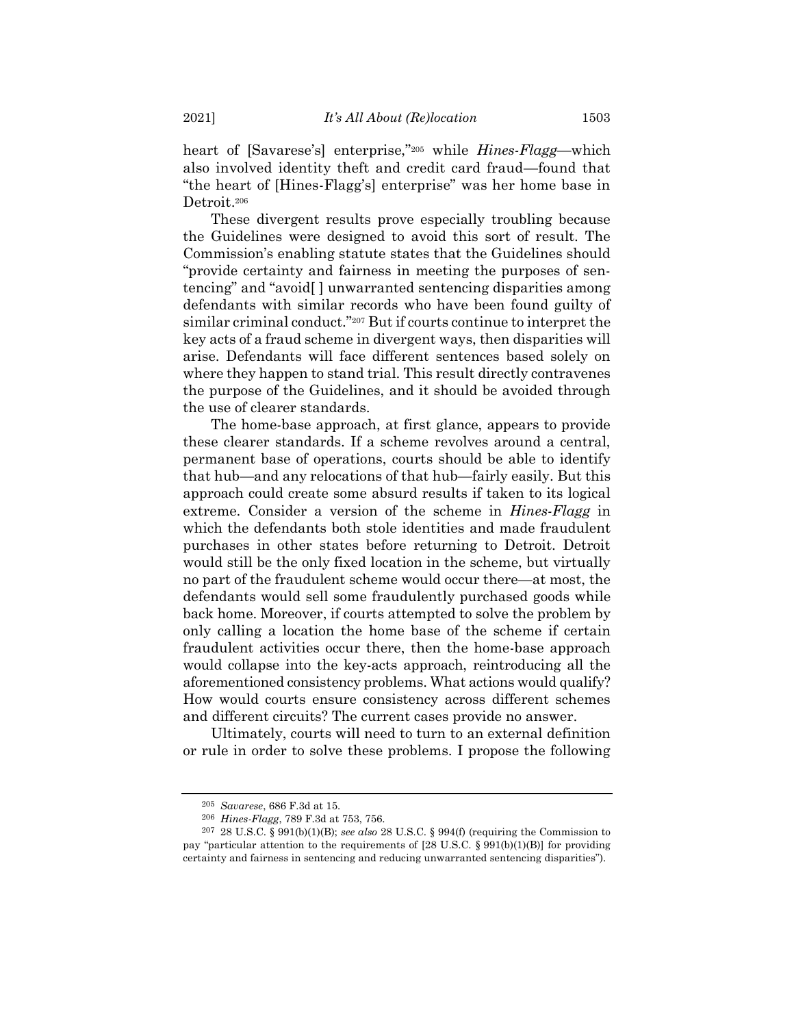heart of [Savarese's] enterprise,"[205] while *Hines-Flagg*—which also involved identity theft and credit card fraud—found that "the heart of [Hines-Flagg's] enterprise" was her home base in Detroit.[206]

These divergent results prove especially troubling because the Guidelines were designed to avoid this sort of result. The Commission's enabling statute states that the Guidelines should "provide certainty and fairness in meeting the purposes of sentencing" and "avoid[ ] unwarranted sentencing disparities among defendants with similar records who have been found guilty of similar criminal conduct."[207] But if courts continue to interpret the key acts of a fraud scheme in divergent ways, then disparities will arise. Defendants will face different sentences based solely on where they happen to stand trial. This result directly contravenes the purpose of the Guidelines, and it should be avoided through the use of clearer standards.

The home-base approach, at first glance, appears to provide these clearer standards. If a scheme revolves around a central, permanent base of operations, courts should be able to identify that hub—and any relocations of that hub—fairly easily. But this approach could create some absurd results if taken to its logical extreme. Consider a version of the scheme in *Hines-Flagg* in which the defendants both stole identities and made fraudulent purchases in other states before returning to Detroit. Detroit would still be the only fixed location in the scheme, but virtually no part of the fraudulent scheme would occur there—at most, the defendants would sell some fraudulently purchased goods while back home. Moreover, if courts attempted to solve the problem by only calling a location the home base of the scheme if certain fraudulent activities occur there, then the home-base approach would collapse into the key-acts approach, reintroducing all the aforementioned consistency problems. What actions would qualify? How would courts ensure consistency across different schemes and different circuits? The current cases provide no answer.

Ultimately, courts will need to turn to an external definition or rule in order to solve these problems. I propose the following

---

[205] *Savarese*, 686 F.3d at 15.

[206] *Hines-Flagg*, 789 F.3d at 753, 756.

[207] 28 U.S.C. § 991(b)(1)(B); *see also* 28 U.S.C. § 994(f) (requiring the Commission to pay "particular attention to the requirements of [28 U.S.C. § 991(b)(1)(B)] for providing certainty and fairness in sentencing and reducing unwarranted sentencing disparities").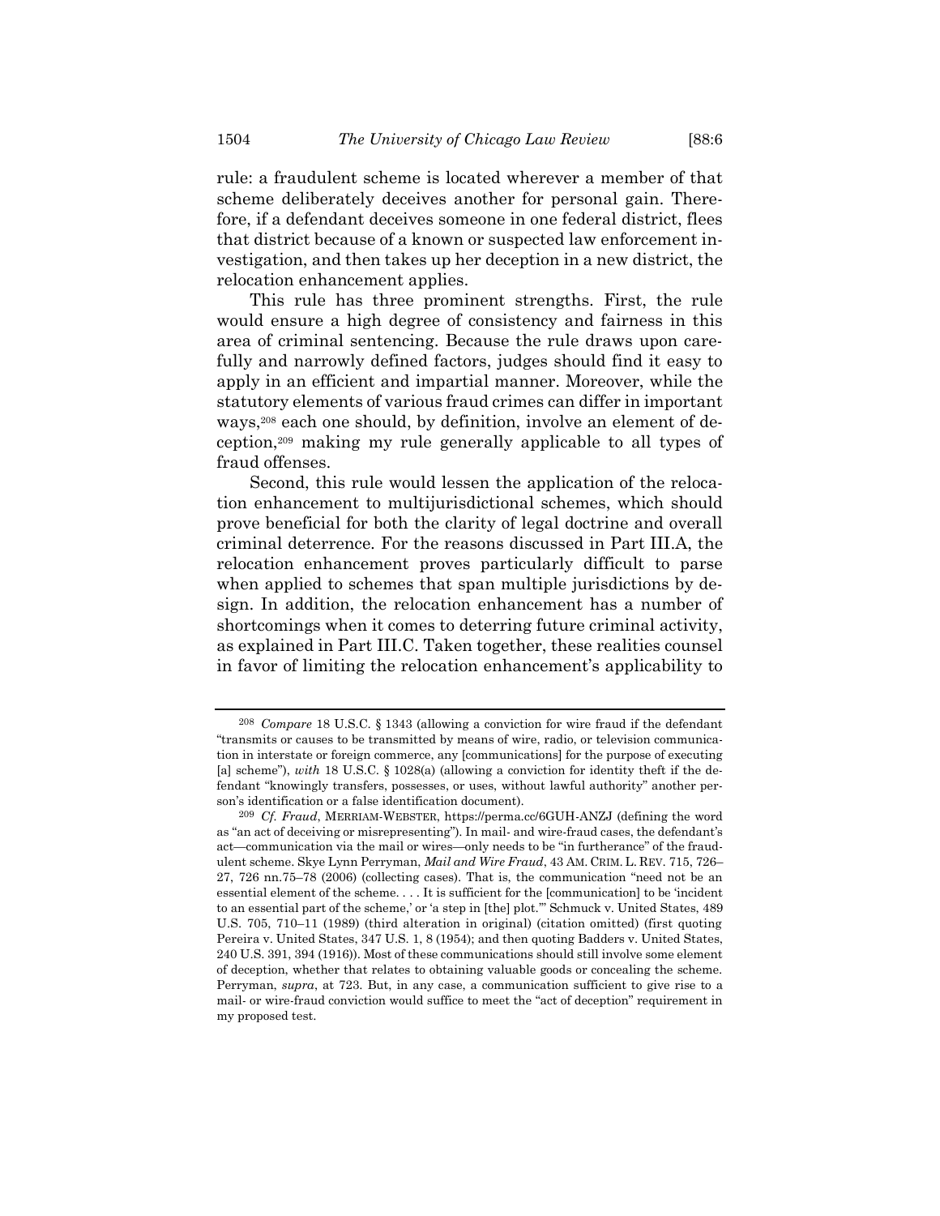rule: a fraudulent scheme is located wherever a member of that scheme deliberately deceives another for personal gain. Therefore, if a defendant deceives someone in one federal district, flees that district because of a known or suspected law enforcement investigation, and then takes up her deception in a new district, the relocation enhancement applies.

This rule has three prominent strengths. First, the rule would ensure a high degree of consistency and fairness in this area of criminal sentencing. Because the rule draws upon carefully and narrowly defined factors, judges should find it easy to apply in an efficient and impartial manner. Moreover, while the statutory elements of various fraud crimes can differ in important ways,[208] each one should, by definition, involve an element of deception,[209] making my rule generally applicable to all types of fraud offenses.

Second, this rule would lessen the application of the relocation enhancement to multijurisdictional schemes, which should prove beneficial for both the clarity of legal doctrine and overall criminal deterrence. For the reasons discussed in Part III.A, the relocation enhancement proves particularly difficult to parse when applied to schemes that span multiple jurisdictions by design. In addition, the relocation enhancement has a number of shortcomings when it comes to deterring future criminal activity, as explained in Part III.C. Taken together, these realities counsel in favor of limiting the relocation enhancement's applicability to

---

[208] *Compare* 18 U.S.C. § 1343 (allowing a conviction for wire fraud if the defendant "transmits or causes to be transmitted by means of wire, radio, or television communication in interstate or foreign commerce, any [communications] for the purpose of executing [a] scheme"), *with* 18 U.S.C. § 1028(a) (allowing a conviction for identity theft if the defendant "knowingly transfers, possesses, or uses, without lawful authority" another person's identification or a false identification document).

[209] *Cf. Fraud*, MERRIAM-WEBSTER, https://perma.cc/6GUH-ANZJ (defining the word as "an act of deceiving or misrepresenting"). In mail- and wire-fraud cases, the defendant's act—communication via the mail or wires—only needs to be "in furtherance" of the fraudulent scheme. Skye Lynn Perryman, *Mail and Wire Fraud*, 43 AM. CRIM. L. REV. 715, 726–27, 726 nn.75–78 (2006) (collecting cases). That is, the communication "need not be an essential element of the scheme. . . . It is sufficient for the [communication] to be 'incident to an essential part of the scheme,' or 'a step in [the] plot.'" Schmuck v. United States, 489 U.S. 705, 710–11 (1989) (third alteration in original) (citation omitted) (first quoting Pereira v. United States, 347 U.S. 1, 8 (1954); and then quoting Badders v. United States, 240 U.S. 391, 394 (1916)). Most of these communications should still involve some element of deception, whether that relates to obtaining valuable goods or concealing the scheme. Perryman, *supra*, at 723. But, in any case, a communication sufficient to give rise to a mail- or wire-fraud conviction would suffice to meet the "act of deception" requirement in my proposed test.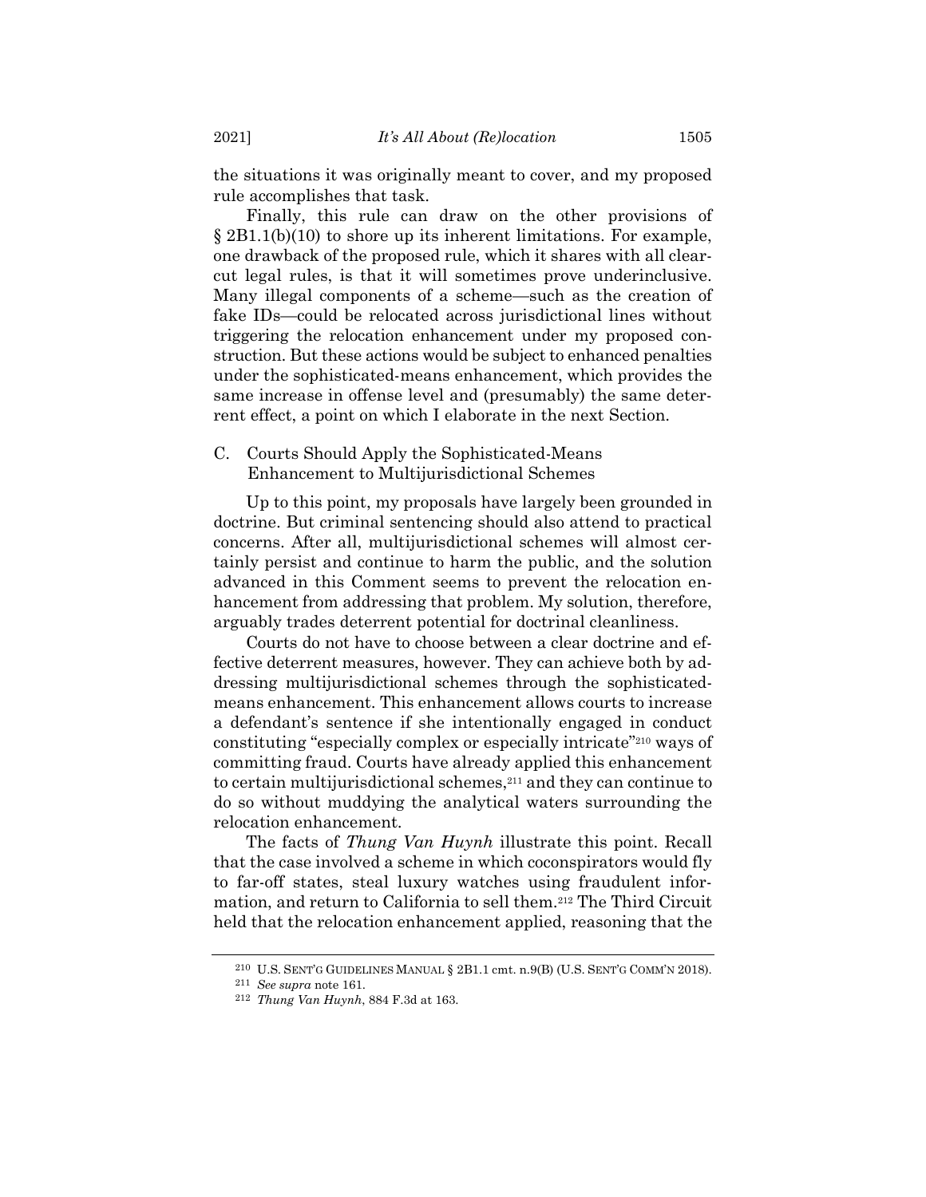the situations it was originally meant to cover, and my proposed rule accomplishes that task.

Finally, this rule can draw on the other provisions of § 2B1.1(b)(10) to shore up its inherent limitations. For example, one drawback of the proposed rule, which it shares with all clear-cut legal rules, is that it will sometimes prove underinclusive. Many illegal components of a scheme—such as the creation of fake IDs—could be relocated across jurisdictional lines without triggering the relocation enhancement under my proposed construction. But these actions would be subject to enhanced penalties under the sophisticated-means enhancement, which provides the same increase in offense level and (presumably) the same deterrent effect, a point on which I elaborate in the next Section.

### C. Courts Should Apply the Sophisticated-Means Enhancement to Multijurisdictional Schemes

Up to this point, my proposals have largely been grounded in doctrine. But criminal sentencing should also attend to practical concerns. After all, multijurisdictional schemes will almost certainly persist and continue to harm the public, and the solution advanced in this Comment seems to prevent the relocation enhancement from addressing that problem. My solution, therefore, arguably trades deterrent potential for doctrinal cleanliness.

Courts do not have to choose between a clear doctrine and effective deterrent measures, however. They can achieve both by addressing multijurisdictional schemes through the sophisticated-means enhancement. This enhancement allows courts to increase a defendant's sentence if she intentionally engaged in conduct constituting "especially complex or especially intricate"[210] ways of committing fraud. Courts have already applied this enhancement to certain multijurisdictional schemes,[211] and they can continue to do so without muddying the analytical waters surrounding the relocation enhancement.

The facts of *Thung Van Huynh* illustrate this point. Recall that the case involved a scheme in which coconspirators would fly to far-off states, steal luxury watches using fraudulent information, and return to California to sell them.[212] The Third Circuit held that the relocation enhancement applied, reasoning that the

---

[210] U.S. SENT'G GUIDELINES MANUAL § 2B1.1 cmt. n.9(B) (U.S. SENT'G COMM'N 2018).

[211] *See supra* note 161.

[212] *Thung Van Huynh*, 884 F.3d at 163.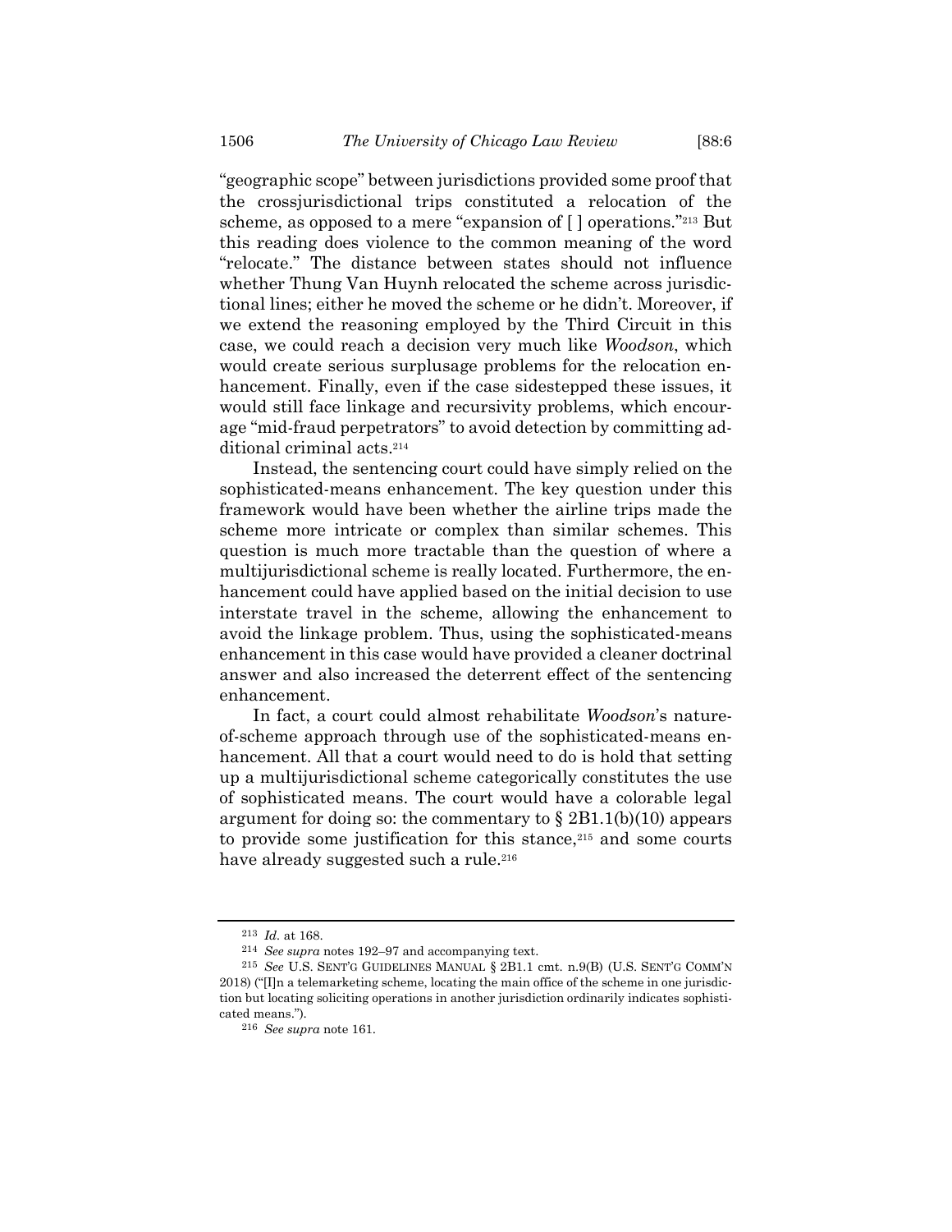"geographic scope" between jurisdictions provided some proof that the crossjurisdictional trips constituted a relocation of the scheme, as opposed to a mere "expansion of [ ] operations."[213] But this reading does violence to the common meaning of the word "relocate." The distance between states should not influence whether Thung Van Huynh relocated the scheme across jurisdictional lines; either he moved the scheme or he didn't. Moreover, if we extend the reasoning employed by the Third Circuit in this case, we could reach a decision very much like *Woodson*, which would create serious surplusage problems for the relocation enhancement. Finally, even if the case sidestepped these issues, it would still face linkage and recursivity problems, which encourage "mid-fraud perpetrators" to avoid detection by committing additional criminal acts.[214]

Instead, the sentencing court could have simply relied on the sophisticated-means enhancement. The key question under this framework would have been whether the airline trips made the scheme more intricate or complex than similar schemes. This question is much more tractable than the question of where a multijurisdictional scheme is really located. Furthermore, the enhancement could have applied based on the initial decision to use interstate travel in the scheme, allowing the enhancement to avoid the linkage problem. Thus, using the sophisticated-means enhancement in this case would have provided a cleaner doctrinal answer and also increased the deterrent effect of the sentencing enhancement.

In fact, a court could almost rehabilitate *Woodson*'s nature-of-scheme approach through use of the sophisticated-means enhancement. All that a court would need to do is hold that setting up a multijurisdictional scheme categorically constitutes the use of sophisticated means. The court would have a colorable legal argument for doing so: the commentary to § 2B1.1(b)(10) appears to provide some justification for this stance,[215] and some courts have already suggested such a rule.[216]

---

[213] *Id.* at 168.

[214] *See supra* notes 192–97 and accompanying text.

[215] *See* U.S. SENT'G GUIDELINES MANUAL § 2B1.1 cmt. n.9(B) (U.S. SENT'G COMM'N 2018) ("[I]n a telemarketing scheme, locating the main office of the scheme in one jurisdiction but locating soliciting operations in another jurisdiction ordinarily indicates sophisticated means.").

[216] *See supra* note 161.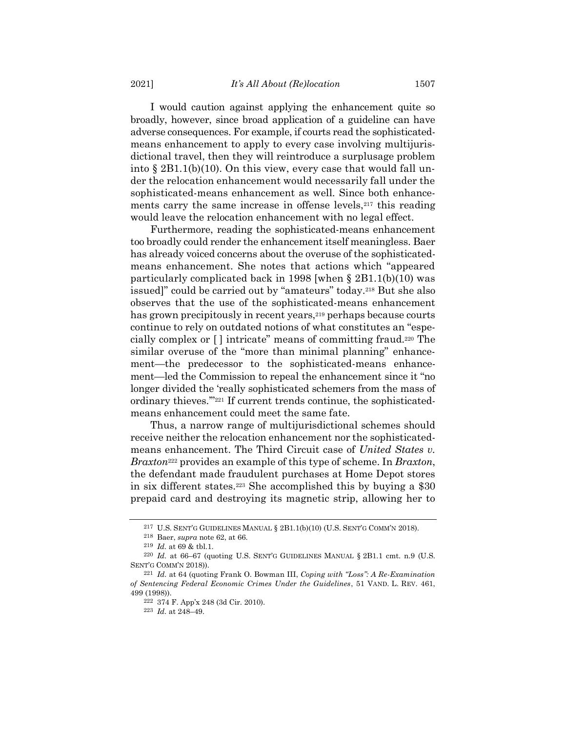I would caution against applying the enhancement quite so broadly, however, since broad application of a guideline can have adverse consequences. For example, if courts read the sophisticated-means enhancement to apply to every case involving multijurisdictional travel, then they will reintroduce a surplusage problem into § 2B1.1(b)(10). On this view, every case that would fall under the relocation enhancement would necessarily fall under the sophisticated-means enhancement as well. Since both enhancements carry the same increase in offense levels,[217] this reading would leave the relocation enhancement with no legal effect.

Furthermore, reading the sophisticated-means enhancement too broadly could render the enhancement itself meaningless. Baer has already voiced concerns about the overuse of the sophisticated-means enhancement. She notes that actions which "appeared particularly complicated back in 1998 [when § 2B1.1(b)(10) was issued]" could be carried out by "amateurs" today.[218] But she also observes that the use of the sophisticated-means enhancement has grown precipitously in recent years,[219] perhaps because courts continue to rely on outdated notions of what constitutes an "especially complex or [ ] intricate" means of committing fraud.[220] The similar overuse of the "more than minimal planning" enhancement—the predecessor to the sophisticated-means enhancement—led the Commission to repeal the enhancement since it "no longer divided the 'really sophisticated schemers from the mass of ordinary thieves.'"[221] If current trends continue, the sophisticated-means enhancement could meet the same fate.

Thus, a narrow range of multijurisdictional schemes should receive neither the relocation enhancement nor the sophisticated-means enhancement. The Third Circuit case of *United States v. Braxton*[222] provides an example of this type of scheme. In *Braxton*, the defendant made fraudulent purchases at Home Depot stores in six different states.[223] She accomplished this by buying a $30 prepaid card and destroying its magnetic strip, allowing her to

---

[217] U.S. SENT'G GUIDELINES MANUAL § 2B1.1(b)(10) (U.S. SENT'G COMM'N 2018).

[218] Baer, *supra* note 62, at 66.

[219] *Id.* at 69 & tbl.1.

[220] *Id.* at 66–67 (quoting U.S. SENT'G GUIDELINES MANUAL § 2B1.1 cmt. n.9 (U.S. SENT'G COMM'N 2018)).

[221] *Id.* at 64 (quoting Frank O. Bowman III, *Coping with "Loss": A Re-Examination of Sentencing Federal Economic Crimes Under the Guidelines*, 51 VAND. L. REV. 461, 499 (1998)).

[222] 374 F. App'x 248 (3d Cir. 2010).

[223] *Id.* at 248–49.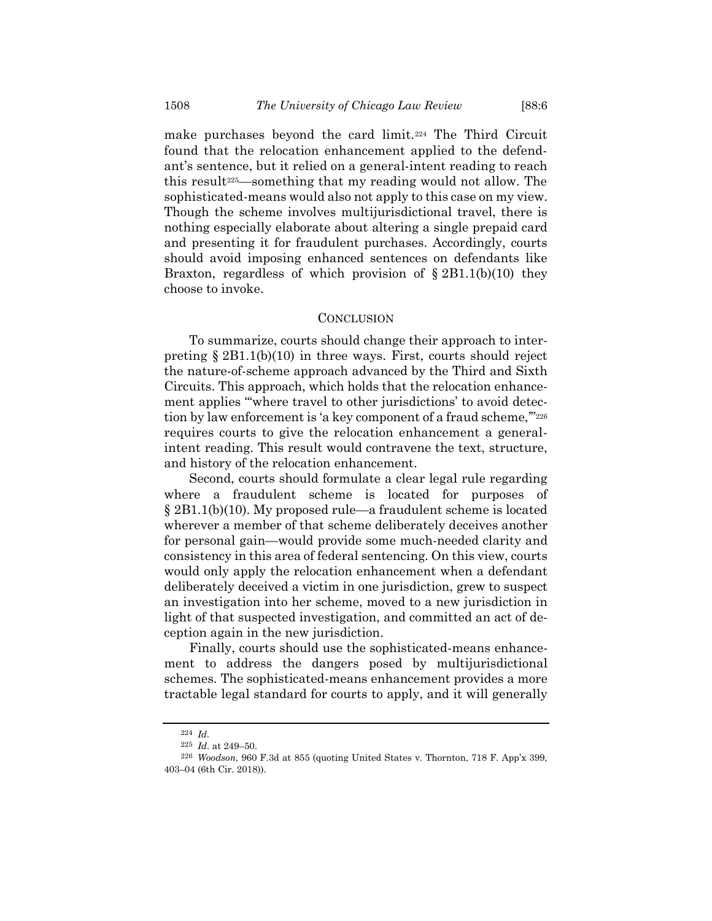make purchases beyond the card limit.[224] The Third Circuit found that the relocation enhancement applied to the defendant's sentence, but it relied on a general-intent reading to reach this result[225]—something that my reading would not allow. The sophisticated-means would also not apply to this case on my view. Though the scheme involves multijurisdictional travel, there is nothing especially elaborate about altering a single prepaid card and presenting it for fraudulent purchases. Accordingly, courts should avoid imposing enhanced sentences on defendants like Braxton, regardless of which provision of § 2B1.1(b)(10) they choose to invoke.

## CONCLUSION

To summarize, courts should change their approach to interpreting § 2B1.1(b)(10) in three ways. First, courts should reject the nature-of-scheme approach advanced by the Third and Sixth Circuits. This approach, which holds that the relocation enhancement applies "'where travel to other jurisdictions' to avoid detection by law enforcement is 'a key component of a fraud scheme,'"[226] requires courts to give the relocation enhancement a general-intent reading. This result would contravene the text, structure, and history of the relocation enhancement.

Second, courts should formulate a clear legal rule regarding where a fraudulent scheme is located for purposes of § 2B1.1(b)(10). My proposed rule—a fraudulent scheme is located wherever a member of that scheme deliberately deceives another for personal gain—would provide some much-needed clarity and consistency in this area of federal sentencing. On this view, courts would only apply the relocation enhancement when a defendant deliberately deceived a victim in one jurisdiction, grew to suspect an investigation into her scheme, moved to a new jurisdiction in light of that suspected investigation, and committed an act of deception again in the new jurisdiction.

Finally, courts should use the sophisticated-means enhancement to address the dangers posed by multijurisdictional schemes. The sophisticated-means enhancement provides a more tractable legal standard for courts to apply, and it will generally

---

[224] *Id.*

[225] *Id.* at 249–50.

[226] *Woodson*, 960 F.3d at 855 (quoting United States v. Thornton, 718 F. App'x 399, 403–04 (6th Cir. 2018)).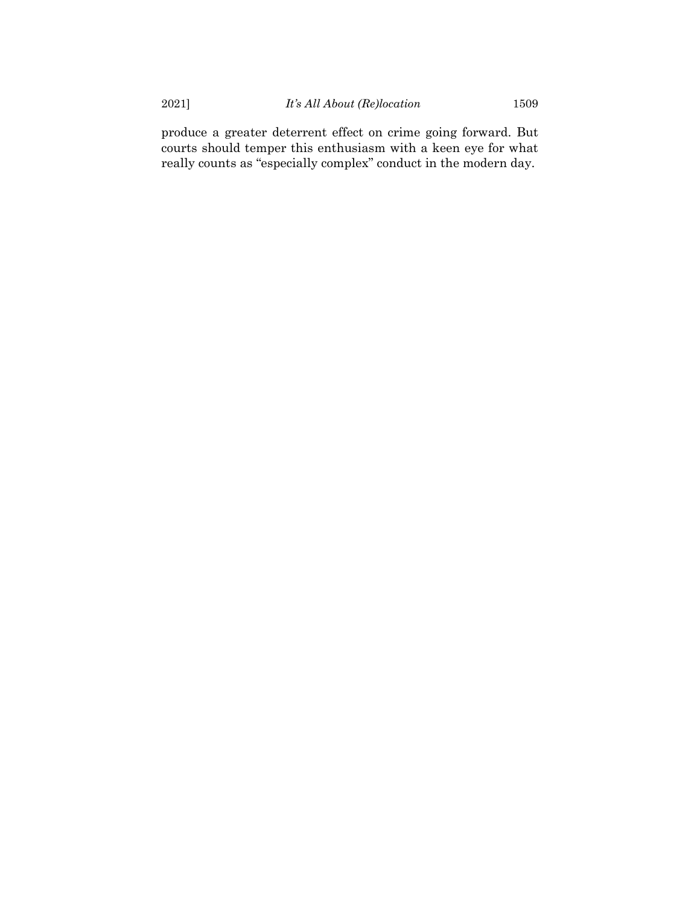produce a greater deterrent effect on crime going forward. But courts should temper this enthusiasm with a keen eye for what really counts as "especially complex" conduct in the modern day.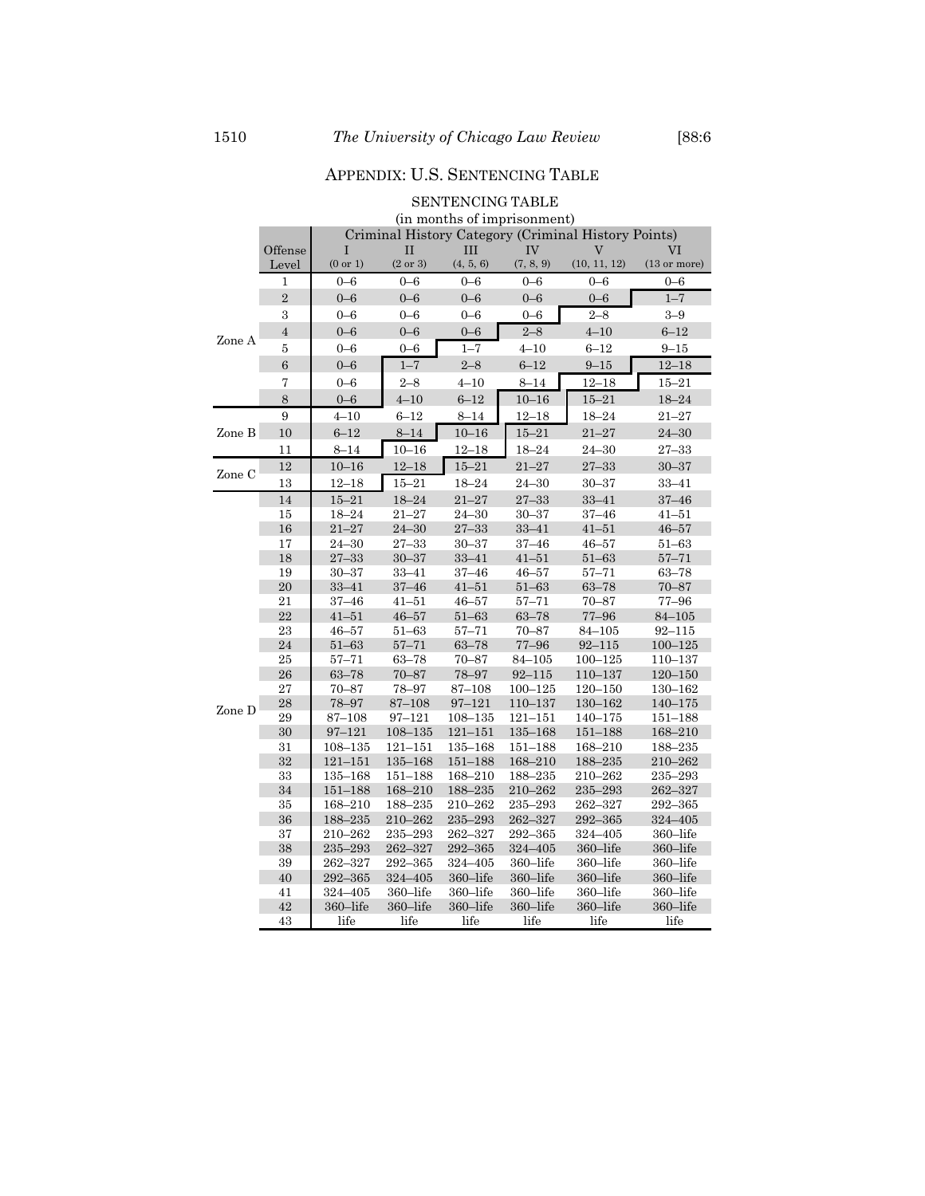## APPENDIX: U.S. SENTENCING TABLE

SENTENCING TABLE
(in months of imprisonment)

| | Offense Level | Criminal History Category (Criminal History Points) I (0 or 1) | II (2 or 3) | III (4, 5, 6) | IV (7, 8, 9) | V (10, 11, 12) | VI (13 or more) |
|---|---|---|---|---|---|---|---|
| Zone A | 1 | 0–6 | 0–6 | 0–6 | 0–6 | 0–6 | 0–6 |
| | 2 | 0–6 | 0–6 | 0–6 | 0–6 | 0–6 | 1–7 |
| | 3 | 0–6 | 0–6 | 0–6 | 0–6 | 2–8 | 3–9 |
| | 4 | 0–6 | 0–6 | 0–6 | 2–8 | 4–10 | 6–12 |
| | 5 | 0–6 | 0–6 | 1–7 | 4–10 | 6–12 | 9–15 |
| | 6 | 0–6 | 1–7 | 2–8 | 6–12 | 9–15 | 12–18 |
| | 7 | 0–6 | 2–8 | 4–10 | 8–14 | 12–18 | 15–21 |
| | 8 | 0–6 | 4–10 | 6–12 | 10–16 | 15–21 | 18–24 |
| Zone B | 9 | 4–10 | 6–12 | 8–14 | 12–18 | 18–24 | 21–27 |
| | 10 | 6–12 | 8–14 | 10–16 | 15–21 | 21–27 | 24–30 |
| | 11 | 8–14 | 10–16 | 12–18 | 18–24 | 24–30 | 27–33 |
| Zone C | 12 | 10–16 | 12–18 | 15–21 | 21–27 | 27–33 | 30–37 |
| | 13 | 12–18 | 15–21 | 18–24 | 24–30 | 30–37 | 33–41 |
| Zone D | 14 | 15–21 | 18–24 | 21–27 | 27–33 | 33–41 | 37–46 |
| | 15 | 18–24 | 21–27 | 24–30 | 30–37 | 37–46 | 41–51 |
| | 16 | 21–27 | 24–30 | 27–33 | 33–41 | 41–51 | 46–57 |
| | 17 | 24–30 | 27–33 | 30–37 | 37–46 | 46–57 | 51–63 |
| | 18 | 27–33 | 30–37 | 33–41 | 41–51 | 51–63 | 57–71 |
| | 19 | 30–37 | 33–41 | 37–46 | 46–57 | 57–71 | 63–78 |
| | 20 | 33–41 | 37–46 | 41–51 | 51–63 | 63–78 | 70–87 |
| | 21 | 37–46 | 41–51 | 46–57 | 57–71 | 70–87 | 77–96 |
| | 22 | 41–51 | 46–57 | 51–63 | 63–78 | 77–96 | 84–105 |
| | 23 | 46–57 | 51–63 | 57–71 | 70–87 | 84–105 | 92–115 |
| | 24 | 51–63 | 57–71 | 63–78 | 77–96 | 92–115 | 100–125 |
| | 25 | 57–71 | 63–78 | 70–87 | 84–105 | 100–125 | 110–137 |
| | 26 | 63–78 | 70–87 | 78–97 | 92–115 | 110–137 | 120–150 |
| | 27 | 70–87 | 78–97 | 87–108 | 100–125 | 120–150 | 130–162 |
| | 28 | 78–97 | 87–108 | 97–121 | 110–137 | 130–162 | 140–175 |
| | 29 | 87–108 | 97–121 | 108–135 | 121–151 | 140–175 | 151–188 |
| | 30 | 97–121 | 108–135 | 121–151 | 135–168 | 151–188 | 168–210 |
| | 31 | 108–135 | 121–151 | 135–168 | 151–188 | 168–210 | 188–235 |
| | 32 | 121–151 | 135–168 | 151–188 | 168–210 | 188–235 | 210–262 |
| | 33 | 135–168 | 151–188 | 168–210 | 188–235 | 210–262 | 235–293 |
| | 34 | 151–188 | 168–210 | 188–235 | 210–262 | 235–293 | 262–327 |
| | 35 | 168–210 | 188–235 | 210–262 | 235–293 | 262–327 | 292–365 |
| | 36 | 188–235 | 210–262 | 235–293 | 262–327 | 292–365 | 324–405 |
| | 37 | 210–262 | 235–293 | 262–327 | 292–365 | 324–405 | 360–life |
| | 38 | 235–293 | 262–327 | 292–365 | 324–405 | 360–life | 360–life |
| | 39 | 262–327 | 292–365 | 324–405 | 360–life | 360–life | 360–life |
| | 40 | 292–365 | 324–405 | 360–life | 360–life | 360–life | 360–life |
| | 41 | 324–405 | 360–life | 360–life | 360–life | 360–life | 360–life |
| | 42 | 360–life | 360–life | 360–life | 360–life | 360–life | 360–life |
| | 43 | life | life | life | life | life | life |